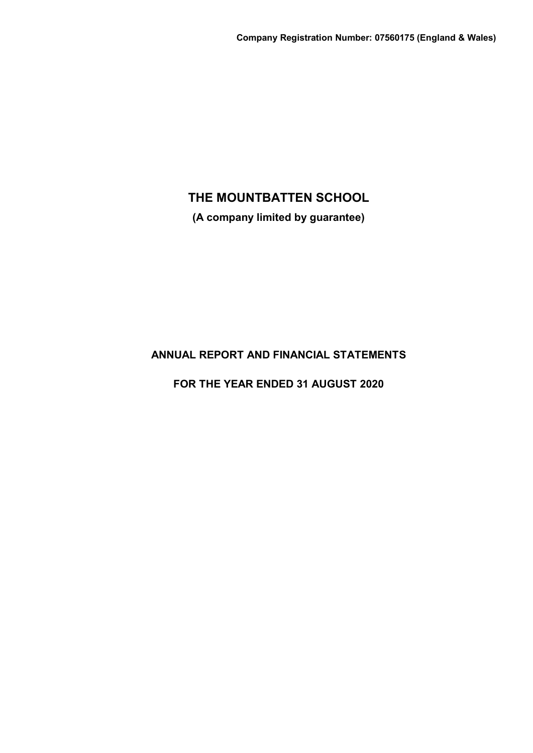**Company Registration Number: 07560175 (England & Wales)**

# THE MOUNTBATTEN SCHOOL

**(A company limited by guarantee)**

## ANNUAL REPORT AND FINANCIAL STATEMENTS

## FOR THE YEAR ENDED 31 AUGUST 2020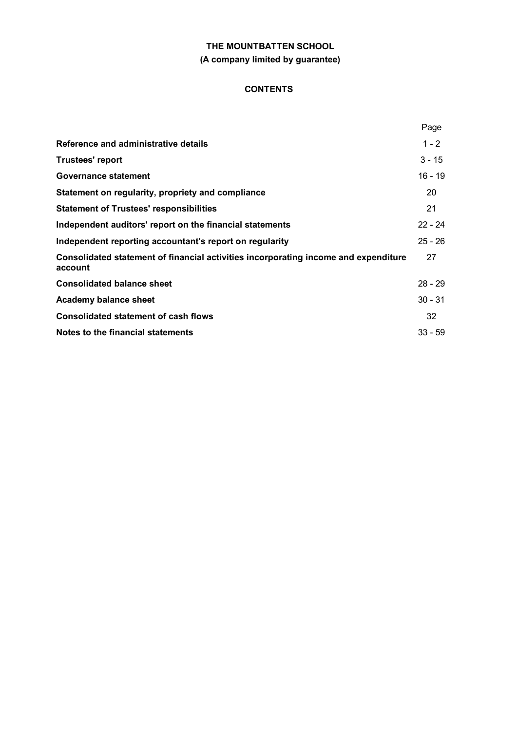# THE MOUNTBATTEN SCHOOL

## (A company limited by guarantee)

### CONTENTS

| | Page |
|---|---|
| **Reference and administrative details** | 1 - 2 |
| **Trustees' report** | 3 - 15 |
| **Governance statement** | 16 - 19 |
| **Statement on regularity, propriety and compliance** | 20 |
| **Statement of Trustees' responsibilities** | 21 |
| **Independent auditors' report on the financial statements** | 22 - 24 |
| **Independent reporting accountant's report on regularity** | 25 - 26 |
| **Consolidated statement of financial activities incorporating income and expenditure account** | 27 |
| **Consolidated balance sheet** | 28 - 29 |
| **Academy balance sheet** | 30 - 31 |
| **Consolidated statement of cash flows** | 32 |
| **Notes to the financial statements** | 33 - 59 |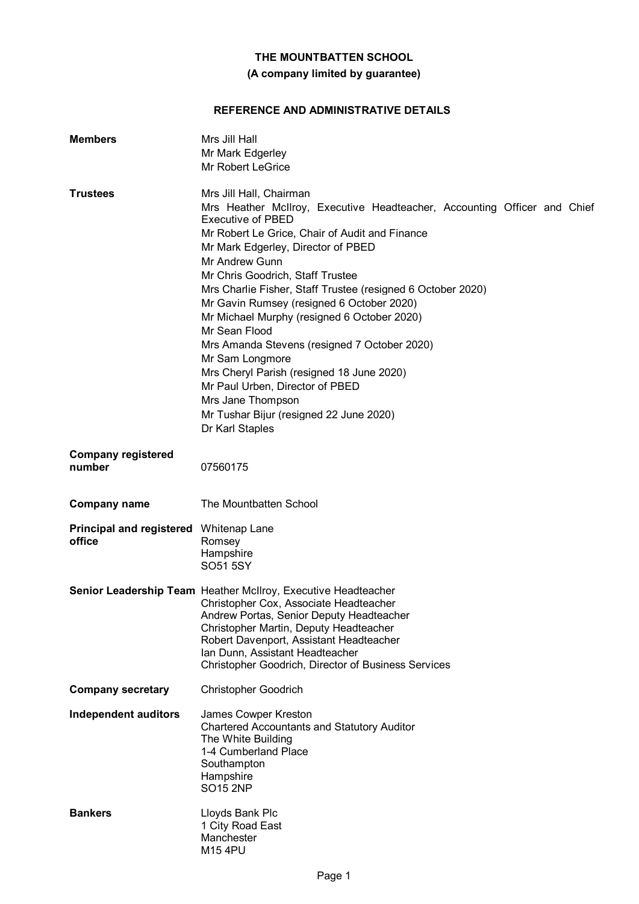**THE MOUNTBATTEN SCHOOL**

**(A company limited by guarantee)**

## REFERENCE AND ADMINISTRATIVE DETAILS

| | |
|---|---|
| **Members** | Mrs Jill Hall<br>Mr Mark Edgerley<br>Mr Robert LeGrice |
| **Trustees** | Mrs Jill Hall, Chairman<br>Mrs Heather McIlroy, Executive Headteacher, Accounting Officer and Chief Executive of PBED<br>Mr Robert Le Grice, Chair of Audit and Finance<br>Mr Mark Edgerley, Director of PBED<br>Mr Andrew Gunn<br>Mr Chris Goodrich, Staff Trustee<br>Mrs Charlie Fisher, Staff Trustee (resigned 6 October 2020)<br>Mr Gavin Rumsey (resigned 6 October 2020)<br>Mr Michael Murphy (resigned 6 October 2020)<br>Mr Sean Flood<br>Mrs Amanda Stevens (resigned 7 October 2020)<br>Mr Sam Longmore<br>Mrs Cheryl Parish (resigned 18 June 2020)<br>Mr Paul Urben, Director of PBED<br>Mrs Jane Thompson<br>Mr Tushar Bijur (resigned 22 June 2020)<br>Dr Karl Staples |
| **Company registered number** | 07560175 |
| **Company name** | The Mountbatten School |
| **Principal and registered office** | Whitenap Lane<br>Romsey<br>Hampshire<br>SO51 5SY |
| **Senior Leadership Team** | Heather McIlroy, Executive Headteacher<br>Christopher Cox, Associate Headteacher<br>Andrew Portas, Senior Deputy Headteacher<br>Christopher Martin, Deputy Headteacher<br>Robert Davenport, Assistant Headteacher<br>Ian Dunn, Assistant Headteacher<br>Christopher Goodrich, Director of Business Services |
| **Company secretary** | Christopher Goodrich |
| **Independent auditors** | James Cowper Kreston<br>Chartered Accountants and Statutory Auditor<br>The White Building<br>1-4 Cumberland Place<br>Southampton<br>Hampshire<br>SO15 2NP |
| **Bankers** | Lloyds Bank Plc<br>1 City Road East<br>Manchester<br>M15 4PU |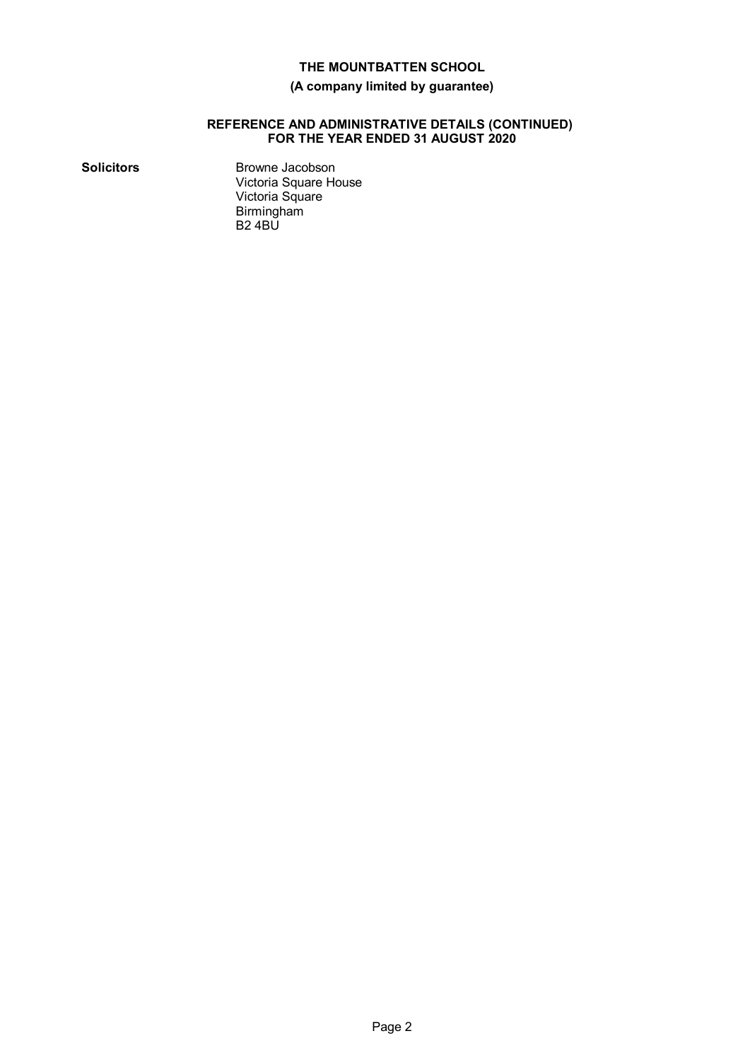# THE MOUNTBATTEN SCHOOL

**(A company limited by guarantee)**

## REFERENCE AND ADMINISTRATIVE DETAILS (CONTINUED) FOR THE YEAR ENDED 31 AUGUST 2020

**Solicitors**

Browne Jacobson
Victoria Square House
Victoria Square
Birmingham
B2 4BU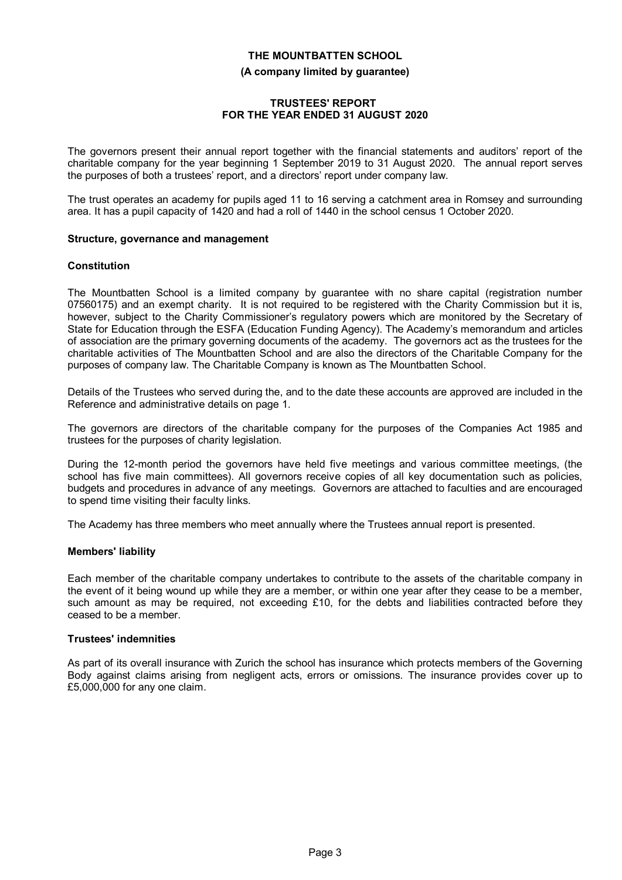# THE MOUNTBATTEN SCHOOL

**(A company limited by guarantee)**

**TRUSTEES' REPORT**
**FOR THE YEAR ENDED 31 AUGUST 2020**

The governors present their annual report together with the financial statements and auditors' report of the charitable company for the year beginning 1 September 2019 to 31 August 2020. The annual report serves the purposes of both a trustees' report, and a directors' report under company law.

The trust operates an academy for pupils aged 11 to 16 serving a catchment area in Romsey and surrounding area. It has a pupil capacity of 1420 and had a roll of 1440 in the school census 1 October 2020.

### Structure, governance and management

#### Constitution

The Mountbatten School is a limited company by guarantee with no share capital (registration number 07560175) and an exempt charity. It is not required to be registered with the Charity Commission but it is, however, subject to the Charity Commissioner's regulatory powers which are monitored by the Secretary of State for Education through the ESFA (Education Funding Agency). The Academy's memorandum and articles of association are the primary governing documents of the academy. The governors act as the trustees for the charitable activities of The Mountbatten School and are also the directors of the Charitable Company for the purposes of company law. The Charitable Company is known as The Mountbatten School.

Details of the Trustees who served during the, and to the date these accounts are approved are included in the Reference and administrative details on page 1.

The governors are directors of the charitable company for the purposes of the Companies Act 1985 and trustees for the purposes of charity legislation.

During the 12-month period the governors have held five meetings and various committee meetings, (the school has five main committees). All governors receive copies of all key documentation such as policies, budgets and procedures in advance of any meetings. Governors are attached to faculties and are encouraged to spend time visiting their faculty links.

The Academy has three members who meet annually where the Trustees annual report is presented.

#### Members' liability

Each member of the charitable company undertakes to contribute to the assets of the charitable company in the event of it being wound up while they are a member, or within one year after they cease to be a member, such amount as may be required, not exceeding £10, for the debts and liabilities contracted before they ceased to be a member.

#### Trustees' indemnities

As part of its overall insurance with Zurich the school has insurance which protects members of the Governing Body against claims arising from negligent acts, errors or omissions. The insurance provides cover up to £5,000,000 for any one claim.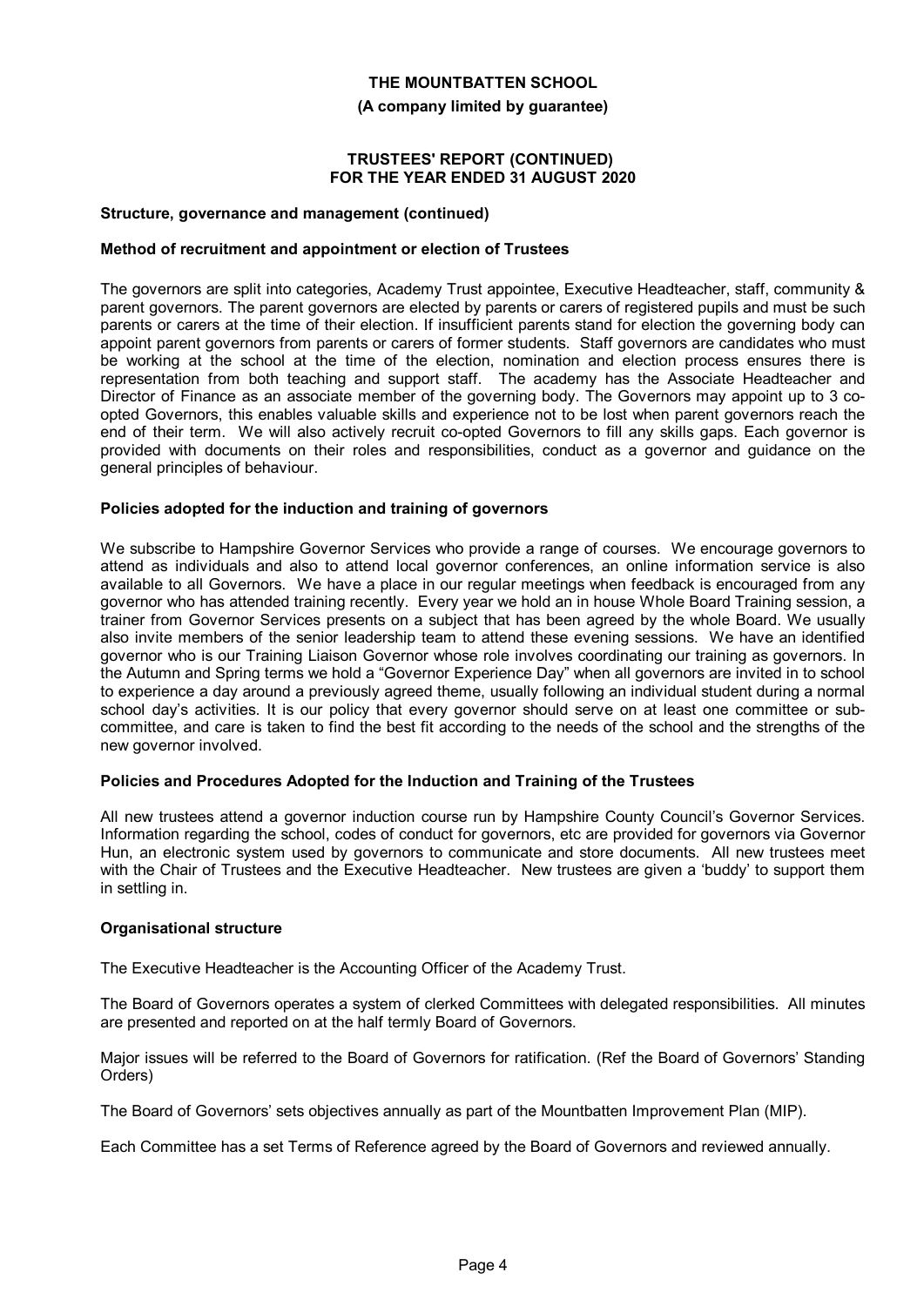**Structure, governance and management (continued)**

**Method of recruitment and appointment or election of Trustees**

The governors are split into categories, Academy Trust appointee, Executive Headteacher, staff, community & parent governors. The parent governors are elected by parents or carers of registered pupils and must be such parents or carers at the time of their election. If insufficient parents stand for election the governing body can appoint parent governors from parents or carers of former students. Staff governors are candidates who must be working at the school at the time of the election, nomination and election process ensures there is representation from both teaching and support staff. The academy has the Associate Headteacher and Director of Finance as an associate member of the governing body. The Governors may appoint up to 3 co-opted Governors, this enables valuable skills and experience not to be lost when parent governors reach the end of their term. We will also actively recruit co-opted Governors to fill any skills gaps. Each governor is provided with documents on their roles and responsibilities, conduct as a governor and guidance on the general principles of behaviour.

**Policies adopted for the induction and training of governors**

We subscribe to Hampshire Governor Services who provide a range of courses. We encourage governors to attend as individuals and also to attend local governor conferences, an online information service is also available to all Governors. We have a place in our regular meetings when feedback is encouraged from any governor who has attended training recently. Every year we hold an in house Whole Board Training session, a trainer from Governor Services presents on a subject that has been agreed by the whole Board. We usually also invite members of the senior leadership team to attend these evening sessions. We have an identified governor who is our Training Liaison Governor whose role involves coordinating our training as governors. In the Autumn and Spring terms we hold a "Governor Experience Day" when all governors are invited in to school to experience a day around a previously agreed theme, usually following an individual student during a normal school day's activities. It is our policy that every governor should serve on at least one committee or sub-committee, and care is taken to find the best fit according to the needs of the school and the strengths of the new governor involved.

**Policies and Procedures Adopted for the Induction and Training of the Trustees**

All new trustees attend a governor induction course run by Hampshire County Council's Governor Services. Information regarding the school, codes of conduct for governors, etc are provided for governors via Governor Hun, an electronic system used by governors to communicate and store documents. All new trustees meet with the Chair of Trustees and the Executive Headteacher. New trustees are given a 'buddy' to support them in settling in.

**Organisational structure**

The Executive Headteacher is the Accounting Officer of the Academy Trust.

The Board of Governors operates a system of clerked Committees with delegated responsibilities. All minutes are presented and reported on at the half termly Board of Governors.

Major issues will be referred to the Board of Governors for ratification. (Ref the Board of Governors' Standing Orders)

The Board of Governors' sets objectives annually as part of the Mountbatten Improvement Plan (MIP).

Each Committee has a set Terms of Reference agreed by the Board of Governors and reviewed annually.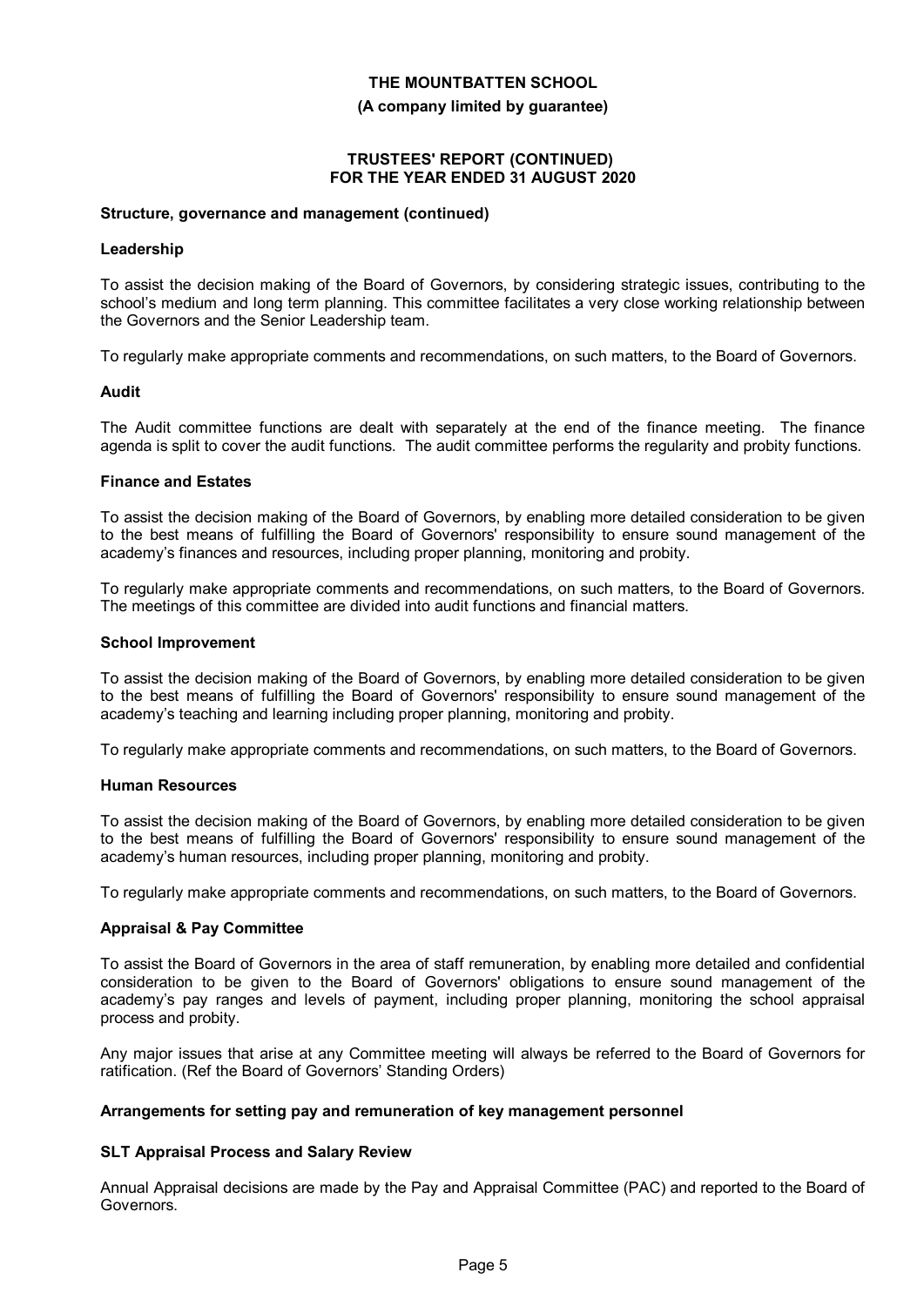### Structure, governance and management (continued)

#### Leadership

To assist the decision making of the Board of Governors, by considering strategic issues, contributing to the school's medium and long term planning. This committee facilitates a very close working relationship between the Governors and the Senior Leadership team.

To regularly make appropriate comments and recommendations, on such matters, to the Board of Governors.

#### Audit

The Audit committee functions are dealt with separately at the end of the finance meeting. The finance agenda is split to cover the audit functions. The audit committee performs the regularity and probity functions.

#### Finance and Estates

To assist the decision making of the Board of Governors, by enabling more detailed consideration to be given to the best means of fulfilling the Board of Governors' responsibility to ensure sound management of the academy's finances and resources, including proper planning, monitoring and probity.

To regularly make appropriate comments and recommendations, on such matters, to the Board of Governors. The meetings of this committee are divided into audit functions and financial matters.

#### School Improvement

To assist the decision making of the Board of Governors, by enabling more detailed consideration to be given to the best means of fulfilling the Board of Governors' responsibility to ensure sound management of the academy's teaching and learning including proper planning, monitoring and probity.

To regularly make appropriate comments and recommendations, on such matters, to the Board of Governors.

#### Human Resources

To assist the decision making of the Board of Governors, by enabling more detailed consideration to be given to the best means of fulfilling the Board of Governors' responsibility to ensure sound management of the academy's human resources, including proper planning, monitoring and probity.

To regularly make appropriate comments and recommendations, on such matters, to the Board of Governors.

#### Appraisal & Pay Committee

To assist the Board of Governors in the area of staff remuneration, by enabling more detailed and confidential consideration to be given to the Board of Governors' obligations to ensure sound management of the academy's pay ranges and levels of payment, including proper planning, monitoring the school appraisal process and probity.

Any major issues that arise at any Committee meeting will always be referred to the Board of Governors for ratification. (Ref the Board of Governors' Standing Orders)

### Arrangements for setting pay and remuneration of key management personnel

#### SLT Appraisal Process and Salary Review

Annual Appraisal decisions are made by the Pay and Appraisal Committee (PAC) and reported to the Board of Governors.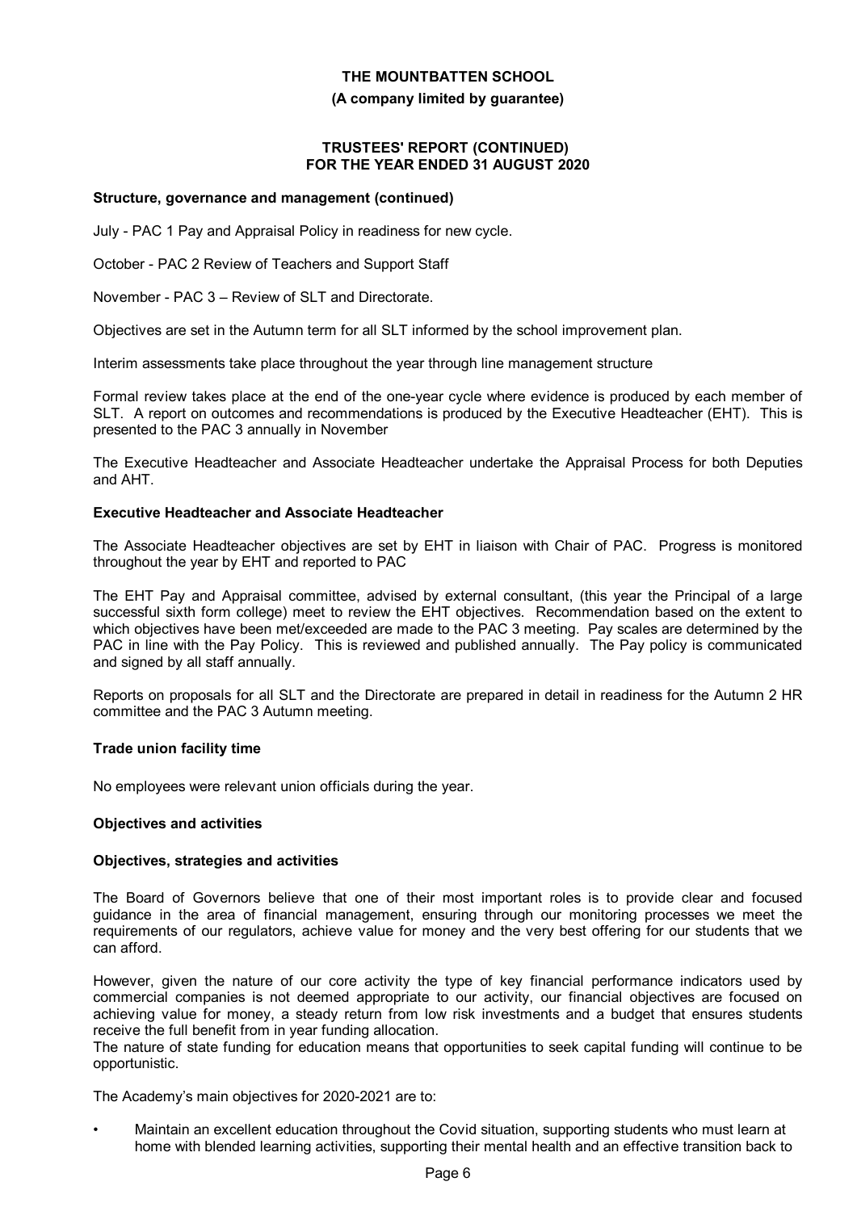**Structure, governance and management (continued)**

July - PAC 1 Pay and Appraisal Policy in readiness for new cycle.

October - PAC 2 Review of Teachers and Support Staff

November - PAC 3 – Review of SLT and Directorate.

Objectives are set in the Autumn term for all SLT informed by the school improvement plan.

Interim assessments take place throughout the year through line management structure

Formal review takes place at the end of the one-year cycle where evidence is produced by each member of SLT. A report on outcomes and recommendations is produced by the Executive Headteacher (EHT). This is presented to the PAC 3 annually in November

The Executive Headteacher and Associate Headteacher undertake the Appraisal Process for both Deputies and AHT.

**Executive Headteacher and Associate Headteacher**

The Associate Headteacher objectives are set by EHT in liaison with Chair of PAC. Progress is monitored throughout the year by EHT and reported to PAC

The EHT Pay and Appraisal committee, advised by external consultant, (this year the Principal of a large successful sixth form college) meet to review the EHT objectives. Recommendation based on the extent to which objectives have been met/exceeded are made to the PAC 3 meeting. Pay scales are determined by the PAC in line with the Pay Policy. This is reviewed and published annually. The Pay policy is communicated and signed by all staff annually.

Reports on proposals for all SLT and the Directorate are prepared in detail in readiness for the Autumn 2 HR committee and the PAC 3 Autumn meeting.

**Trade union facility time**

No employees were relevant union officials during the year.

**Objectives and activities**

**Objectives, strategies and activities**

The Board of Governors believe that one of their most important roles is to provide clear and focused guidance in the area of financial management, ensuring through our monitoring processes we meet the requirements of our regulators, achieve value for money and the very best offering for our students that we can afford.

However, given the nature of our core activity the type of key financial performance indicators used by commercial companies is not deemed appropriate to our activity, our financial objectives are focused on achieving value for money, a steady return from low risk investments and a budget that ensures students receive the full benefit from in year funding allocation.
The nature of state funding for education means that opportunities to seek capital funding will continue to be opportunistic.

The Academy's main objectives for 2020-2021 are to:

- Maintain an excellent education throughout the Covid situation, supporting students who must learn at home with blended learning activities, supporting their mental health and an effective transition back to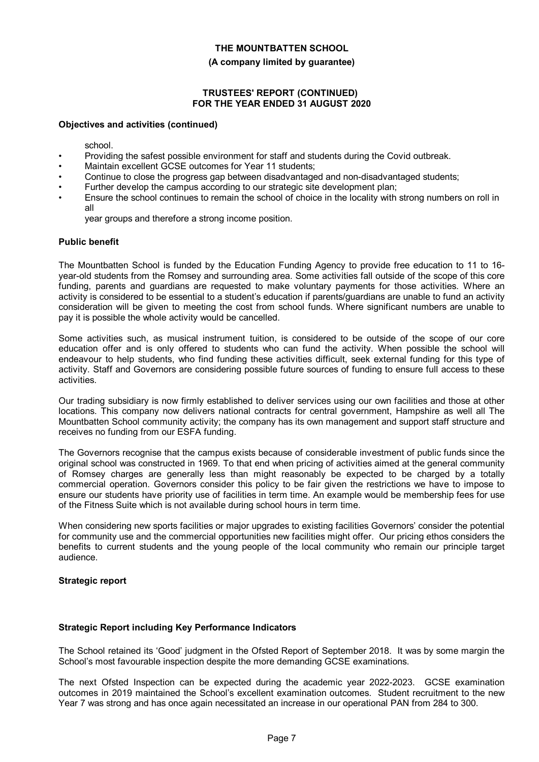**Objectives and activities (continued)**

school.

- Providing the safest possible environment for staff and students during the Covid outbreak.
- Maintain excellent GCSE outcomes for Year 11 students;
- Continue to close the progress gap between disadvantaged and non-disadvantaged students;
- Further develop the campus according to our strategic site development plan;
- Ensure the school continues to remain the school of choice in the locality with strong numbers on roll in all

  year groups and therefore a strong income position.

**Public benefit**

The Mountbatten School is funded by the Education Funding Agency to provide free education to 11 to 16-year-old students from the Romsey and surrounding area. Some activities fall outside of the scope of this core funding, parents and guardians are requested to make voluntary payments for those activities. Where an activity is considered to be essential to a student's education if parents/guardians are unable to fund an activity consideration will be given to meeting the cost from school funds. Where significant numbers are unable to pay it is possible the whole activity would be cancelled.

Some activities such, as musical instrument tuition, is considered to be outside of the scope of our core education offer and is only offered to students who can fund the activity. When possible the school will endeavour to help students, who find funding these activities difficult, seek external funding for this type of activity. Staff and Governors are considering possible future sources of funding to ensure full access to these activities.

Our trading subsidiary is now firmly established to deliver services using our own facilities and those at other locations. This company now delivers national contracts for central government, Hampshire as well all The Mountbatten School community activity; the company has its own management and support staff structure and receives no funding from our ESFA funding.

The Governors recognise that the campus exists because of considerable investment of public funds since the original school was constructed in 1969. To that end when pricing of activities aimed at the general community of Romsey charges are generally less than might reasonably be expected to be charged by a totally commercial operation. Governors consider this policy to be fair given the restrictions we have to impose to ensure our students have priority use of facilities in term time. An example would be membership fees for use of the Fitness Suite which is not available during school hours in term time.

When considering new sports facilities or major upgrades to existing facilities Governors' consider the potential for community use and the commercial opportunities new facilities might offer. Our pricing ethos considers the benefits to current students and the young people of the local community who remain our principle target audience.

**Strategic report**

**Strategic Report including Key Performance Indicators**

The School retained its 'Good' judgment in the Ofsted Report of September 2018. It was by some margin the School's most favourable inspection despite the more demanding GCSE examinations.

The next Ofsted Inspection can be expected during the academic year 2022-2023. GCSE examination outcomes in 2019 maintained the School's excellent examination outcomes. Student recruitment to the new Year 7 was strong and has once again necessitated an increase in our operational PAN from 284 to 300.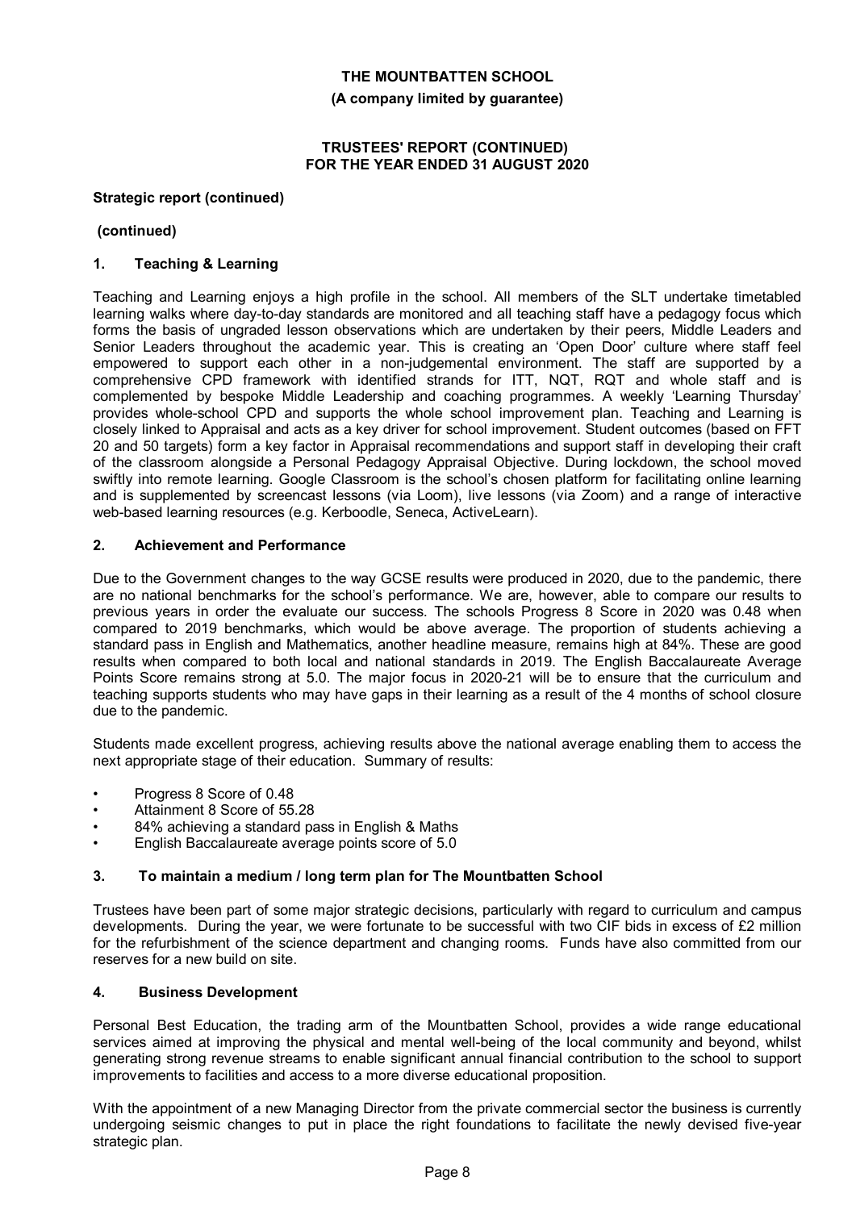**THE MOUNTBATTEN SCHOOL**

**(A company limited by guarantee)**

**TRUSTEES' REPORT (CONTINUED)**
**FOR THE YEAR ENDED 31 AUGUST 2020**

**Strategic report (continued)**

**(continued)**

### 1. Teaching & Learning

Teaching and Learning enjoys a high profile in the school. All members of the SLT undertake timetabled learning walks where day-to-day standards are monitored and all teaching staff have a pedagogy focus which forms the basis of ungraded lesson observations which are undertaken by their peers, Middle Leaders and Senior Leaders throughout the academic year. This is creating an 'Open Door' culture where staff feel empowered to support each other in a non-judgemental environment. The staff are supported by a comprehensive CPD framework with identified strands for ITT, NQT, RQT and whole staff and is complemented by bespoke Middle Leadership and coaching programmes. A weekly 'Learning Thursday' provides whole-school CPD and supports the whole school improvement plan. Teaching and Learning is closely linked to Appraisal and acts as a key driver for school improvement. Student outcomes (based on FFT 20 and 50 targets) form a key factor in Appraisal recommendations and support staff in developing their craft of the classroom alongside a Personal Pedagogy Appraisal Objective. During lockdown, the school moved swiftly into remote learning. Google Classroom is the school's chosen platform for facilitating online learning and is supplemented by screencast lessons (via Loom), live lessons (via Zoom) and a range of interactive web-based learning resources (e.g. Kerboodle, Seneca, ActiveLearn).

### 2. Achievement and Performance

Due to the Government changes to the way GCSE results were produced in 2020, due to the pandemic, there are no national benchmarks for the school's performance. We are, however, able to compare our results to previous years in order the evaluate our success. The schools Progress 8 Score in 2020 was 0.48 when compared to 2019 benchmarks, which would be above average. The proportion of students achieving a standard pass in English and Mathematics, another headline measure, remains high at 84%. These are good results when compared to both local and national standards in 2019. The English Baccalaureate Average Points Score remains strong at 5.0. The major focus in 2020-21 will be to ensure that the curriculum and teaching supports students who may have gaps in their learning as a result of the 4 months of school closure due to the pandemic.

Students made excellent progress, achieving results above the national average enabling them to access the next appropriate stage of their education. Summary of results:

- Progress 8 Score of 0.48
- Attainment 8 Score of 55.28
- 84% achieving a standard pass in English & Maths
- English Baccalaureate average points score of 5.0

### 3. To maintain a medium / long term plan for The Mountbatten School

Trustees have been part of some major strategic decisions, particularly with regard to curriculum and campus developments. During the year, we were fortunate to be successful with two CIF bids in excess of £2 million for the refurbishment of the science department and changing rooms. Funds have also committed from our reserves for a new build on site.

### 4. Business Development

Personal Best Education, the trading arm of the Mountbatten School, provides a wide range educational services aimed at improving the physical and mental well-being of the local community and beyond, whilst generating strong revenue streams to enable significant annual financial contribution to the school to support improvements to facilities and access to a more diverse educational proposition.

With the appointment of a new Managing Director from the private commercial sector the business is currently undergoing seismic changes to put in place the right foundations to facilitate the newly devised five-year strategic plan.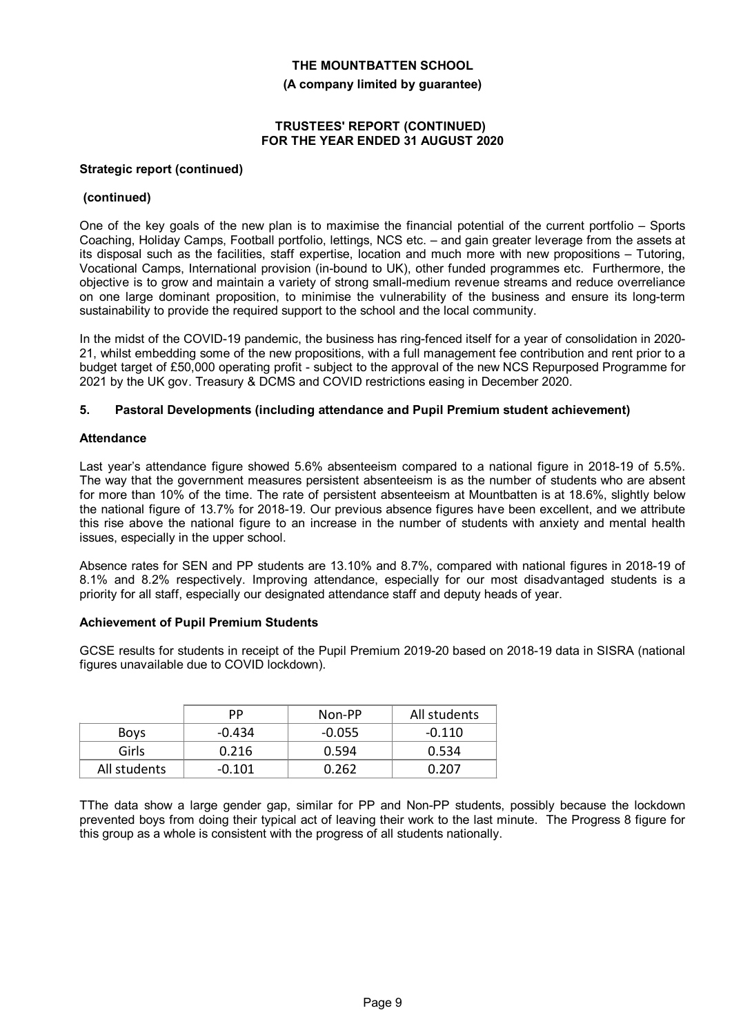THE MOUNTBATTEN SCHOOL

(A company limited by guarantee)

TRUSTEES' REPORT (CONTINUED)
FOR THE YEAR ENDED 31 AUGUST 2020

**Strategic report (continued)**

**(continued)**

One of the key goals of the new plan is to maximise the financial potential of the current portfolio – Sports Coaching, Holiday Camps, Football portfolio, lettings, NCS etc. – and gain greater leverage from the assets at its disposal such as the facilities, staff expertise, location and much more with new propositions – Tutoring, Vocational Camps, International provision (in-bound to UK), other funded programmes etc. Furthermore, the objective is to grow and maintain a variety of strong small-medium revenue streams and reduce overreliance on one large dominant proposition, to minimise the vulnerability of the business and ensure its long-term sustainability to provide the required support to the school and the local community.

In the midst of the COVID-19 pandemic, the business has ring-fenced itself for a year of consolidation in 2020-21, whilst embedding some of the new propositions, with a full management fee contribution and rent prior to a budget target of £50,000 operating profit - subject to the approval of the new NCS Repurposed Programme for 2021 by the UK gov. Treasury & DCMS and COVID restrictions easing in December 2020.

### 5. Pastoral Developments (including attendance and Pupil Premium student achievement)

**Attendance**

Last year's attendance figure showed 5.6% absenteeism compared to a national figure in 2018-19 of 5.5%. The way that the government measures persistent absenteeism is as the number of students who are absent for more than 10% of the time. The rate of persistent absenteeism at Mountbatten is at 18.6%, slightly below the national figure of 13.7% for 2018-19. Our previous absence figures have been excellent, and we attribute this rise above the national figure to an increase in the number of students with anxiety and mental health issues, especially in the upper school.

Absence rates for SEN and PP students are 13.10% and 8.7%, compared with national figures in 2018-19 of 8.1% and 8.2% respectively. Improving attendance, especially for our most disadvantaged students is a priority for all staff, especially our designated attendance staff and deputy heads of year.

**Achievement of Pupil Premium Students**

GCSE results for students in receipt of the Pupil Premium 2019-20 based on 2018-19 data in SISRA (national figures unavailable due to COVID lockdown).

| | PP | Non-PP | All students |
|---|---|---|---|
| Boys | -0.434 | -0.055 | -0.110 |
| Girls | 0.216 | 0.594 | 0.534 |
| All students | -0.101 | 0.262 | 0.207 |

TThe data show a large gender gap, similar for PP and Non-PP students, possibly because the lockdown prevented boys from doing their typical act of leaving their work to the last minute. The Progress 8 figure for this group as a whole is consistent with the progress of all students nationally.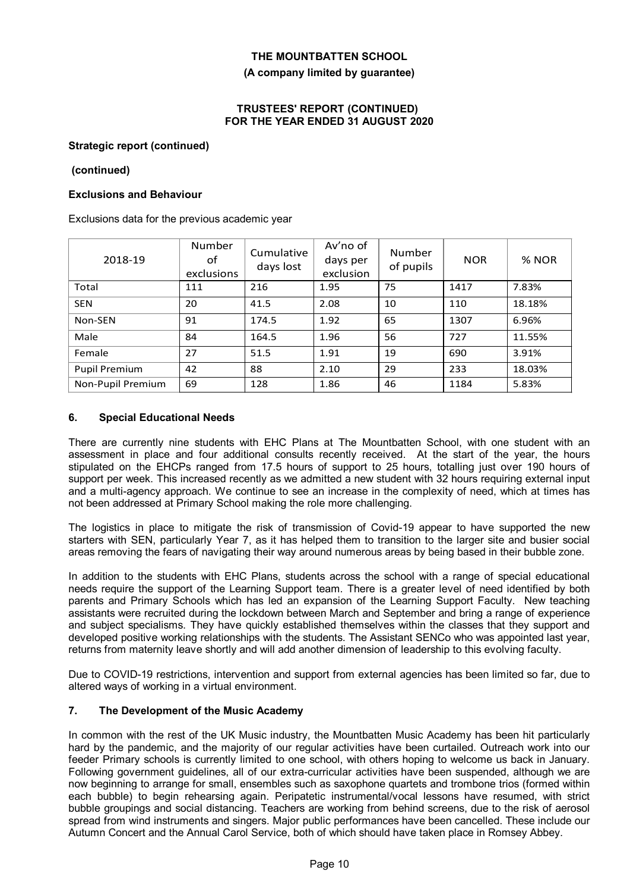**Strategic report (continued)**

**(continued)**

**Exclusions and Behaviour**

Exclusions data for the previous academic year

| 2018-19 | Number of exclusions | Cumulative days lost | Av'no of days per exclusion | Number of pupils | NOR | % NOR |
|---|---|---|---|---|---|---|
| Total | 111 | 216 | 1.95 | 75 | 1417 | 7.83% |
| SEN | 20 | 41.5 | 2.08 | 10 | 110 | 18.18% |
| Non-SEN | 91 | 174.5 | 1.92 | 65 | 1307 | 6.96% |
| Male | 84 | 164.5 | 1.96 | 56 | 727 | 11.55% |
| Female | 27 | 51.5 | 1.91 | 19 | 690 | 3.91% |
| Pupil Premium | 42 | 88 | 2.10 | 29 | 233 | 18.03% |
| Non-Pupil Premium | 69 | 128 | 1.86 | 46 | 1184 | 5.83% |

## 6. Special Educational Needs

There are currently nine students with EHC Plans at The Mountbatten School, with one student with an assessment in place and four additional consults recently received. At the start of the year, the hours stipulated on the EHCPs ranged from 17.5 hours of support to 25 hours, totalling just over 190 hours of support per week. This increased recently as we admitted a new student with 32 hours requiring external input and a multi-agency approach. We continue to see an increase in the complexity of need, which at times has not been addressed at Primary School making the role more challenging.

The logistics in place to mitigate the risk of transmission of Covid-19 appear to have supported the new starters with SEN, particularly Year 7, as it has helped them to transition to the larger site and busier social areas removing the fears of navigating their way around numerous areas by being based in their bubble zone.

In addition to the students with EHC Plans, students across the school with a range of special educational needs require the support of the Learning Support team. There is a greater level of need identified by both parents and Primary Schools which has led an expansion of the Learning Support Faculty. New teaching assistants were recruited during the lockdown between March and September and bring a range of experience and subject specialisms. They have quickly established themselves within the classes that they support and developed positive working relationships with the students. The Assistant SENCo who was appointed last year, returns from maternity leave shortly and will add another dimension of leadership to this evolving faculty.

Due to COVID-19 restrictions, intervention and support from external agencies has been limited so far, due to altered ways of working in a virtual environment.

## 7. The Development of the Music Academy

In common with the rest of the UK Music industry, the Mountbatten Music Academy has been hit particularly hard by the pandemic, and the majority of our regular activities have been curtailed. Outreach work into our feeder Primary schools is currently limited to one school, with others hoping to welcome us back in January. Following government guidelines, all of our extra-curricular activities have been suspended, although we are now beginning to arrange for small, ensembles such as saxophone quartets and trombone trios (formed within each bubble) to begin rehearsing again. Peripatetic instrumental/vocal lessons have resumed, with strict bubble groupings and social distancing. Teachers are working from behind screens, due to the risk of aerosol spread from wind instruments and singers. Major public performances have been cancelled. These include our Autumn Concert and the Annual Carol Service, both of which should have taken place in Romsey Abbey.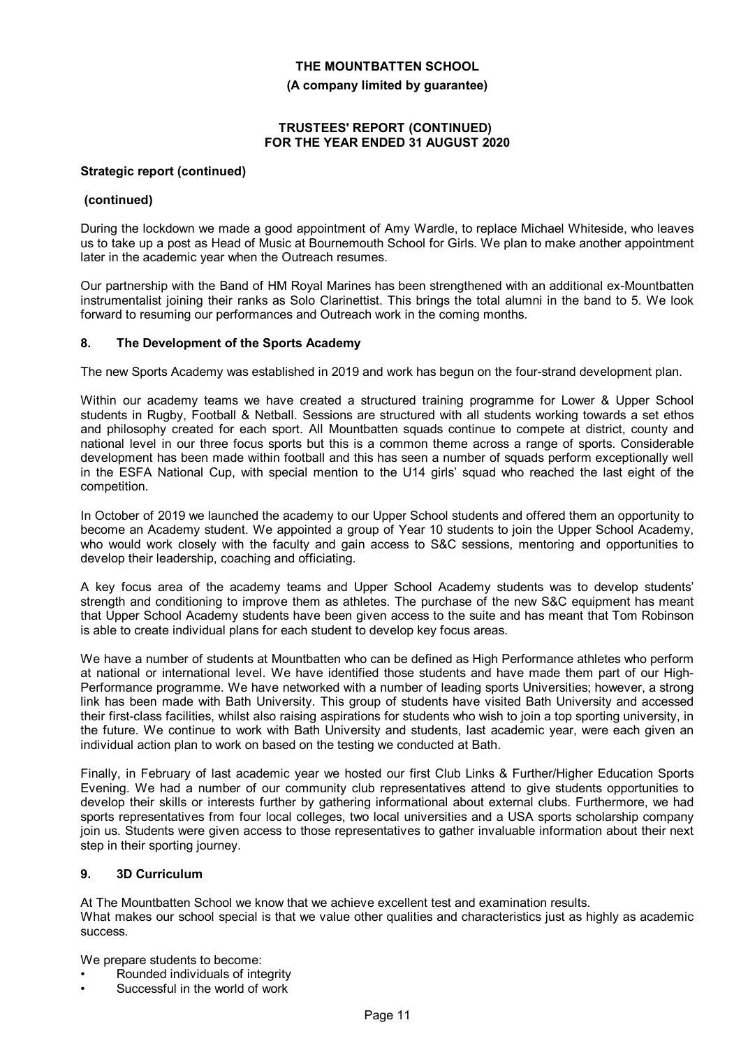**Strategic report (continued)**

**(continued)**

During the lockdown we made a good appointment of Amy Wardle, to replace Michael Whiteside, who leaves us to take up a post as Head of Music at Bournemouth School for Girls. We plan to make another appointment later in the academic year when the Outreach resumes.

Our partnership with the Band of HM Royal Marines has been strengthened with an additional ex-Mountbatten instrumentalist joining their ranks as Solo Clarinettist. This brings the total alumni in the band to 5. We look forward to resuming our performances and Outreach work in the coming months.

### 8. The Development of the Sports Academy

The new Sports Academy was established in 2019 and work has begun on the four-strand development plan.

Within our academy teams we have created a structured training programme for Lower & Upper School students in Rugby, Football & Netball. Sessions are structured with all students working towards a set ethos and philosophy created for each sport. All Mountbatten squads continue to compete at district, county and national level in our three focus sports but this is a common theme across a range of sports. Considerable development has been made within football and this has seen a number of squads perform exceptionally well in the ESFA National Cup, with special mention to the U14 girls' squad who reached the last eight of the competition.

In October of 2019 we launched the academy to our Upper School students and offered them an opportunity to become an Academy student. We appointed a group of Year 10 students to join the Upper School Academy, who would work closely with the faculty and gain access to S&C sessions, mentoring and opportunities to develop their leadership, coaching and officiating.

A key focus area of the academy teams and Upper School Academy students was to develop students' strength and conditioning to improve them as athletes. The purchase of the new S&C equipment has meant that Upper School Academy students have been given access to the suite and has meant that Tom Robinson is able to create individual plans for each student to develop key focus areas.

We have a number of students at Mountbatten who can be defined as High Performance athletes who perform at national or international level. We have identified those students and have made them part of our High-Performance programme. We have networked with a number of leading sports Universities; however, a strong link has been made with Bath University. This group of students have visited Bath University and accessed their first-class facilities, whilst also raising aspirations for students who wish to join a top sporting university, in the future. We continue to work with Bath University and students, last academic year, were each given an individual action plan to work on based on the testing we conducted at Bath.

Finally, in February of last academic year we hosted our first Club Links & Further/Higher Education Sports Evening. We had a number of our community club representatives attend to give students opportunities to develop their skills or interests further by gathering informational about external clubs. Furthermore, we had sports representatives from four local colleges, two local universities and a USA sports scholarship company join us. Students were given access to those representatives to gather invaluable information about their next step in their sporting journey.

### 9. 3D Curriculum

At The Mountbatten School we know that we achieve excellent test and examination results.
What makes our school special is that we value other qualities and characteristics just as highly as academic success.

We prepare students to become:

- Rounded individuals of integrity
- Successful in the world of work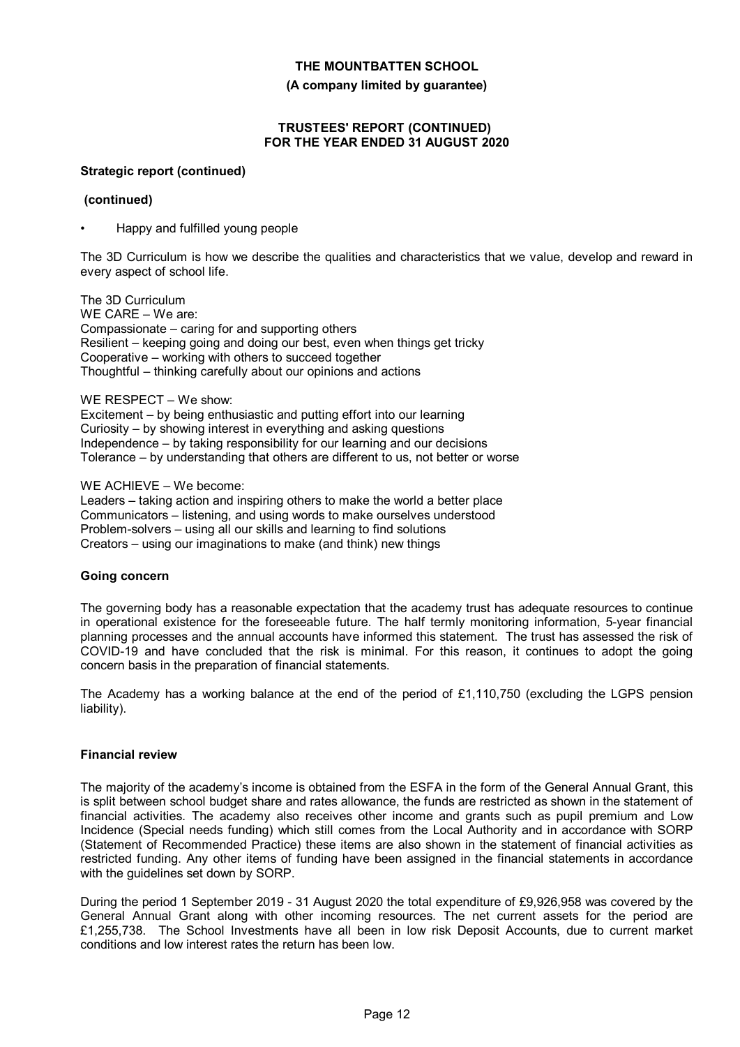**Strategic report (continued)**

**(continued)**

- Happy and fulfilled young people

The 3D Curriculum is how we describe the qualities and characteristics that we value, develop and reward in every aspect of school life.

The 3D Curriculum
WE CARE – We are:
Compassionate – caring for and supporting others
Resilient – keeping going and doing our best, even when things get tricky
Cooperative – working with others to succeed together
Thoughtful – thinking carefully about our opinions and actions

WE RESPECT – We show:
Excitement – by being enthusiastic and putting effort into our learning
Curiosity – by showing interest in everything and asking questions
Independence – by taking responsibility for our learning and our decisions
Tolerance – by understanding that others are different to us, not better or worse

WE ACHIEVE – We become:
Leaders – taking action and inspiring others to make the world a better place
Communicators – listening, and using words to make ourselves understood
Problem-solvers – using all our skills and learning to find solutions
Creators – using our imaginations to make (and think) new things

**Going concern**

The governing body has a reasonable expectation that the academy trust has adequate resources to continue in operational existence for the foreseeable future. The half termly monitoring information, 5-year financial planning processes and the annual accounts have informed this statement. The trust has assessed the risk of COVID-19 and have concluded that the risk is minimal. For this reason, it continues to adopt the going concern basis in the preparation of financial statements.

The Academy has a working balance at the end of the period of £1,110,750 (excluding the LGPS pension liability).

**Financial review**

The majority of the academy's income is obtained from the ESFA in the form of the General Annual Grant, this is split between school budget share and rates allowance, the funds are restricted as shown in the statement of financial activities. The academy also receives other income and grants such as pupil premium and Low Incidence (Special needs funding) which still comes from the Local Authority and in accordance with SORP (Statement of Recommended Practice) these items are also shown in the statement of financial activities as restricted funding. Any other items of funding have been assigned in the financial statements in accordance with the guidelines set down by SORP.

During the period 1 September 2019 - 31 August 2020 the total expenditure of £9,926,958 was covered by the General Annual Grant along with other incoming resources. The net current assets for the period are £1,255,738. The School Investments have all been in low risk Deposit Accounts, due to current market conditions and low interest rates the return has been low.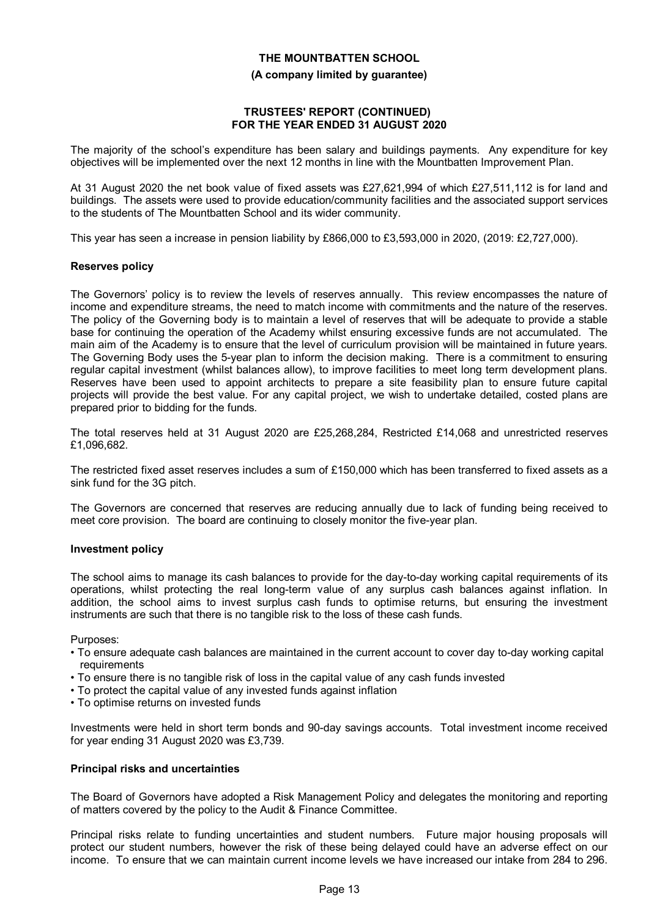# THE MOUNTBATTEN SCHOOL

**(A company limited by guarantee)**

**TRUSTEES' REPORT (CONTINUED)**
**FOR THE YEAR ENDED 31 AUGUST 2020**

The majority of the school's expenditure has been salary and buildings payments. Any expenditure for key objectives will be implemented over the next 12 months in line with the Mountbatten Improvement Plan.

At 31 August 2020 the net book value of fixed assets was £27,621,994 of which £27,511,112 is for land and buildings. The assets were used to provide education/community facilities and the associated support services to the students of The Mountbatten School and its wider community.

This year has seen a increase in pension liability by £866,000 to £3,593,000 in 2020, (2019: £2,727,000).

### Reserves policy

The Governors' policy is to review the levels of reserves annually. This review encompasses the nature of income and expenditure streams, the need to match income with commitments and the nature of the reserves. The policy of the Governing body is to maintain a level of reserves that will be adequate to provide a stable base for continuing the operation of the Academy whilst ensuring excessive funds are not accumulated. The main aim of the Academy is to ensure that the level of curriculum provision will be maintained in future years. The Governing Body uses the 5-year plan to inform the decision making. There is a commitment to ensuring regular capital investment (whilst balances allow), to improve facilities to meet long term development plans. Reserves have been used to appoint architects to prepare a site feasibility plan to ensure future capital projects will provide the best value. For any capital project, we wish to undertake detailed, costed plans are prepared prior to bidding for the funds.

The total reserves held at 31 August 2020 are £25,268,284, Restricted £14,068 and unrestricted reserves £1,096,682.

The restricted fixed asset reserves includes a sum of £150,000 which has been transferred to fixed assets as a sink fund for the 3G pitch.

The Governors are concerned that reserves are reducing annually due to lack of funding being received to meet core provision. The board are continuing to closely monitor the five-year plan.

### Investment policy

The school aims to manage its cash balances to provide for the day-to-day working capital requirements of its operations, whilst protecting the real long-term value of any surplus cash balances against inflation. In addition, the school aims to invest surplus cash funds to optimise returns, but ensuring the investment instruments are such that there is no tangible risk to the loss of these cash funds.

Purposes:

- To ensure adequate cash balances are maintained in the current account to cover day to-day working capital requirements
- To ensure there is no tangible risk of loss in the capital value of any cash funds invested
- To protect the capital value of any invested funds against inflation
- To optimise returns on invested funds

Investments were held in short term bonds and 90-day savings accounts. Total investment income received for year ending 31 August 2020 was £3,739.

### Principal risks and uncertainties

The Board of Governors have adopted a Risk Management Policy and delegates the monitoring and reporting of matters covered by the policy to the Audit & Finance Committee.

Principal risks relate to funding uncertainties and student numbers. Future major housing proposals will protect our student numbers, however the risk of these being delayed could have an adverse effect on our income. To ensure that we can maintain current income levels we have increased our intake from 284 to 296.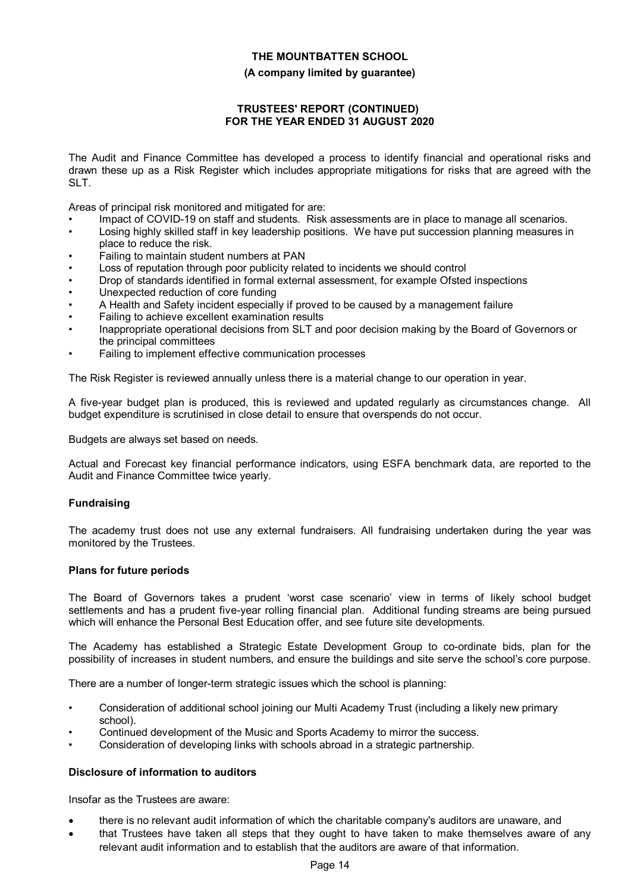The Audit and Finance Committee has developed a process to identify financial and operational risks and drawn these up as a Risk Register which includes appropriate mitigations for risks that are agreed with the SLT.

Areas of principal risk monitored and mitigated for are:

- Impact of COVID-19 on staff and students. Risk assessments are in place to manage all scenarios.
- Losing highly skilled staff in key leadership positions. We have put succession planning measures in place to reduce the risk.
- Failing to maintain student numbers at PAN
- Loss of reputation through poor publicity related to incidents we should control
- Drop of standards identified in formal external assessment, for example Ofsted inspections
- Unexpected reduction of core funding
- A Health and Safety incident especially if proved to be caused by a management failure
- Failing to achieve excellent examination results
- Inappropriate operational decisions from SLT and poor decision making by the Board of Governors or the principal committees
- Failing to implement effective communication processes

The Risk Register is reviewed annually unless there is a material change to our operation in year.

A five-year budget plan is produced, this is reviewed and updated regularly as circumstances change. All budget expenditure is scrutinised in close detail to ensure that overspends do not occur.

Budgets are always set based on needs.

Actual and Forecast key financial performance indicators, using ESFA benchmark data, are reported to the Audit and Finance Committee twice yearly.

### Fundraising

The academy trust does not use any external fundraisers. All fundraising undertaken during the year was monitored by the Trustees.

### Plans for future periods

The Board of Governors takes a prudent 'worst case scenario' view in terms of likely school budget settlements and has a prudent five-year rolling financial plan. Additional funding streams are being pursued which will enhance the Personal Best Education offer, and see future site developments.

The Academy has established a Strategic Estate Development Group to co-ordinate bids, plan for the possibility of increases in student numbers, and ensure the buildings and site serve the school's core purpose.

There are a number of longer-term strategic issues which the school is planning:

- Consideration of additional school joining our Multi Academy Trust (including a likely new primary school).
- Continued development of the Music and Sports Academy to mirror the success.
- Consideration of developing links with schools abroad in a strategic partnership.

### Disclosure of information to auditors

Insofar as the Trustees are aware:

- there is no relevant audit information of which the charitable company's auditors are unaware, and
- that Trustees have taken all steps that they ought to have taken to make themselves aware of any relevant audit information and to establish that the auditors are aware of that information.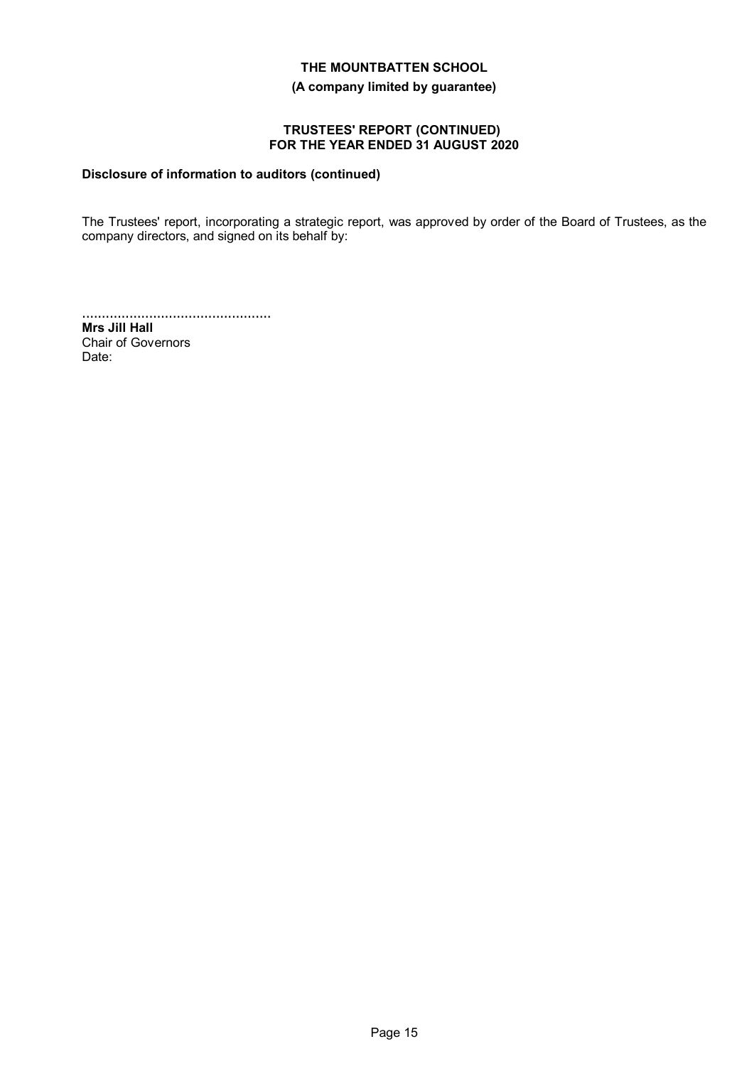### Disclosure of information to auditors (continued)

The Trustees' report, incorporating a strategic report, was approved by order of the Board of Trustees, as the company directors, and signed on its behalf by:

................................................
**Mrs Jill Hall**
Chair of Governors
Date: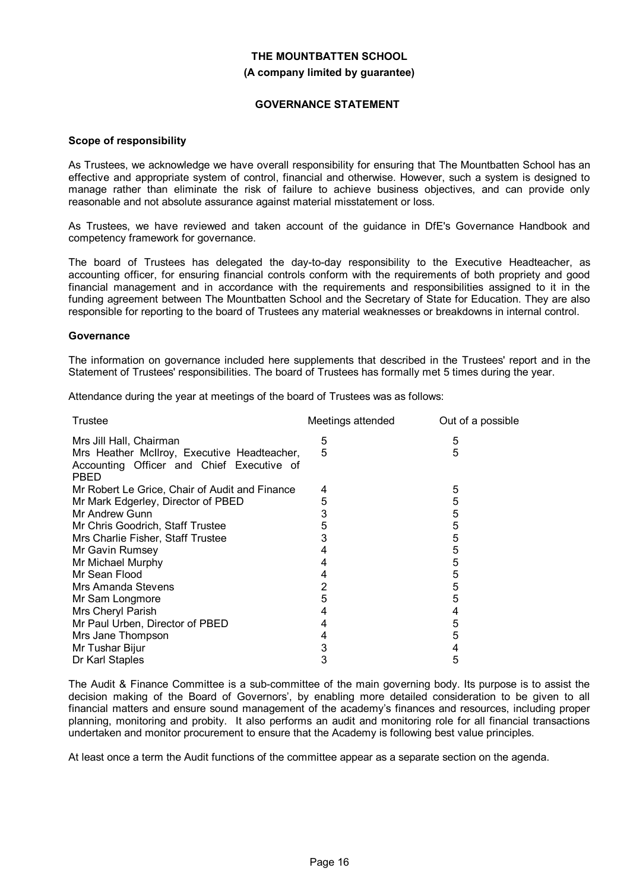**THE MOUNTBATTEN SCHOOL**

**(A company limited by guarantee)**

**GOVERNANCE STATEMENT**

**Scope of responsibility**

As Trustees, we acknowledge we have overall responsibility for ensuring that The Mountbatten School has an effective and appropriate system of control, financial and otherwise. However, such a system is designed to manage rather than eliminate the risk of failure to achieve business objectives, and can provide only reasonable and not absolute assurance against material misstatement or loss.

As Trustees, we have reviewed and taken account of the guidance in DfE's Governance Handbook and competency framework for governance.

The board of Trustees has delegated the day-to-day responsibility to the Executive Headteacher, as accounting officer, for ensuring financial controls conform with the requirements of both propriety and good financial management and in accordance with the requirements and responsibilities assigned to it in the funding agreement between The Mountbatten School and the Secretary of State for Education. They are also responsible for reporting to the board of Trustees any material weaknesses or breakdowns in internal control.

**Governance**

The information on governance included here supplements that described in the Trustees' report and in the Statement of Trustees' responsibilities. The board of Trustees has formally met 5 times during the year.

Attendance during the year at meetings of the board of Trustees was as follows:

| Trustee | Meetings attended | Out of a possible |
|---|---|---|
| Mrs Jill Hall, Chairman | 5 | 5 |
| Mrs Heather McIlroy, Executive Headteacher, Accounting Officer and Chief Executive of PBED | 5 | 5 |
| Mr Robert Le Grice, Chair of Audit and Finance | 4 | 5 |
| Mr Mark Edgerley, Director of PBED | 5 | 5 |
| Mr Andrew Gunn | 3 | 5 |
| Mr Chris Goodrich, Staff Trustee | 5 | 5 |
| Mrs Charlie Fisher, Staff Trustee | 3 | 5 |
| Mr Gavin Rumsey | 4 | 5 |
| Mr Michael Murphy | 4 | 5 |
| Mr Sean Flood | 4 | 5 |
| Mrs Amanda Stevens | 2 | 5 |
| Mr Sam Longmore | 5 | 5 |
| Mrs Cheryl Parish | 4 | 4 |
| Mr Paul Urben, Director of PBED | 4 | 5 |
| Mrs Jane Thompson | 4 | 5 |
| Mr Tushar Bijur | 3 | 4 |
| Dr Karl Staples | 3 | 5 |

The Audit & Finance Committee is a sub-committee of the main governing body. Its purpose is to assist the decision making of the Board of Governors', by enabling more detailed consideration to be given to all financial matters and ensure sound management of the academy's finances and resources, including proper planning, monitoring and probity. It also performs an audit and monitoring role for all financial transactions undertaken and monitor procurement to ensure that the Academy is following best value principles.

At least once a term the Audit functions of the committee appear as a separate section on the agenda.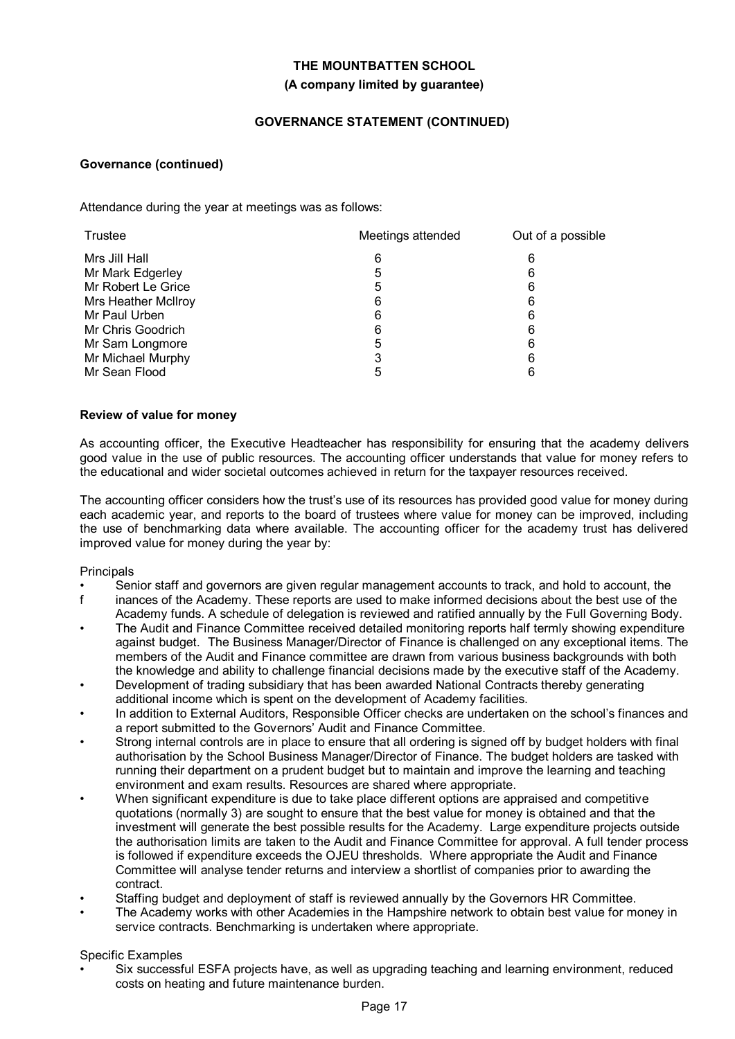**Governance (continued)**

Attendance during the year at meetings was as follows:

| Trustee | Meetings attended | Out of a possible |
| --- | --- | --- |
| Mrs Jill Hall | 6 | 6 |
| Mr Mark Edgerley | 5 | 6 |
| Mr Robert Le Grice | 5 | 6 |
| Mrs Heather McIlroy | 6 | 6 |
| Mr Paul Urben | 6 | 6 |
| Mr Chris Goodrich | 6 | 6 |
| Mr Sam Longmore | 5 | 6 |
| Mr Michael Murphy | 3 | 6 |
| Mr Sean Flood | 5 | 6 |

**Review of value for money**

As accounting officer, the Executive Headteacher has responsibility for ensuring that the academy delivers good value in the use of public resources. The accounting officer understands that value for money refers to the educational and wider societal outcomes achieved in return for the taxpayer resources received.

The accounting officer considers how the trust's use of its resources has provided good value for money during each academic year, and reports to the board of trustees where value for money can be improved, including the use of benchmarking data where available. The accounting officer for the academy trust has delivered improved value for money during the year by:

Principals

- Senior staff and governors are given regular management accounts to track, and hold to account, the finances of the Academy. These reports are used to make informed decisions about the best use of the Academy funds. A schedule of delegation is reviewed and ratified annually by the Full Governing Body.
- The Audit and Finance Committee received detailed monitoring reports half termly showing expenditure against budget. The Business Manager/Director of Finance is challenged on any exceptional items. The members of the Audit and Finance committee are drawn from various business backgrounds with both the knowledge and ability to challenge financial decisions made by the executive staff of the Academy.
- Development of trading subsidiary that has been awarded National Contracts thereby generating additional income which is spent on the development of Academy facilities.
- In addition to External Auditors, Responsible Officer checks are undertaken on the school's finances and a report submitted to the Governors' Audit and Finance Committee.
- Strong internal controls are in place to ensure that all ordering is signed off by budget holders with final authorisation by the School Business Manager/Director of Finance. The budget holders are tasked with running their department on a prudent budget but to maintain and improve the learning and teaching environment and exam results. Resources are shared where appropriate.
- When significant expenditure is due to take place different options are appraised and competitive quotations (normally 3) are sought to ensure that the best value for money is obtained and that the investment will generate the best possible results for the Academy. Large expenditure projects outside the authorisation limits are taken to the Audit and Finance Committee for approval. A full tender process is followed if expenditure exceeds the OJEU thresholds. Where appropriate the Audit and Finance Committee will analyse tender returns and interview a shortlist of companies prior to awarding the contract.
- Staffing budget and deployment of staff is reviewed annually by the Governors HR Committee.
- The Academy works with other Academies in the Hampshire network to obtain best value for money in service contracts. Benchmarking is undertaken where appropriate.

Specific Examples

- Six successful ESFA projects have, as well as upgrading teaching and learning environment, reduced costs on heating and future maintenance burden.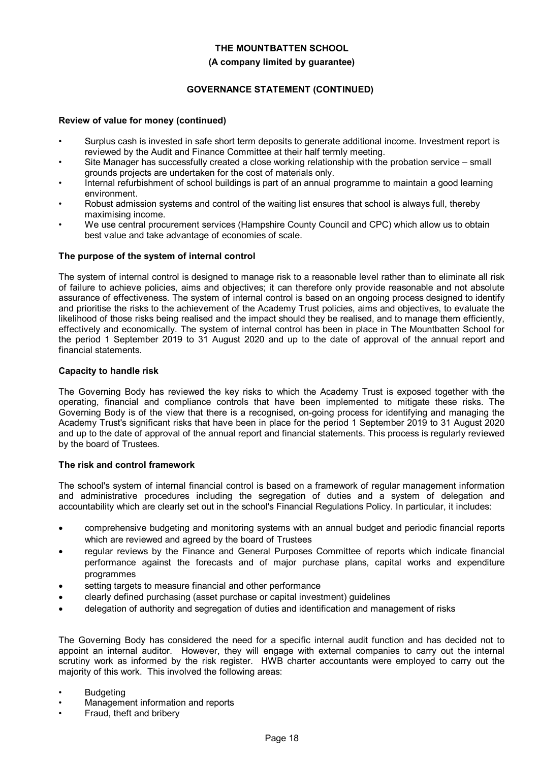**Review of value for money (continued)**

- Surplus cash is invested in safe short term deposits to generate additional income. Investment report is reviewed by the Audit and Finance Committee at their half termly meeting.
- Site Manager has successfully created a close working relationship with the probation service – small grounds projects are undertaken for the cost of materials only.
- Internal refurbishment of school buildings is part of an annual programme to maintain a good learning environment.
- Robust admission systems and control of the waiting list ensures that school is always full, thereby maximising income.
- We use central procurement services (Hampshire County Council and CPC) which allow us to obtain best value and take advantage of economies of scale.

**The purpose of the system of internal control**

The system of internal control is designed to manage risk to a reasonable level rather than to eliminate all risk of failure to achieve policies, aims and objectives; it can therefore only provide reasonable and not absolute assurance of effectiveness. The system of internal control is based on an ongoing process designed to identify and prioritise the risks to the achievement of the Academy Trust policies, aims and objectives, to evaluate the likelihood of those risks being realised and the impact should they be realised, and to manage them efficiently, effectively and economically. The system of internal control has been in place in The Mountbatten School for the period 1 September 2019 to 31 August 2020 and up to the date of approval of the annual report and financial statements.

**Capacity to handle risk**

The Governing Body has reviewed the key risks to which the Academy Trust is exposed together with the operating, financial and compliance controls that have been implemented to mitigate these risks. The Governing Body is of the view that there is a recognised, on-going process for identifying and managing the Academy Trust's significant risks that have been in place for the period 1 September 2019 to 31 August 2020 and up to the date of approval of the annual report and financial statements. This process is regularly reviewed by the board of Trustees.

**The risk and control framework**

The school's system of internal financial control is based on a framework of regular management information and administrative procedures including the segregation of duties and a system of delegation and accountability which are clearly set out in the school's Financial Regulations Policy. In particular, it includes:

- comprehensive budgeting and monitoring systems with an annual budget and periodic financial reports which are reviewed and agreed by the board of Trustees
- regular reviews by the Finance and General Purposes Committee of reports which indicate financial performance against the forecasts and of major purchase plans, capital works and expenditure programmes
- setting targets to measure financial and other performance
- clearly defined purchasing (asset purchase or capital investment) guidelines
- delegation of authority and segregation of duties and identification and management of risks

The Governing Body has considered the need for a specific internal audit function and has decided not to appoint an internal auditor. However, they will engage with external companies to carry out the internal scrutiny work as informed by the risk register. HWB charter accountants were employed to carry out the majority of this work. This involved the following areas:

- Budgeting
- Management information and reports
- Fraud, theft and bribery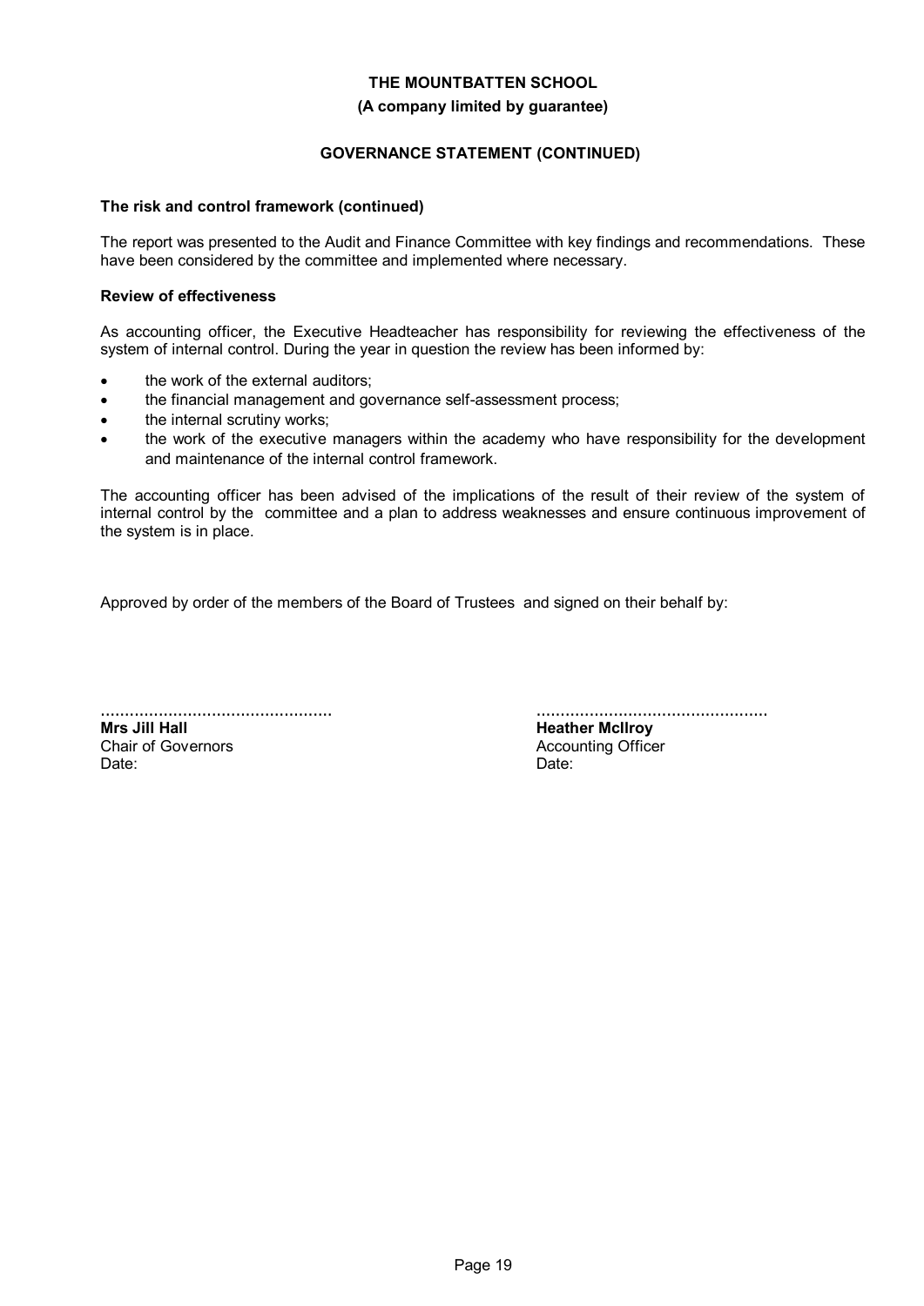THE MOUNTBATTEN SCHOOL

(A company limited by guarantee)

## GOVERNANCE STATEMENT (CONTINUED)

### The risk and control framework (continued)

The report was presented to the Audit and Finance Committee with key findings and recommendations. These have been considered by the committee and implemented where necessary.

### Review of effectiveness

As accounting officer, the Executive Headteacher has responsibility for reviewing the effectiveness of the system of internal control. During the year in question the review has been informed by:

- the work of the external auditors;
- the financial management and governance self-assessment process;
- the internal scrutiny works;
- the work of the executive managers within the academy who have responsibility for the development and maintenance of the internal control framework.

The accounting officer has been advised of the implications of the result of their review of the system of internal control by the committee and a plan to address weaknesses and ensure continuous improvement of the system is in place.

Approved by order of the members of the Board of Trustees and signed on their behalf by:

................................................
**Mrs Jill Hall**
Chair of Governors
Date:

................................................
**Heather McIlroy**
Accounting Officer
Date: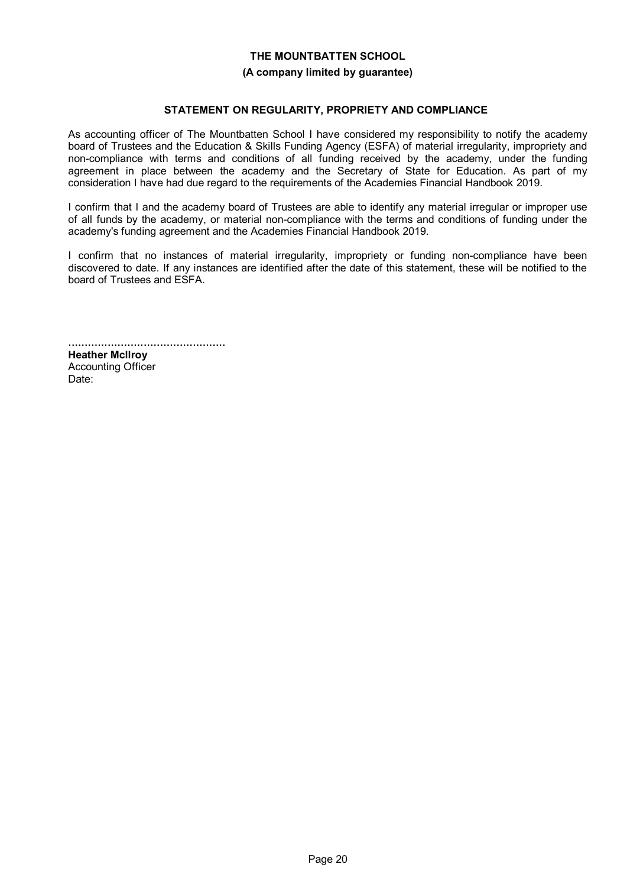**THE MOUNTBATTEN SCHOOL**

**(A company limited by guarantee)**

## STATEMENT ON REGULARITY, PROPRIETY AND COMPLIANCE

As accounting officer of The Mountbatten School I have considered my responsibility to notify the academy board of Trustees and the Education & Skills Funding Agency (ESFA) of material irregularity, impropriety and non-compliance with terms and conditions of all funding received by the academy, under the funding agreement in place between the academy and the Secretary of State for Education. As part of my consideration I have had due regard to the requirements of the Academies Financial Handbook 2019.

I confirm that I and the academy board of Trustees are able to identify any material irregular or improper use of all funds by the academy, or material non-compliance with the terms and conditions of funding under the academy's funding agreement and the Academies Financial Handbook 2019.

I confirm that no instances of material irregularity, impropriety or funding non-compliance have been discovered to date. If any instances are identified after the date of this statement, these will be notified to the board of Trustees and ESFA.

................................................

**Heather McIlroy**
Accounting Officer
Date: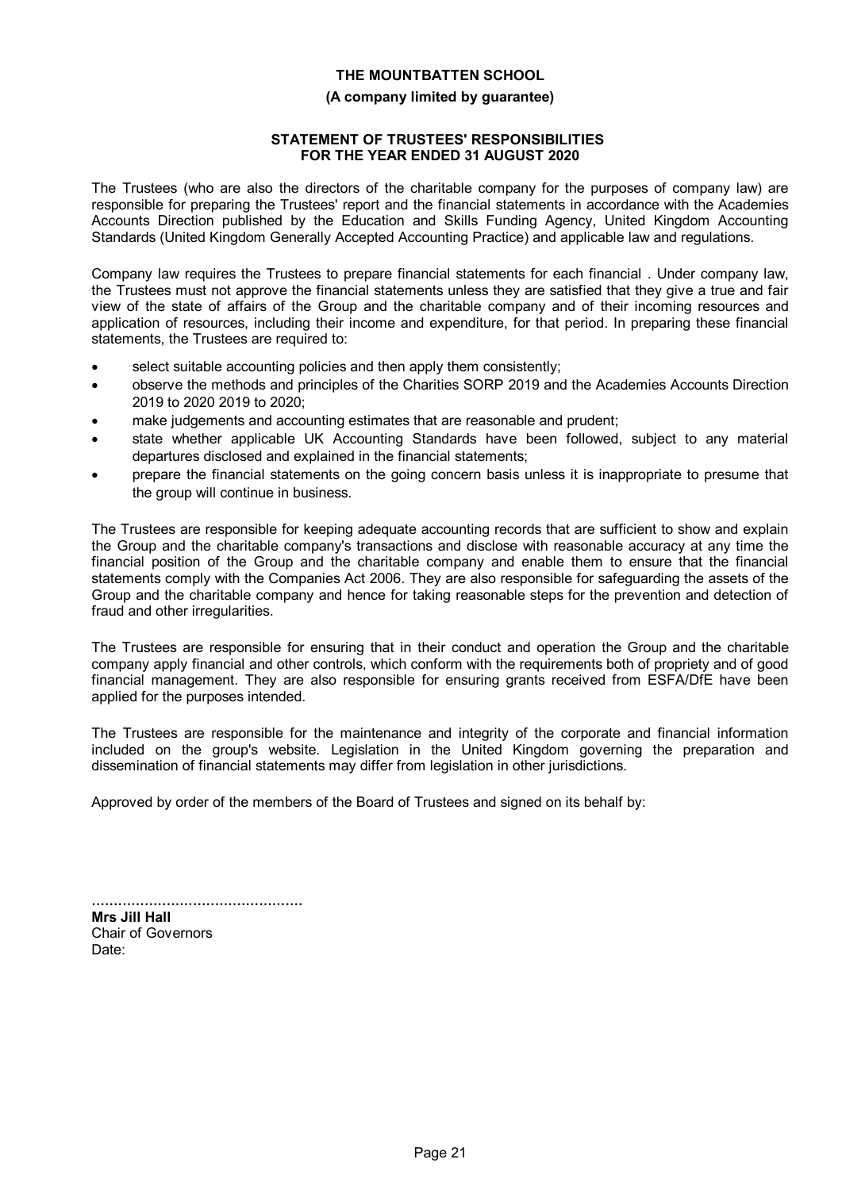**THE MOUNTBATTEN SCHOOL**

**(A company limited by guarantee)**

**STATEMENT OF TRUSTEES' RESPONSIBILITIES FOR THE YEAR ENDED 31 AUGUST 2020**

The Trustees (who are also the directors of the charitable company for the purposes of company law) are responsible for preparing the Trustees' report and the financial statements in accordance with the Academies Accounts Direction published by the Education and Skills Funding Agency, United Kingdom Accounting Standards (United Kingdom Generally Accepted Accounting Practice) and applicable law and regulations.

Company law requires the Trustees to prepare financial statements for each financial . Under company law, the Trustees must not approve the financial statements unless they are satisfied that they give a true and fair view of the state of affairs of the Group and the charitable company and of their incoming resources and application of resources, including their income and expenditure, for that period. In preparing these financial statements, the Trustees are required to:

- select suitable accounting policies and then apply them consistently;
- observe the methods and principles of the Charities SORP 2019 and the Academies Accounts Direction 2019 to 2020 2019 to 2020;
- make judgements and accounting estimates that are reasonable and prudent;
- state whether applicable UK Accounting Standards have been followed, subject to any material departures disclosed and explained in the financial statements;
- prepare the financial statements on the going concern basis unless it is inappropriate to presume that the group will continue in business.

The Trustees are responsible for keeping adequate accounting records that are sufficient to show and explain the Group and the charitable company's transactions and disclose with reasonable accuracy at any time the financial position of the Group and the charitable company and enable them to ensure that the financial statements comply with the Companies Act 2006. They are also responsible for safeguarding the assets of the Group and the charitable company and hence for taking reasonable steps for the prevention and detection of fraud and other irregularities.

The Trustees are responsible for ensuring that in their conduct and operation the Group and the charitable company apply financial and other controls, which conform with the requirements both of propriety and of good financial management. They are also responsible for ensuring grants received from ESFA/DfE have been applied for the purposes intended.

The Trustees are responsible for the maintenance and integrity of the corporate and financial information included on the group's website. Legislation in the United Kingdom governing the preparation and dissemination of financial statements may differ from legislation in other jurisdictions.

Approved by order of the members of the Board of Trustees and signed on its behalf by:

................................................
**Mrs Jill Hall**
Chair of Governors
Date: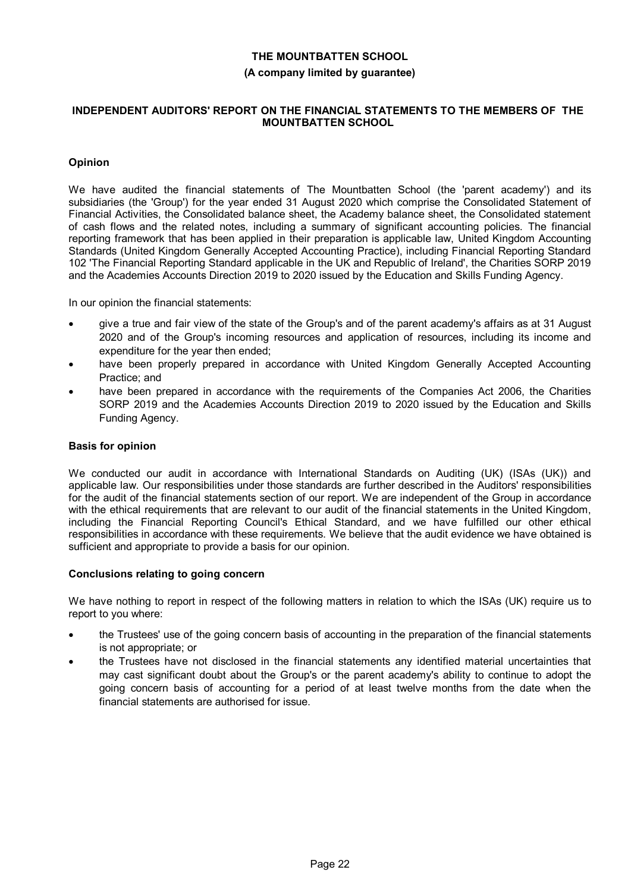**THE MOUNTBATTEN SCHOOL**

**(A company limited by guarantee)**

**INDEPENDENT AUDITORS' REPORT ON THE FINANCIAL STATEMENTS TO THE MEMBERS OF THE MOUNTBATTEN SCHOOL**

### Opinion

We have audited the financial statements of The Mountbatten School (the 'parent academy') and its subsidiaries (the 'Group') for the year ended 31 August 2020 which comprise the Consolidated Statement of Financial Activities, the Consolidated balance sheet, the Academy balance sheet, the Consolidated statement of cash flows and the related notes, including a summary of significant accounting policies. The financial reporting framework that has been applied in their preparation is applicable law, United Kingdom Accounting Standards (United Kingdom Generally Accepted Accounting Practice), including Financial Reporting Standard 102 'The Financial Reporting Standard applicable in the UK and Republic of Ireland', the Charities SORP 2019 and the Academies Accounts Direction 2019 to 2020 issued by the Education and Skills Funding Agency.

In our opinion the financial statements:

- give a true and fair view of the state of the Group's and of the parent academy's affairs as at 31 August 2020 and of the Group's incoming resources and application of resources, including its income and expenditure for the year then ended;
- have been properly prepared in accordance with United Kingdom Generally Accepted Accounting Practice; and
- have been prepared in accordance with the requirements of the Companies Act 2006, the Charities SORP 2019 and the Academies Accounts Direction 2019 to 2020 issued by the Education and Skills Funding Agency.

### Basis for opinion

We conducted our audit in accordance with International Standards on Auditing (UK) (ISAs (UK)) and applicable law. Our responsibilities under those standards are further described in the Auditors' responsibilities for the audit of the financial statements section of our report. We are independent of the Group in accordance with the ethical requirements that are relevant to our audit of the financial statements in the United Kingdom, including the Financial Reporting Council's Ethical Standard, and we have fulfilled our other ethical responsibilities in accordance with these requirements. We believe that the audit evidence we have obtained is sufficient and appropriate to provide a basis for our opinion.

### Conclusions relating to going concern

We have nothing to report in respect of the following matters in relation to which the ISAs (UK) require us to report to you where:

- the Trustees' use of the going concern basis of accounting in the preparation of the financial statements is not appropriate; or
- the Trustees have not disclosed in the financial statements any identified material uncertainties that may cast significant doubt about the Group's or the parent academy's ability to continue to adopt the going concern basis of accounting for a period of at least twelve months from the date when the financial statements are authorised for issue.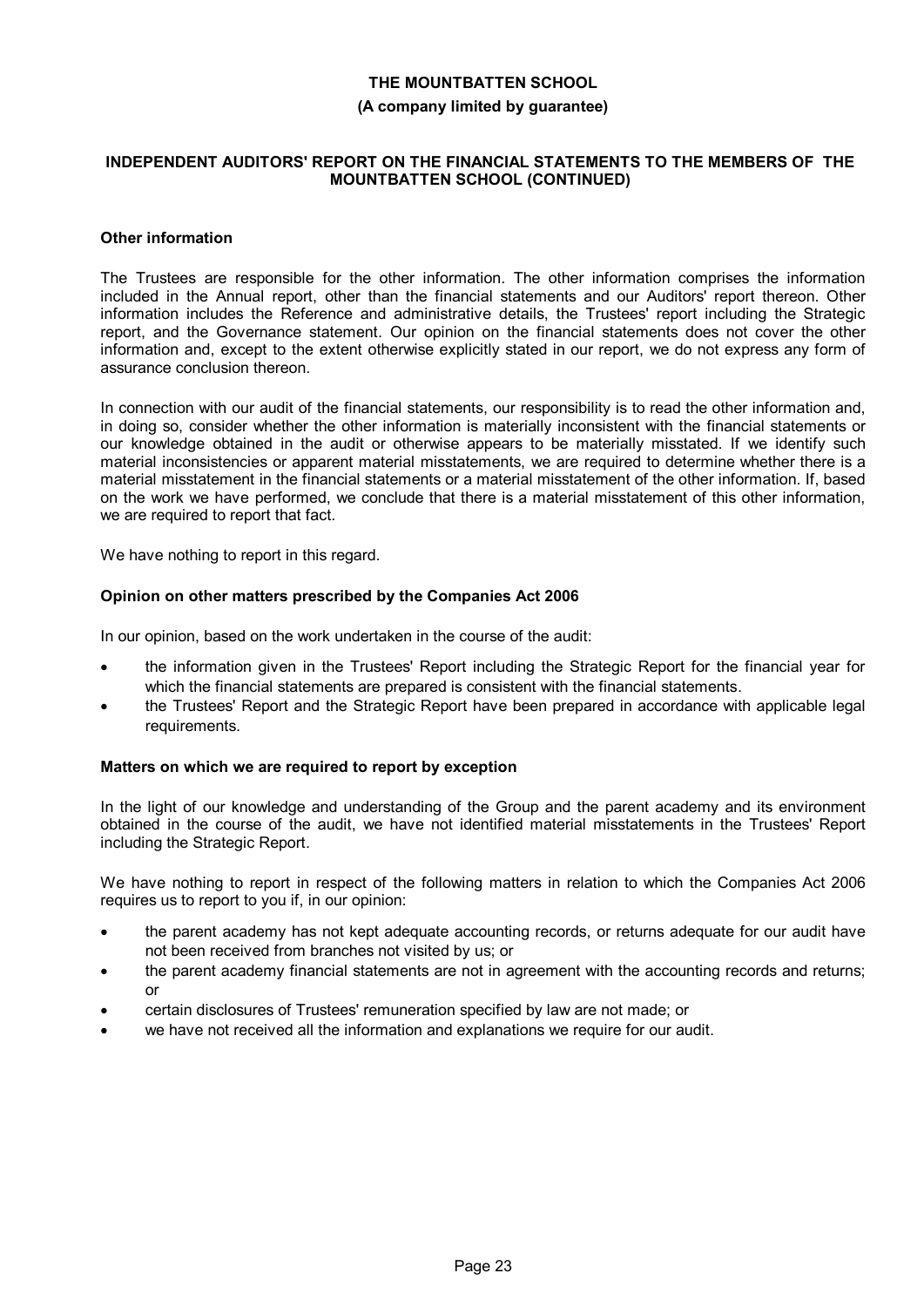## Other information

The Trustees are responsible for the other information. The other information comprises the information included in the Annual report, other than the financial statements and our Auditors' report thereon. Other information includes the Reference and administrative details, the Trustees' report including the Strategic report, and the Governance statement. Our opinion on the financial statements does not cover the other information and, except to the extent otherwise explicitly stated in our report, we do not express any form of assurance conclusion thereon.

In connection with our audit of the financial statements, our responsibility is to read the other information and, in doing so, consider whether the other information is materially inconsistent with the financial statements or our knowledge obtained in the audit or otherwise appears to be materially misstated. If we identify such material inconsistencies or apparent material misstatements, we are required to determine whether there is a material misstatement in the financial statements or a material misstatement of the other information. If, based on the work we have performed, we conclude that there is a material misstatement of this other information, we are required to report that fact.

We have nothing to report in this regard.

## Opinion on other matters prescribed by the Companies Act 2006

In our opinion, based on the work undertaken in the course of the audit:

- the information given in the Trustees' Report including the Strategic Report for the financial year for which the financial statements are prepared is consistent with the financial statements.
- the Trustees' Report and the Strategic Report have been prepared in accordance with applicable legal requirements.

## Matters on which we are required to report by exception

In the light of our knowledge and understanding of the Group and the parent academy and its environment obtained in the course of the audit, we have not identified material misstatements in the Trustees' Report including the Strategic Report.

We have nothing to report in respect of the following matters in relation to which the Companies Act 2006 requires us to report to you if, in our opinion:

- the parent academy has not kept adequate accounting records, or returns adequate for our audit have not been received from branches not visited by us; or
- the parent academy financial statements are not in agreement with the accounting records and returns; or
- certain disclosures of Trustees' remuneration specified by law are not made; or
- we have not received all the information and explanations we require for our audit.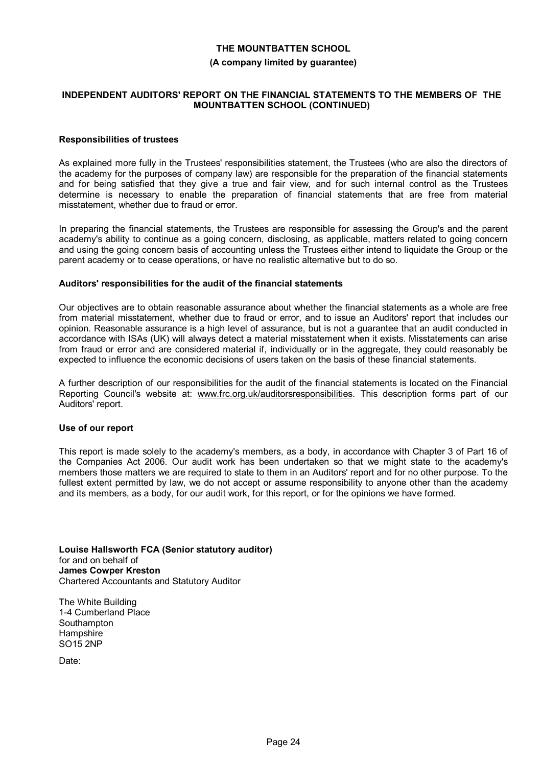# THE MOUNTBATTEN SCHOOL

**(A company limited by guarantee)**

## INDEPENDENT AUDITORS' REPORT ON THE FINANCIAL STATEMENTS TO THE MEMBERS OF THE MOUNTBATTEN SCHOOL (CONTINUED)

### Responsibilities of trustees

As explained more fully in the Trustees' responsibilities statement, the Trustees (who are also the directors of the academy for the purposes of company law) are responsible for the preparation of the financial statements and for being satisfied that they give a true and fair view, and for such internal control as the Trustees determine is necessary to enable the preparation of financial statements that are free from material misstatement, whether due to fraud or error.

In preparing the financial statements, the Trustees are responsible for assessing the Group's and the parent academy's ability to continue as a going concern, disclosing, as applicable, matters related to going concern and using the going concern basis of accounting unless the Trustees either intend to liquidate the Group or the parent academy or to cease operations, or have no realistic alternative but to do so.

### Auditors' responsibilities for the audit of the financial statements

Our objectives are to obtain reasonable assurance about whether the financial statements as a whole are free from material misstatement, whether due to fraud or error, and to issue an Auditors' report that includes our opinion. Reasonable assurance is a high level of assurance, but is not a guarantee that an audit conducted in accordance with ISAs (UK) will always detect a material misstatement when it exists. Misstatements can arise from fraud or error and are considered material if, individually or in the aggregate, they could reasonably be expected to influence the economic decisions of users taken on the basis of these financial statements.

A further description of our responsibilities for the audit of the financial statements is located on the Financial Reporting Council's website at: www.frc.org.uk/auditorsresponsibilities. This description forms part of our Auditors' report.

### Use of our report

This report is made solely to the academy's members, as a body, in accordance with Chapter 3 of Part 16 of the Companies Act 2006. Our audit work has been undertaken so that we might state to the academy's members those matters we are required to state to them in an Auditors' report and for no other purpose. To the fullest extent permitted by law, we do not accept or assume responsibility to anyone other than the academy and its members, as a body, for our audit work, for this report, or for the opinions we have formed.

**Louise Hallsworth FCA (Senior statutory auditor)**
for and on behalf of
**James Cowper Kreston**
Chartered Accountants and Statutory Auditor

The White Building
1-4 Cumberland Place
Southampton
Hampshire
SO15 2NP

Date: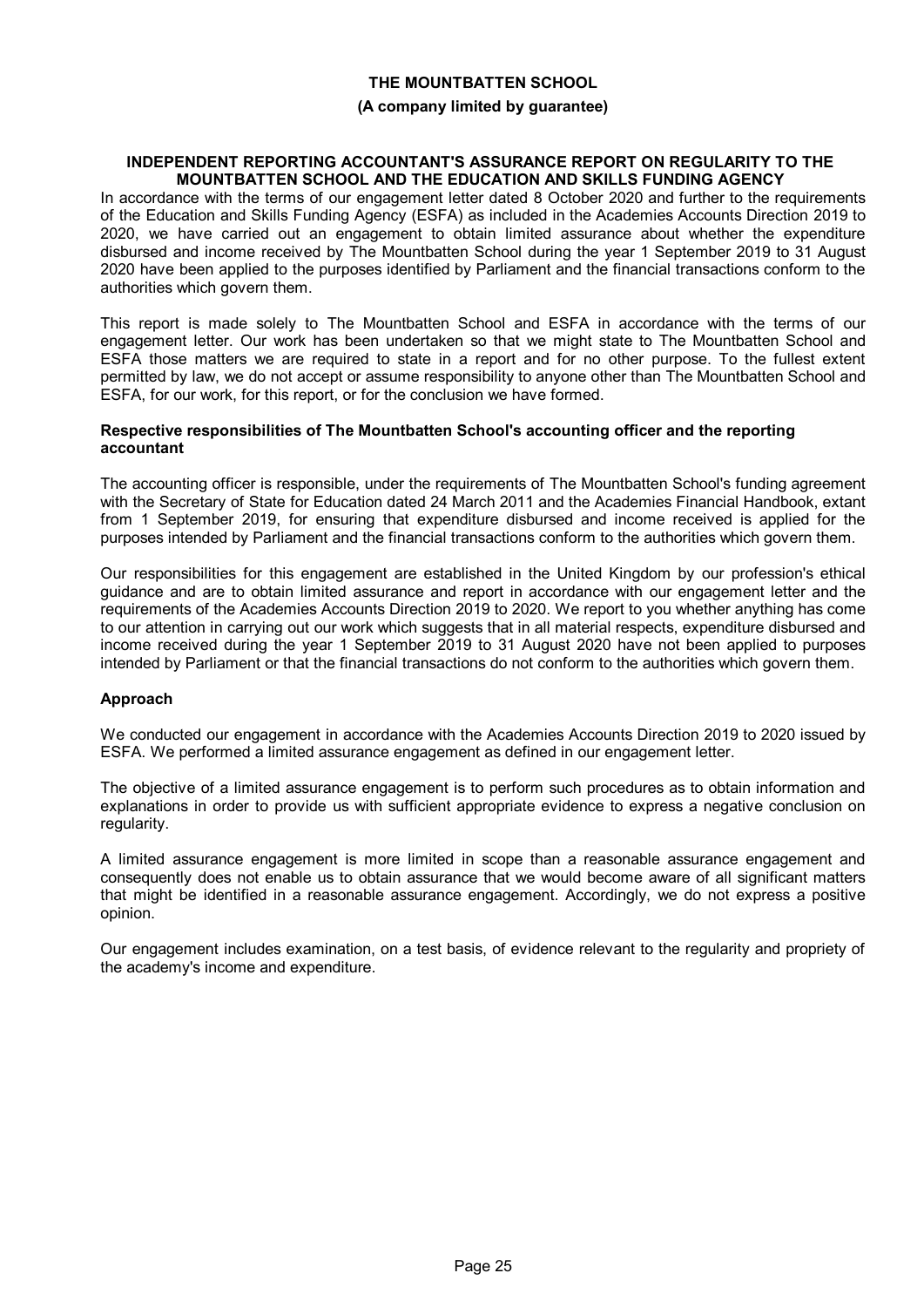**THE MOUNTBATTEN SCHOOL**

**(A company limited by guarantee)**

## INDEPENDENT REPORTING ACCOUNTANT'S ASSURANCE REPORT ON REGULARITY TO THE MOUNTBATTEN SCHOOL AND THE EDUCATION AND SKILLS FUNDING AGENCY

In accordance with the terms of our engagement letter dated 8 October 2020 and further to the requirements of the Education and Skills Funding Agency (ESFA) as included in the Academies Accounts Direction 2019 to 2020, we have carried out an engagement to obtain limited assurance about whether the expenditure disbursed and income received by The Mountbatten School during the year 1 September 2019 to 31 August 2020 have been applied to the purposes identified by Parliament and the financial transactions conform to the authorities which govern them.

This report is made solely to The Mountbatten School and ESFA in accordance with the terms of our engagement letter. Our work has been undertaken so that we might state to The Mountbatten School and ESFA those matters we are required to state in a report and for no other purpose. To the fullest extent permitted by law, we do not accept or assume responsibility to anyone other than The Mountbatten School and ESFA, for our work, for this report, or for the conclusion we have formed.

### Respective responsibilities of The Mountbatten School's accounting officer and the reporting accountant

The accounting officer is responsible, under the requirements of The Mountbatten School's funding agreement with the Secretary of State for Education dated 24 March 2011 and the Academies Financial Handbook, extant from 1 September 2019, for ensuring that expenditure disbursed and income received is applied for the purposes intended by Parliament and the financial transactions conform to the authorities which govern them.

Our responsibilities for this engagement are established in the United Kingdom by our profession's ethical guidance and are to obtain limited assurance and report in accordance with our engagement letter and the requirements of the Academies Accounts Direction 2019 to 2020. We report to you whether anything has come to our attention in carrying out our work which suggests that in all material respects, expenditure disbursed and income received during the year 1 September 2019 to 31 August 2020 have not been applied to purposes intended by Parliament or that the financial transactions do not conform to the authorities which govern them.

### Approach

We conducted our engagement in accordance with the Academies Accounts Direction 2019 to 2020 issued by ESFA. We performed a limited assurance engagement as defined in our engagement letter.

The objective of a limited assurance engagement is to perform such procedures as to obtain information and explanations in order to provide us with sufficient appropriate evidence to express a negative conclusion on regularity.

A limited assurance engagement is more limited in scope than a reasonable assurance engagement and consequently does not enable us to obtain assurance that we would become aware of all significant matters that might be identified in a reasonable assurance engagement. Accordingly, we do not express a positive opinion.

Our engagement includes examination, on a test basis, of evidence relevant to the regularity and propriety of the academy's income and expenditure.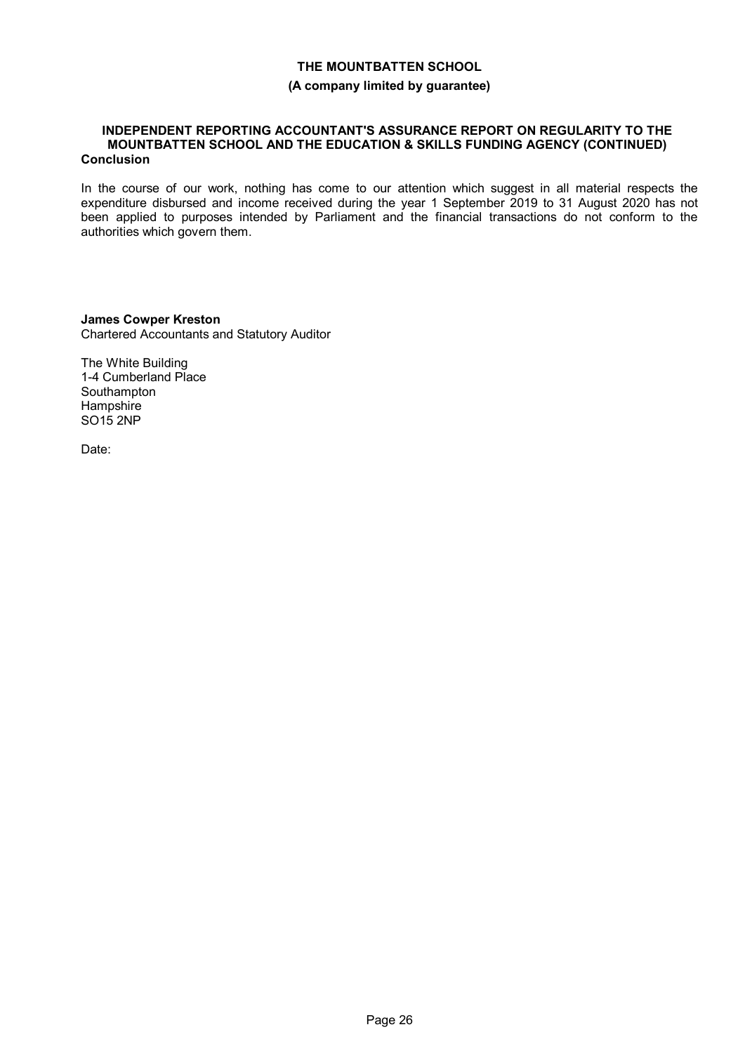**THE MOUNTBATTEN SCHOOL**

**(A company limited by guarantee)**

**INDEPENDENT REPORTING ACCOUNTANT'S ASSURANCE REPORT ON REGULARITY TO THE MOUNTBATTEN SCHOOL AND THE EDUCATION & SKILLS FUNDING AGENCY (CONTINUED)**

**Conclusion**

In the course of our work, nothing has come to our attention which suggest in all material respects the expenditure disbursed and income received during the year 1 September 2019 to 31 August 2020 has not been applied to purposes intended by Parliament and the financial transactions do not conform to the authorities which govern them.

**James Cowper Kreston**
Chartered Accountants and Statutory Auditor

The White Building
1-4 Cumberland Place
Southampton
Hampshire
SO15 2NP

Date: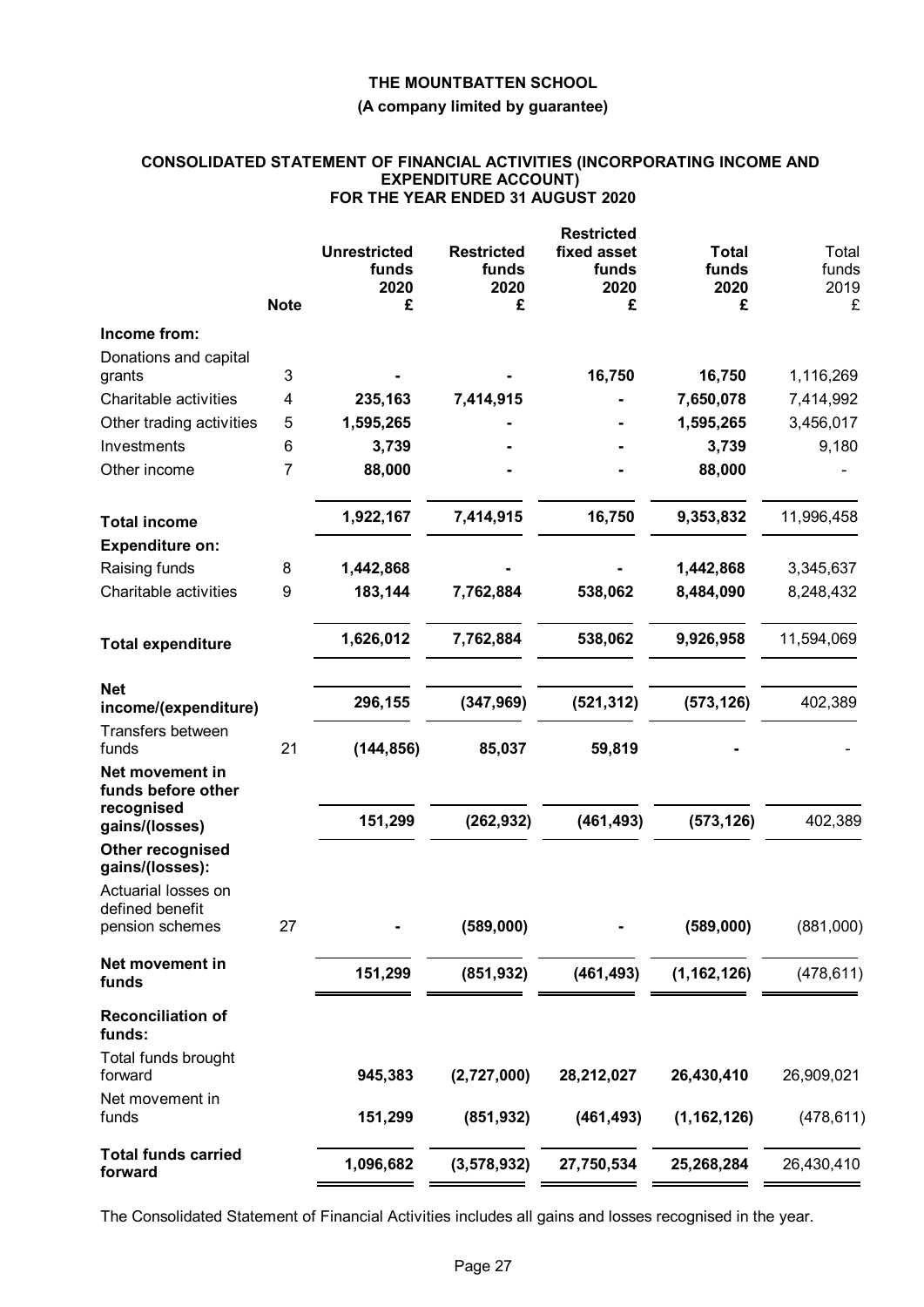**THE MOUNTBATTEN SCHOOL**

**(A company limited by guarantee)**

## CONSOLIDATED STATEMENT OF FINANCIAL ACTIVITIES (INCORPORATING INCOME AND EXPENDITURE ACCOUNT) FOR THE YEAR ENDED 31 AUGUST 2020

| | Note | Unrestricted funds 2020 £ | Restricted funds 2020 £ | Restricted fixed asset funds 2020 £ | Total funds 2020 £ | Total funds 2019 £ |
|---|---|---|---|---|---|---|
| **Income from:** | | | | | | |
| Donations and capital grants | 3 | - | - | 16,750 | 16,750 | 1,116,269 |
| Charitable activities | 4 | 235,163 | 7,414,915 | - | 7,650,078 | 7,414,992 |
| Other trading activities | 5 | 1,595,265 | - | - | 1,595,265 | 3,456,017 |
| Investments | 6 | 3,739 | - | - | 3,739 | 9,180 |
| Other income | 7 | 88,000 | - | - | 88,000 | - |
| **Total income** | | 1,922,167 | 7,414,915 | 16,750 | 9,353,832 | 11,996,458 |
| **Expenditure on:** | | | | | | |
| Raising funds | 8 | 1,442,868 | - | - | 1,442,868 | 3,345,637 |
| Charitable activities | 9 | 183,144 | 7,762,884 | 538,062 | 8,484,090 | 8,248,432 |
| **Total expenditure** | | 1,626,012 | 7,762,884 | 538,062 | 9,926,958 | 11,594,069 |
| **Net income/(expenditure)** | | 296,155 | (347,969) | (521,312) | (573,126) | 402,389 |
| Transfers between funds | 21 | (144,856) | 85,037 | 59,819 | - | - |
| **Net movement in funds before other recognised gains/(losses)** | | 151,299 | (262,932) | (461,493) | (573,126) | 402,389 |
| **Other recognised gains/(losses):** | | | | | | |
| Actuarial losses on defined benefit pension schemes | 27 | - | (589,000) | - | (589,000) | (881,000) |
| **Net movement in funds** | | 151,299 | (851,932) | (461,493) | (1,162,126) | (478,611) |
| **Reconciliation of funds:** | | | | | | |
| Total funds brought forward | | 945,383 | (2,727,000) | 28,212,027 | 26,430,410 | 26,909,021 |
| Net movement in funds | | 151,299 | (851,932) | (461,493) | (1,162,126) | (478,611) |
| **Total funds carried forward** | | 1,096,682 | (3,578,932) | 27,750,534 | 25,268,284 | 26,430,410 |

The Consolidated Statement of Financial Activities includes all gains and losses recognised in the year.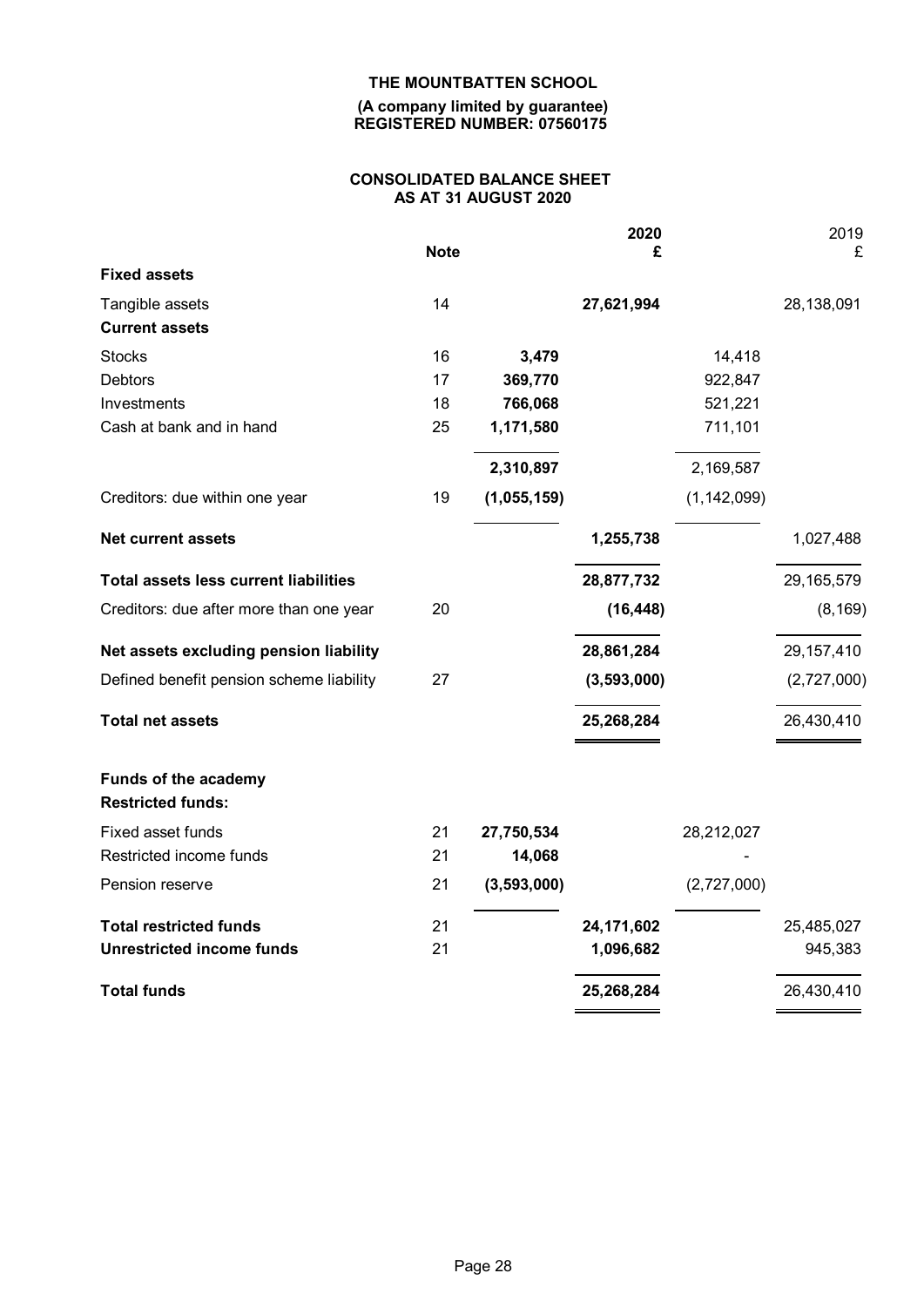**THE MOUNTBATTEN SCHOOL**

**(A company limited by guarantee)**
**REGISTERED NUMBER: 07560175**

## CONSOLIDATED BALANCE SHEET
## AS AT 31 AUGUST 2020

| | Note | | 2020 £ | | 2019 £ |
|---|---|---|---|---|---|
| **Fixed assets** | | | | | |
| Tangible assets | 14 | | **27,621,994** | | 28,138,091 |
| **Current assets** | | | | | |
| Stocks | 16 | **3,479** | | 14,418 | |
| Debtors | 17 | **369,770** | | 922,847 | |
| Investments | 18 | **766,068** | | 521,221 | |
| Cash at bank and in hand | 25 | **1,171,580** | | 711,101 | |
| | | **2,310,897** | | 2,169,587 | |
| Creditors: due within one year | 19 | **(1,055,159)** | | (1,142,099) | |
| **Net current assets** | | | **1,255,738** | | 1,027,488 |
| **Total assets less current liabilities** | | | **28,877,732** | | 29,165,579 |
| Creditors: due after more than one year | 20 | | **(16,448)** | | (8,169) |
| **Net assets excluding pension liability** | | | **28,861,284** | | 29,157,410 |
| Defined benefit pension scheme liability | 27 | | **(3,593,000)** | | (2,727,000) |
| **Total net assets** | | | **25,268,284** | | 26,430,410 |
| **Funds of the academy** | | | | | |
| **Restricted funds:** | | | | | |
| Fixed asset funds | 21 | **27,750,534** | | 28,212,027 | |
| Restricted income funds | 21 | **14,068** | | - | |
| Pension reserve | 21 | **(3,593,000)** | | (2,727,000) | |
| **Total restricted funds** | 21 | | **24,171,602** | | 25,485,027 |
| **Unrestricted income funds** | 21 | | **1,096,682** | | 945,383 |
| **Total funds** | | | **25,268,284** | | 26,430,410 |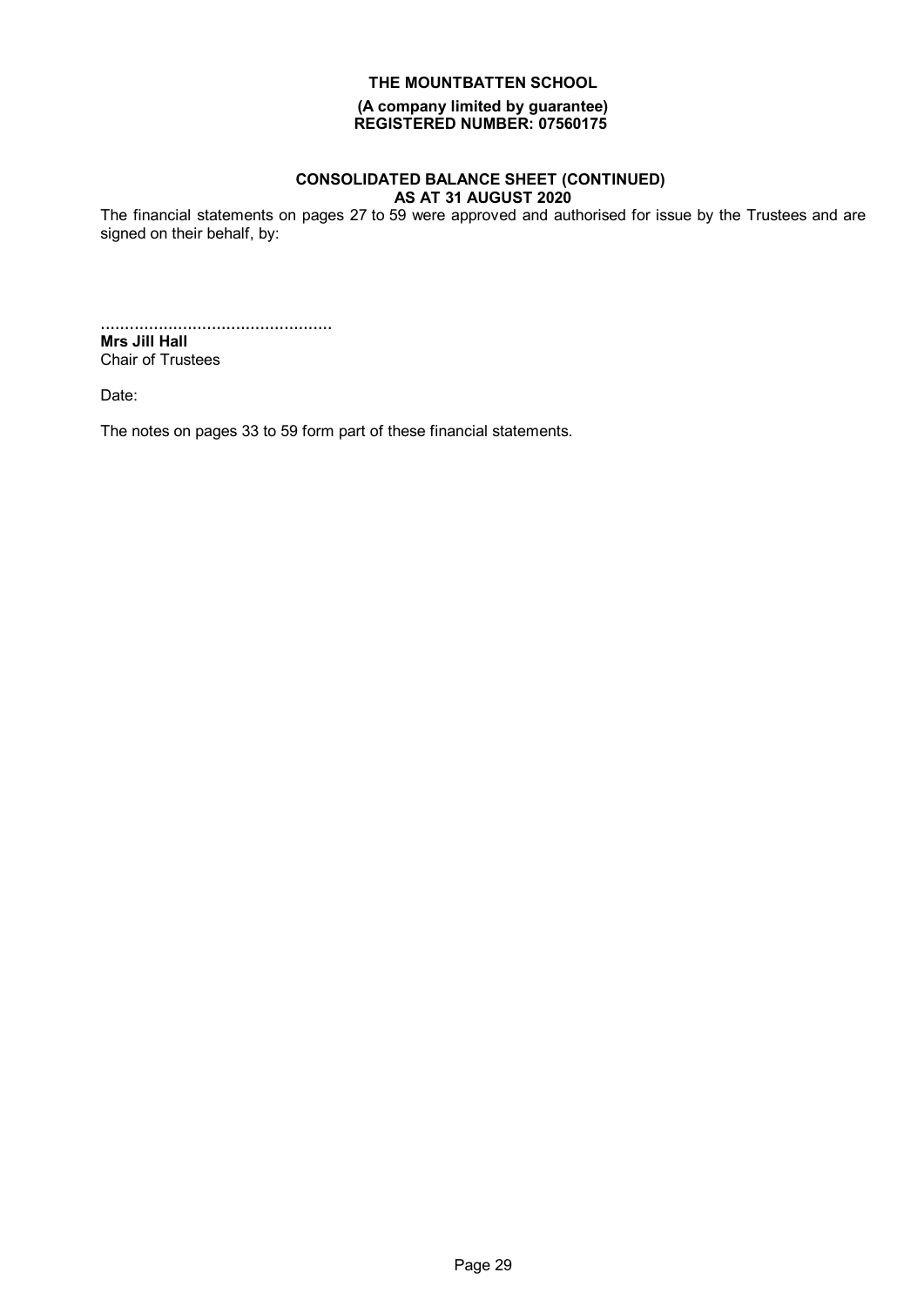**CONSOLIDATED BALANCE SHEET (CONTINUED)**
**AS AT 31 AUGUST 2020**

The financial statements on pages 27 to 59 were approved and authorised for issue by the Trustees and are signed on their behalf, by:

................................................
**Mrs Jill Hall**
Chair of Trustees

Date:

The notes on pages 33 to 59 form part of these financial statements.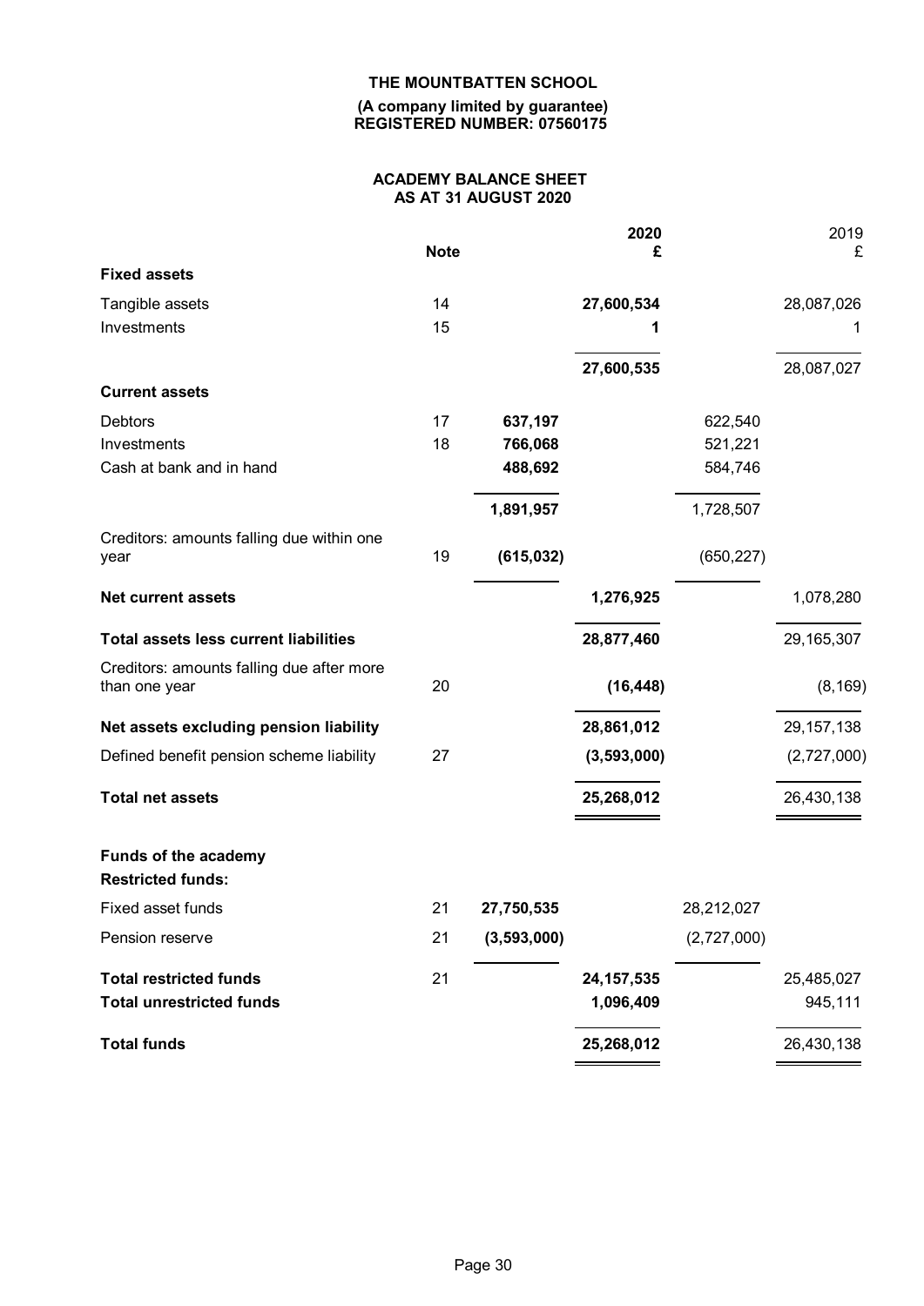# THE MOUNTBATTEN SCHOOL

**(A company limited by guarantee)**
**REGISTERED NUMBER: 07560175**

## ACADEMY BALANCE SHEET
## AS AT 31 AUGUST 2020

| | Note | | 2020 £ | | 2019 £ |
|---|---|---|---|---|---|
| **Fixed assets** | | | | | |
| Tangible assets | 14 | | **27,600,534** | | 28,087,026 |
| Investments | 15 | | **1** | | 1 |
| | | | **27,600,535** | | 28,087,027 |
| **Current assets** | | | | | |
| Debtors | 17 | **637,197** | | 622,540 | |
| Investments | 18 | **766,068** | | 521,221 | |
| Cash at bank and in hand | | **488,692** | | 584,746 | |
| | | **1,891,957** | | 1,728,507 | |
| Creditors: amounts falling due within one year | 19 | **(615,032)** | | (650,227) | |
| **Net current assets** | | | **1,276,925** | | 1,078,280 |
| **Total assets less current liabilities** | | | **28,877,460** | | 29,165,307 |
| Creditors: amounts falling due after more than one year | 20 | | **(16,448)** | | (8,169) |
| **Net assets excluding pension liability** | | | **28,861,012** | | 29,157,138 |
| Defined benefit pension scheme liability | 27 | | **(3,593,000)** | | (2,727,000) |
| **Total net assets** | | | **25,268,012** | | 26,430,138 |
| | | | | | |
| **Funds of the academy** | | | | | |
| **Restricted funds:** | | | | | |
| Fixed asset funds | 21 | **27,750,535** | | 28,212,027 | |
| Pension reserve | 21 | **(3,593,000)** | | (2,727,000) | |
| **Total restricted funds** | 21 | | **24,157,535** | | 25,485,027 |
| **Total unrestricted funds** | | | **1,096,409** | | 945,111 |
| **Total funds** | | | **25,268,012** | | 26,430,138 |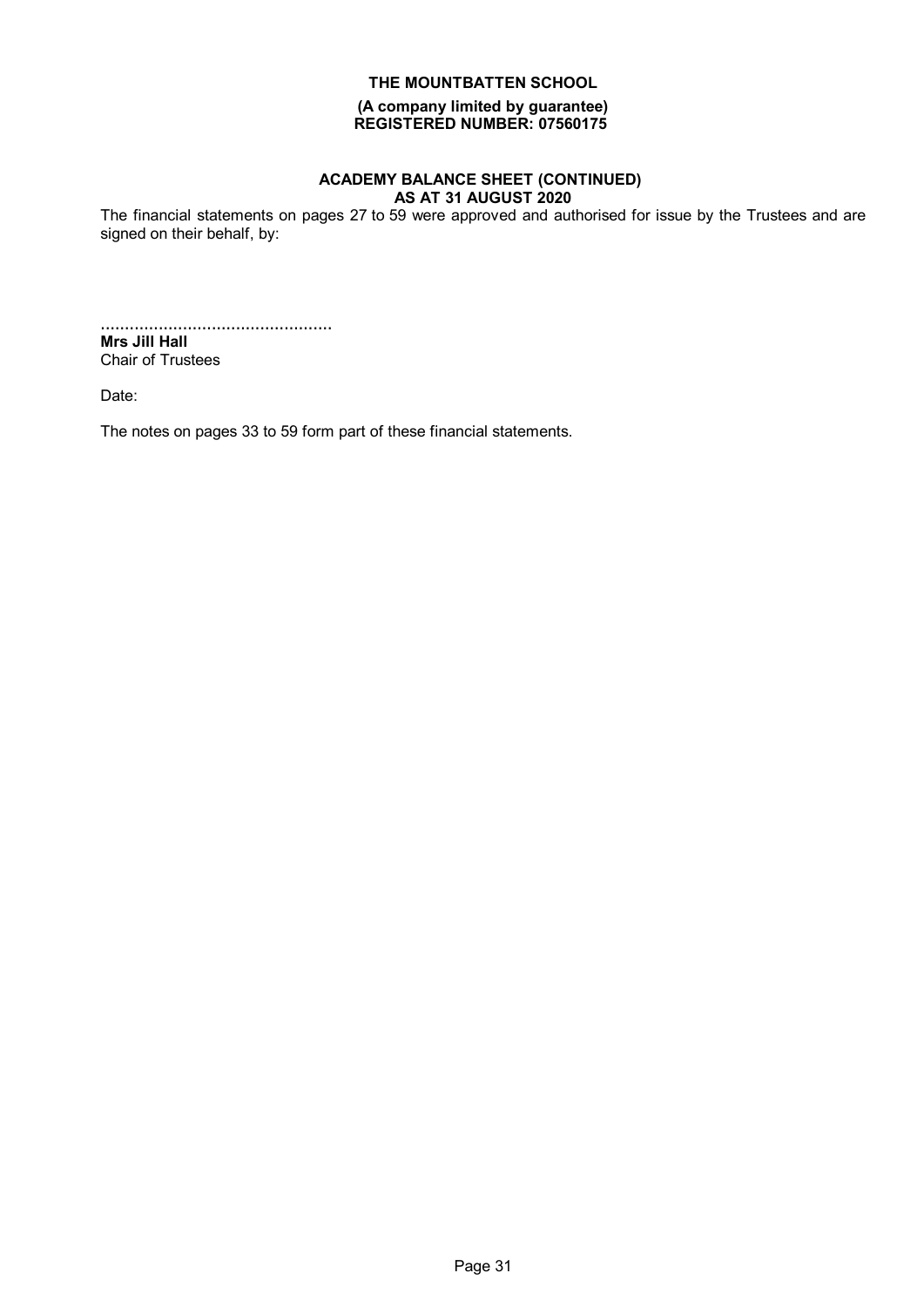**THE MOUNTBATTEN SCHOOL**

**(A company limited by guarantee)**
**REGISTERED NUMBER: 07560175**

## ACADEMY BALANCE SHEET (CONTINUED)
## AS AT 31 AUGUST 2020

The financial statements on pages 27 to 59 were approved and authorised for issue by the Trustees and are signed on their behalf, by:

................................................
**Mrs Jill Hall**
Chair of Trustees

Date:

The notes on pages 33 to 59 form part of these financial statements.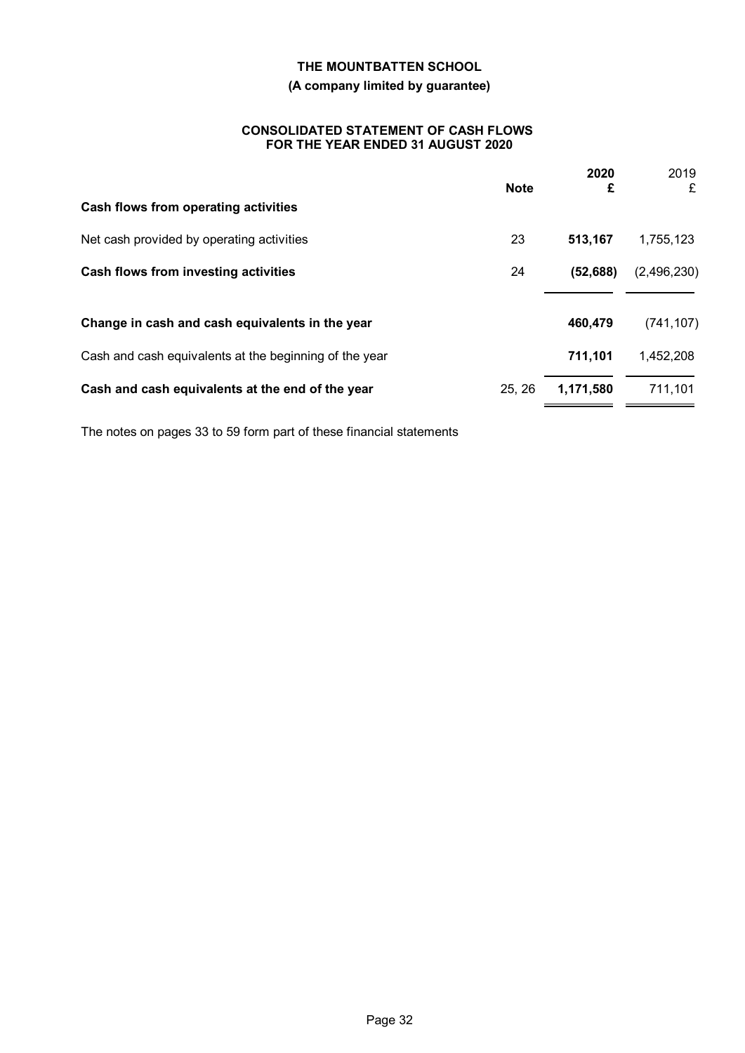# THE MOUNTBATTEN SCHOOL

**(A company limited by guarantee)**

## CONSOLIDATED STATEMENT OF CASH FLOWS FOR THE YEAR ENDED 31 AUGUST 2020

| | Note | 2020 £ | 2019 £ |
|---|---|---|---|
| **Cash flows from operating activities** | | | |
| Net cash provided by operating activities | 23 | **513,167** | 1,755,123 |
| **Cash flows from investing activities** | 24 | **(52,688)** | (2,496,230) |
| **Change in cash and cash equivalents in the year** | | **460,479** | (741,107) |
| Cash and cash equivalents at the beginning of the year | | **711,101** | 1,452,208 |
| **Cash and cash equivalents at the end of the year** | 25, 26 | **1,171,580** | 711,101 |

The notes on pages 33 to 59 form part of these financial statements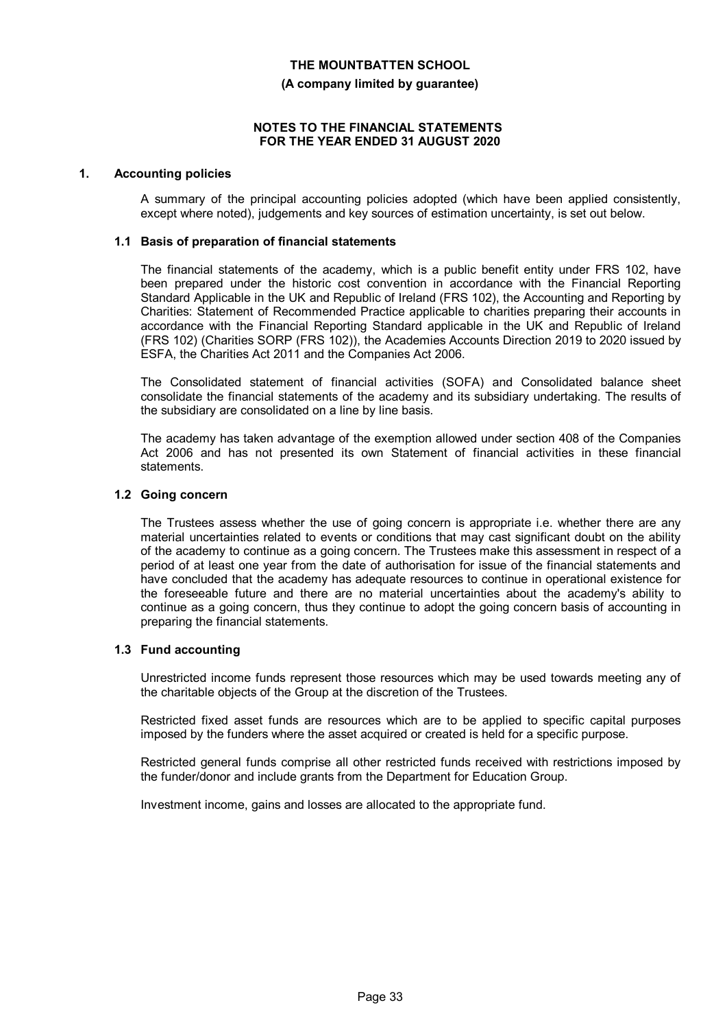**THE MOUNTBATTEN SCHOOL**

**(A company limited by guarantee)**

**NOTES TO THE FINANCIAL STATEMENTS FOR THE YEAR ENDED 31 AUGUST 2020**

## 1. Accounting policies

A summary of the principal accounting policies adopted (which have been applied consistently, except where noted), judgements and key sources of estimation uncertainty, is set out below.

### 1.1 Basis of preparation of financial statements

The financial statements of the academy, which is a public benefit entity under FRS 102, have been prepared under the historic cost convention in accordance with the Financial Reporting Standard Applicable in the UK and Republic of Ireland (FRS 102), the Accounting and Reporting by Charities: Statement of Recommended Practice applicable to charities preparing their accounts in accordance with the Financial Reporting Standard applicable in the UK and Republic of Ireland (FRS 102) (Charities SORP (FRS 102)), the Academies Accounts Direction 2019 to 2020 issued by ESFA, the Charities Act 2011 and the Companies Act 2006.

The Consolidated statement of financial activities (SOFA) and Consolidated balance sheet consolidate the financial statements of the academy and its subsidiary undertaking. The results of the subsidiary are consolidated on a line by line basis.

The academy has taken advantage of the exemption allowed under section 408 of the Companies Act 2006 and has not presented its own Statement of financial activities in these financial statements.

### 1.2 Going concern

The Trustees assess whether the use of going concern is appropriate i.e. whether there are any material uncertainties related to events or conditions that may cast significant doubt on the ability of the academy to continue as a going concern. The Trustees make this assessment in respect of a period of at least one year from the date of authorisation for issue of the financial statements and have concluded that the academy has adequate resources to continue in operational existence for the foreseeable future and there are no material uncertainties about the academy's ability to continue as a going concern, thus they continue to adopt the going concern basis of accounting in preparing the financial statements.

### 1.3 Fund accounting

Unrestricted income funds represent those resources which may be used towards meeting any of the charitable objects of the Group at the discretion of the Trustees.

Restricted fixed asset funds are resources which are to be applied to specific capital purposes imposed by the funders where the asset acquired or created is held for a specific purpose.

Restricted general funds comprise all other restricted funds received with restrictions imposed by the funder/donor and include grants from the Department for Education Group.

Investment income, gains and losses are allocated to the appropriate fund.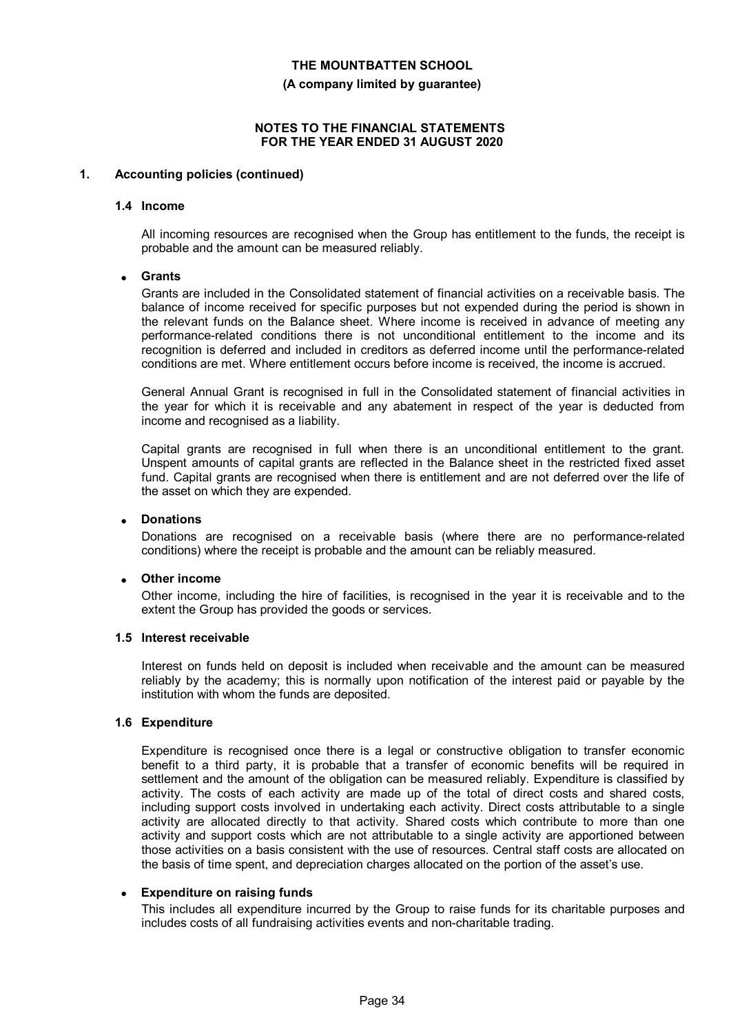## 1. Accounting policies (continued)

### 1.4 Income

All incoming resources are recognised when the Group has entitlement to the funds, the receipt is probable and the amount can be measured reliably.

- **Grants**

  Grants are included in the Consolidated statement of financial activities on a receivable basis. The balance of income received for specific purposes but not expended during the period is shown in the relevant funds on the Balance sheet. Where income is received in advance of meeting any performance-related conditions there is not unconditional entitlement to the income and its recognition is deferred and included in creditors as deferred income until the performance-related conditions are met. Where entitlement occurs before income is received, the income is accrued.

  General Annual Grant is recognised in full in the Consolidated statement of financial activities in the year for which it is receivable and any abatement in respect of the year is deducted from income and recognised as a liability.

  Capital grants are recognised in full when there is an unconditional entitlement to the grant. Unspent amounts of capital grants are reflected in the Balance sheet in the restricted fixed asset fund. Capital grants are recognised when there is entitlement and are not deferred over the life of the asset on which they are expended.

- **Donations**

  Donations are recognised on a receivable basis (where there are no performance-related conditions) where the receipt is probable and the amount can be reliably measured.

- **Other income**

  Other income, including the hire of facilities, is recognised in the year it is receivable and to the extent the Group has provided the goods or services.

### 1.5 Interest receivable

Interest on funds held on deposit is included when receivable and the amount can be measured reliably by the academy; this is normally upon notification of the interest paid or payable by the institution with whom the funds are deposited.

### 1.6 Expenditure

Expenditure is recognised once there is a legal or constructive obligation to transfer economic benefit to a third party, it is probable that a transfer of economic benefits will be required in settlement and the amount of the obligation can be measured reliably. Expenditure is classified by activity. The costs of each activity are made up of the total of direct costs and shared costs, including support costs involved in undertaking each activity. Direct costs attributable to a single activity are allocated directly to that activity. Shared costs which contribute to more than one activity and support costs which are not attributable to a single activity are apportioned between those activities on a basis consistent with the use of resources. Central staff costs are allocated on the basis of time spent, and depreciation charges allocated on the portion of the asset's use.

- **Expenditure on raising funds**

  This includes all expenditure incurred by the Group to raise funds for its charitable purposes and includes costs of all fundraising activities events and non-charitable trading.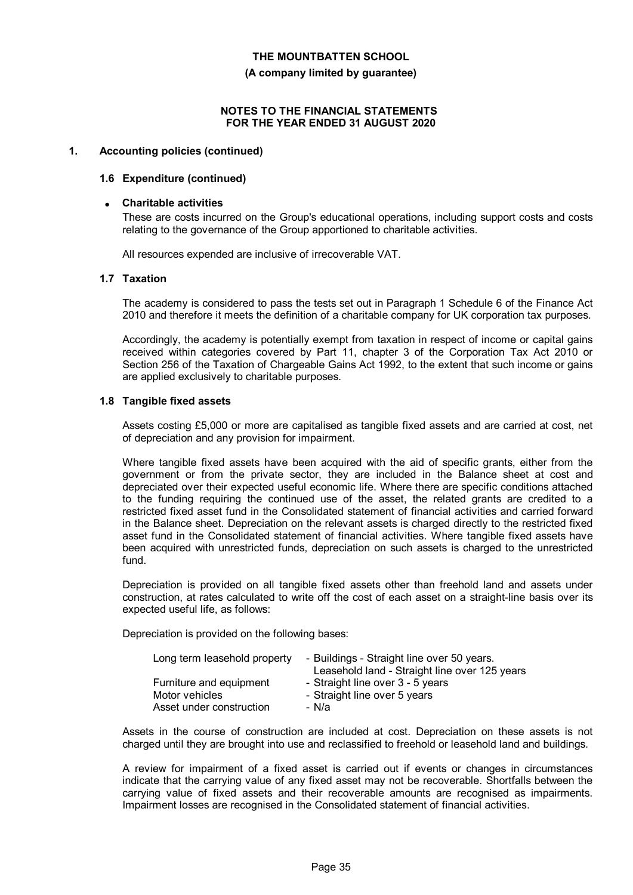**THE MOUNTBATTEN SCHOOL**

**(A company limited by guarantee)**

**NOTES TO THE FINANCIAL STATEMENTS FOR THE YEAR ENDED 31 AUGUST 2020**

## 1. Accounting policies (continued)

### 1.6 Expenditure (continued)

- **Charitable activities**

  These are costs incurred on the Group's educational operations, including support costs and costs relating to the governance of the Group apportioned to charitable activities.

  All resources expended are inclusive of irrecoverable VAT.

### 1.7 Taxation

The academy is considered to pass the tests set out in Paragraph 1 Schedule 6 of the Finance Act 2010 and therefore it meets the definition of a charitable company for UK corporation tax purposes.

Accordingly, the academy is potentially exempt from taxation in respect of income or capital gains received within categories covered by Part 11, chapter 3 of the Corporation Tax Act 2010 or Section 256 of the Taxation of Chargeable Gains Act 1992, to the extent that such income or gains are applied exclusively to charitable purposes.

### 1.8 Tangible fixed assets

Assets costing £5,000 or more are capitalised as tangible fixed assets and are carried at cost, net of depreciation and any provision for impairment.

Where tangible fixed assets have been acquired with the aid of specific grants, either from the government or from the private sector, they are included in the Balance sheet at cost and depreciated over their expected useful economic life. Where there are specific conditions attached to the funding requiring the continued use of the asset, the related grants are credited to a restricted fixed asset fund in the Consolidated statement of financial activities and carried forward in the Balance sheet. Depreciation on the relevant assets is charged directly to the restricted fixed asset fund in the Consolidated statement of financial activities. Where tangible fixed assets have been acquired with unrestricted funds, depreciation on such assets is charged to the unrestricted fund.

Depreciation is provided on all tangible fixed assets other than freehold land and assets under construction, at rates calculated to write off the cost of each asset on a straight-line basis over its expected useful life, as follows:

Depreciation is provided on the following bases:

| | |
|---|---|
| Long term leasehold property | - Buildings - Straight line over 50 years. Leasehold land - Straight line over 125 years |
| Furniture and equipment | - Straight line over 3 - 5 years |
| Motor vehicles | - Straight line over 5 years |
| Asset under construction | - N/a |

Assets in the course of construction are included at cost. Depreciation on these assets is not charged until they are brought into use and reclassified to freehold or leasehold land and buildings.

A review for impairment of a fixed asset is carried out if events or changes in circumstances indicate that the carrying value of any fixed asset may not be recoverable. Shortfalls between the carrying value of fixed assets and their recoverable amounts are recognised as impairments. Impairment losses are recognised in the Consolidated statement of financial activities.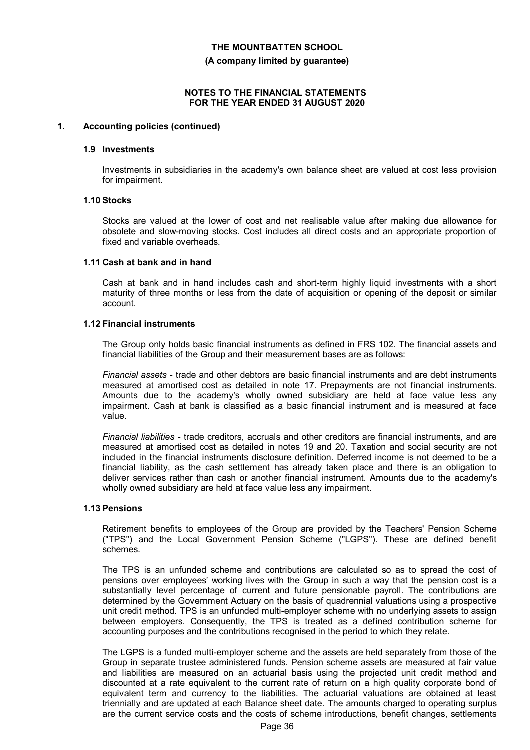**THE MOUNTBATTEN SCHOOL**

**(A company limited by guarantee)**

**NOTES TO THE FINANCIAL STATEMENTS FOR THE YEAR ENDED 31 AUGUST 2020**

## 1. Accounting policies (continued)

### 1.9 Investments

Investments in subsidiaries in the academy's own balance sheet are valued at cost less provision for impairment.

### 1.10 Stocks

Stocks are valued at the lower of cost and net realisable value after making due allowance for obsolete and slow-moving stocks. Cost includes all direct costs and an appropriate proportion of fixed and variable overheads.

### 1.11 Cash at bank and in hand

Cash at bank and in hand includes cash and short-term highly liquid investments with a short maturity of three months or less from the date of acquisition or opening of the deposit or similar account.

### 1.12 Financial instruments

The Group only holds basic financial instruments as defined in FRS 102. The financial assets and financial liabilities of the Group and their measurement bases are as follows:

*Financial assets* - trade and other debtors are basic financial instruments and are debt instruments measured at amortised cost as detailed in note 17. Prepayments are not financial instruments. Amounts due to the academy's wholly owned subsidiary are held at face value less any impairment. Cash at bank is classified as a basic financial instrument and is measured at face value.

*Financial liabilities* - trade creditors, accruals and other creditors are financial instruments, and are measured at amortised cost as detailed in notes 19 and 20. Taxation and social security are not included in the financial instruments disclosure definition. Deferred income is not deemed to be a financial liability, as the cash settlement has already taken place and there is an obligation to deliver services rather than cash or another financial instrument. Amounts due to the academy's wholly owned subsidiary are held at face value less any impairment.

### 1.13 Pensions

Retirement benefits to employees of the Group are provided by the Teachers' Pension Scheme ("TPS") and the Local Government Pension Scheme ("LGPS"). These are defined benefit schemes.

The TPS is an unfunded scheme and contributions are calculated so as to spread the cost of pensions over employees' working lives with the Group in such a way that the pension cost is a substantially level percentage of current and future pensionable payroll. The contributions are determined by the Government Actuary on the basis of quadrennial valuations using a prospective unit credit method. TPS is an unfunded multi-employer scheme with no underlying assets to assign between employers. Consequently, the TPS is treated as a defined contribution scheme for accounting purposes and the contributions recognised in the period to which they relate.

The LGPS is a funded multi-employer scheme and the assets are held separately from those of the Group in separate trustee administered funds. Pension scheme assets are measured at fair value and liabilities are measured on an actuarial basis using the projected unit credit method and discounted at a rate equivalent to the current rate of return on a high quality corporate bond of equivalent term and currency to the liabilities. The actuarial valuations are obtained at least triennially and are updated at each Balance sheet date. The amounts charged to operating surplus are the current service costs and the costs of scheme introductions, benefit changes, settlements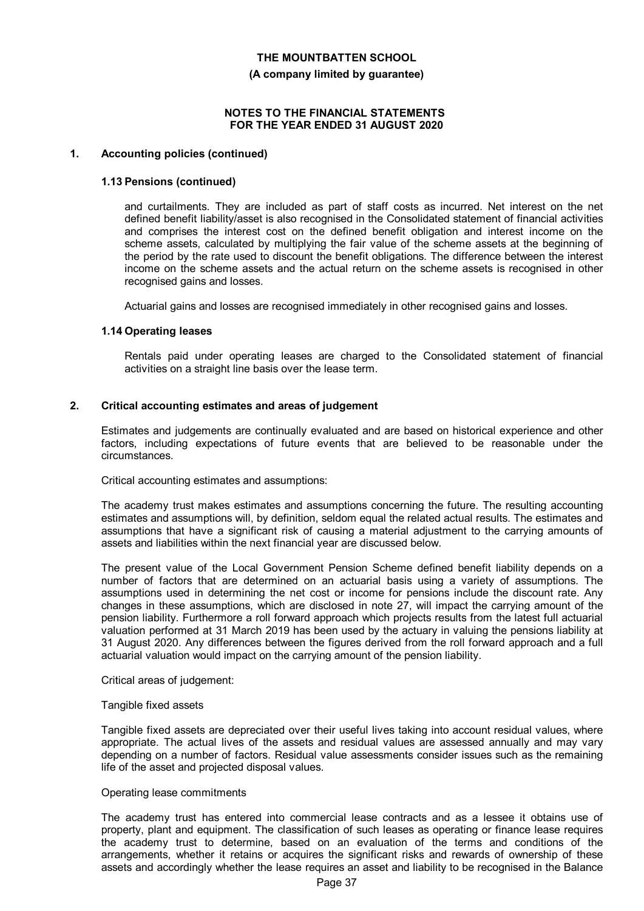## 1. Accounting policies (continued)

### 1.13 Pensions (continued)

and curtailments. They are included as part of staff costs as incurred. Net interest on the net defined benefit liability/asset is also recognised in the Consolidated statement of financial activities and comprises the interest cost on the defined benefit obligation and interest income on the scheme assets, calculated by multiplying the fair value of the scheme assets at the beginning of the period by the rate used to discount the benefit obligations. The difference between the interest income on the scheme assets and the actual return on the scheme assets is recognised in other recognised gains and losses.

Actuarial gains and losses are recognised immediately in other recognised gains and losses.

### 1.14 Operating leases

Rentals paid under operating leases are charged to the Consolidated statement of financial activities on a straight line basis over the lease term.

## 2. Critical accounting estimates and areas of judgement

Estimates and judgements are continually evaluated and are based on historical experience and other factors, including expectations of future events that are believed to be reasonable under the circumstances.

Critical accounting estimates and assumptions:

The academy trust makes estimates and assumptions concerning the future. The resulting accounting estimates and assumptions will, by definition, seldom equal the related actual results. The estimates and assumptions that have a significant risk of causing a material adjustment to the carrying amounts of assets and liabilities within the next financial year are discussed below.

The present value of the Local Government Pension Scheme defined benefit liability depends on a number of factors that are determined on an actuarial basis using a variety of assumptions. The assumptions used in determining the net cost or income for pensions include the discount rate. Any changes in these assumptions, which are disclosed in note 27, will impact the carrying amount of the pension liability. Furthermore a roll forward approach which projects results from the latest full actuarial valuation performed at 31 March 2019 has been used by the actuary in valuing the pensions liability at 31 August 2020. Any differences between the figures derived from the roll forward approach and a full actuarial valuation would impact on the carrying amount of the pension liability.

Critical areas of judgement:

Tangible fixed assets

Tangible fixed assets are depreciated over their useful lives taking into account residual values, where appropriate. The actual lives of the assets and residual values are assessed annually and may vary depending on a number of factors. Residual value assessments consider issues such as the remaining life of the asset and projected disposal values.

Operating lease commitments

The academy trust has entered into commercial lease contracts and as a lessee it obtains use of property, plant and equipment. The classification of such leases as operating or finance lease requires the academy trust to determine, based on an evaluation of the terms and conditions of the arrangements, whether it retains or acquires the significant risks and rewards of ownership of these assets and accordingly whether the lease requires an asset and liability to be recognised in the Balance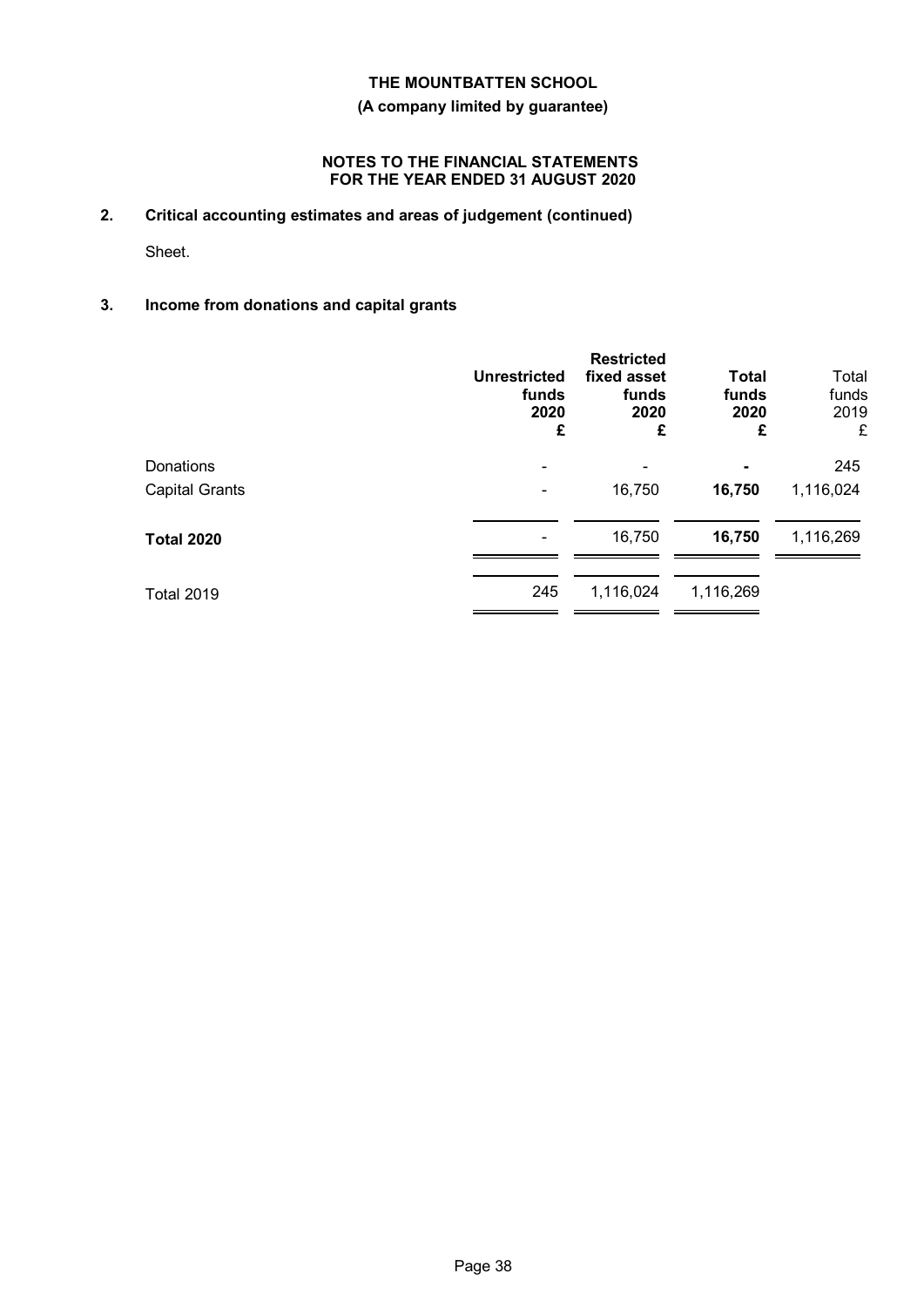THE MOUNTBATTEN SCHOOL

(A company limited by guarantee)

NOTES TO THE FINANCIAL STATEMENTS
FOR THE YEAR ENDED 31 AUGUST 2020

## 2. Critical accounting estimates and areas of judgement (continued)

Sheet.

## 3. Income from donations and capital grants

| | Unrestricted funds 2020 £ | Restricted fixed asset funds 2020 £ | Total funds 2020 £ | Total funds 2019 £ |
|---|---|---|---|---|
| Donations | - | - | - | 245 |
| Capital Grants | - | 16,750 | 16,750 | 1,116,024 |
| **Total 2020** | - | 16,750 | 16,750 | 1,116,269 |
| Total 2019 | 245 | 1,116,024 | 1,116,269 | |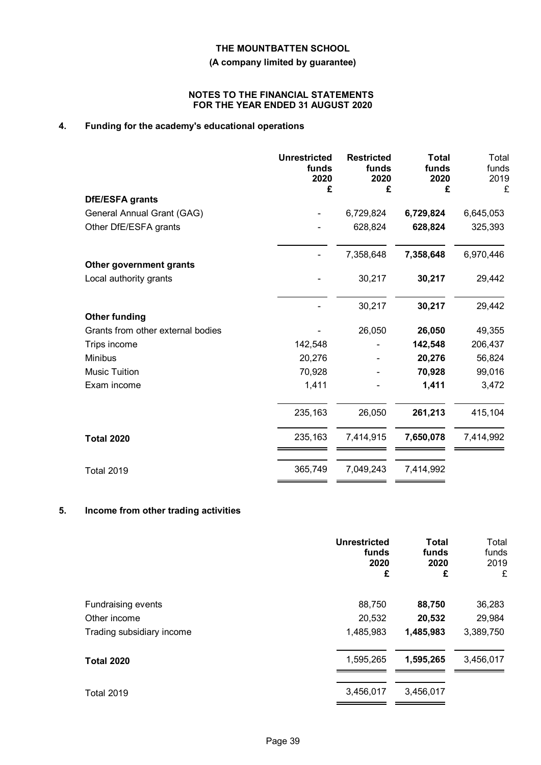**THE MOUNTBATTEN SCHOOL**

**(A company limited by guarantee)**

**NOTES TO THE FINANCIAL STATEMENTS FOR THE YEAR ENDED 31 AUGUST 2020**

## 4. Funding for the academy's educational operations

| | **Unrestricted funds 2020 £** | **Restricted funds 2020 £** | **Total funds 2020 £** | Total funds 2019 £ |
|---|---|---|---|---|
| **DfE/ESFA grants** | | | | |
| General Annual Grant (GAG) | - | 6,729,824 | **6,729,824** | 6,645,053 |
| Other DfE/ESFA grants | - | 628,824 | **628,824** | 325,393 |
| | - | 7,358,648 | **7,358,648** | 6,970,446 |
| **Other government grants** | | | | |
| Local authority grants | - | 30,217 | **30,217** | 29,442 |
| | - | 30,217 | **30,217** | 29,442 |
| **Other funding** | | | | |
| Grants from other external bodies | - | 26,050 | **26,050** | 49,355 |
| Trips income | 142,548 | - | **142,548** | 206,437 |
| Minibus | 20,276 | - | **20,276** | 56,824 |
| Music Tuition | 70,928 | - | **70,928** | 99,016 |
| Exam income | 1,411 | - | **1,411** | 3,472 |
| | 235,163 | 26,050 | **261,213** | 415,104 |
| **Total 2020** | 235,163 | 7,414,915 | **7,650,078** | 7,414,992 |
| Total 2019 | 365,749 | 7,049,243 | 7,414,992 | |

## 5. Income from other trading activities

| | **Unrestricted funds 2020 £** | **Total funds 2020 £** | Total funds 2019 £ |
|---|---|---|---|
| Fundraising events | 88,750 | **88,750** | 36,283 |
| Other income | 20,532 | **20,532** | 29,984 |
| Trading subsidiary income | 1,485,983 | **1,485,983** | 3,389,750 |
| **Total 2020** | 1,595,265 | **1,595,265** | 3,456,017 |
| Total 2019 | 3,456,017 | 3,456,017 | |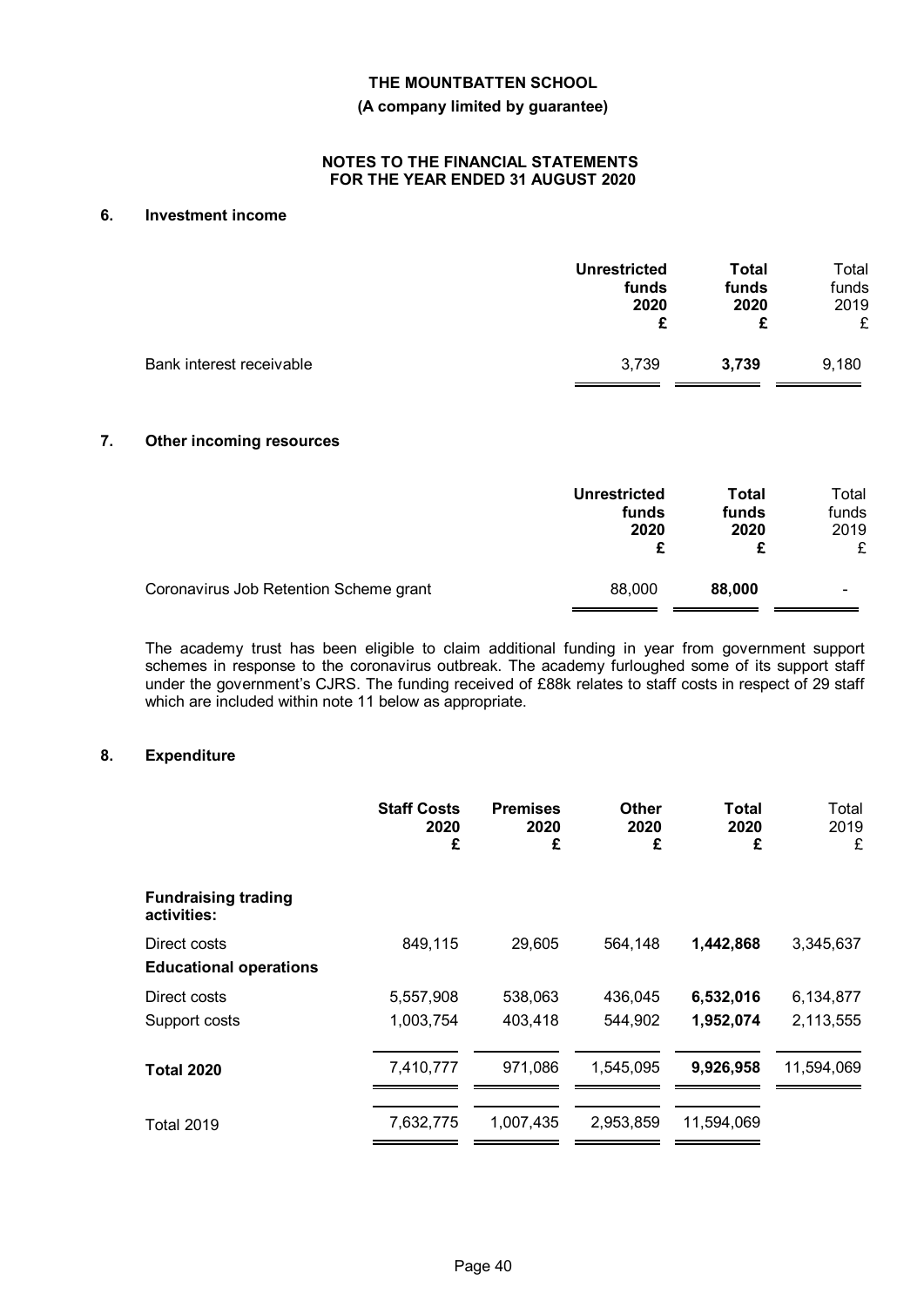# THE MOUNTBATTEN SCHOOL

**(A company limited by guarantee)**

**NOTES TO THE FINANCIAL STATEMENTS FOR THE YEAR ENDED 31 AUGUST 2020**

## 6. Investment income

| | Unrestricted funds 2020 £ | Total funds 2020 £ | Total funds 2019 £ |
|---|---|---|---|
| Bank interest receivable | 3,739 | **3,739** | 9,180 |

## 7. Other incoming resources

| | Unrestricted funds 2020 £ | Total funds 2020 £ | Total funds 2019 £ |
|---|---|---|---|
| Coronavirus Job Retention Scheme grant | 88,000 | **88,000** | - |

The academy trust has been eligible to claim additional funding in year from government support schemes in response to the coronavirus outbreak. The academy furloughed some of its support staff under the government's CJRS. The funding received of £88k relates to staff costs in respect of 29 staff which are included within note 11 below as appropriate.

## 8. Expenditure

| | Staff Costs 2020 £ | Premises 2020 £ | Other 2020 £ | Total 2020 £ | Total 2019 £ |
|---|---|---|---|---|---|
| **Fundraising trading activities:** | | | | | |
| Direct costs | 849,115 | 29,605 | 564,148 | **1,442,868** | 3,345,637 |
| **Educational operations** | | | | | |
| Direct costs | 5,557,908 | 538,063 | 436,045 | **6,532,016** | 6,134,877 |
| Support costs | 1,003,754 | 403,418 | 544,902 | **1,952,074** | 2,113,555 |
| **Total 2020** | 7,410,777 | 971,086 | 1,545,095 | **9,926,958** | 11,594,069 |
| Total 2019 | 7,632,775 | 1,007,435 | 2,953,859 | 11,594,069 | |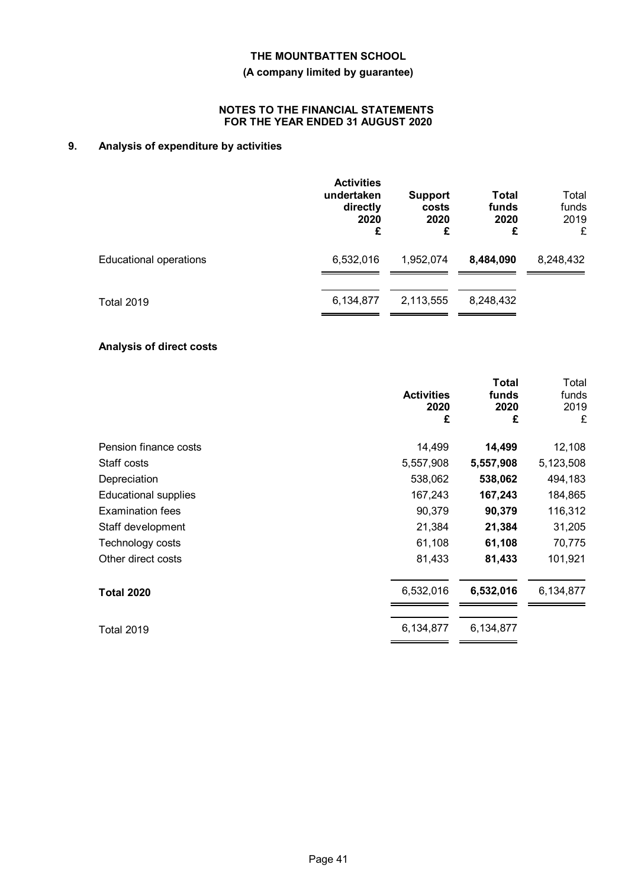**THE MOUNTBATTEN SCHOOL**

**(A company limited by guarantee)**

**NOTES TO THE FINANCIAL STATEMENTS FOR THE YEAR ENDED 31 AUGUST 2020**

## 9. Analysis of expenditure by activities

| | **Activities undertaken directly 2020 £** | **Support costs 2020 £** | **Total funds 2020 £** | Total funds 2019 £ |
|---|---|---|---|---|
| Educational operations | 6,532,016 | 1,952,074 | **8,484,090** | 8,248,432 |
| Total 2019 | 6,134,877 | 2,113,555 | 8,248,432 | |

### Analysis of direct costs

| | **Activities 2020 £** | **Total funds 2020 £** | Total funds 2019 £ |
|---|---|---|---|
| Pension finance costs | 14,499 | **14,499** | 12,108 |
| Staff costs | 5,557,908 | **5,557,908** | 5,123,508 |
| Depreciation | 538,062 | **538,062** | 494,183 |
| Educational supplies | 167,243 | **167,243** | 184,865 |
| Examination fees | 90,379 | **90,379** | 116,312 |
| Staff development | 21,384 | **21,384** | 31,205 |
| Technology costs | 61,108 | **61,108** | 70,775 |
| Other direct costs | 81,433 | **81,433** | 101,921 |
| **Total 2020** | 6,532,016 | **6,532,016** | 6,134,877 |
| Total 2019 | 6,134,877 | 6,134,877 | |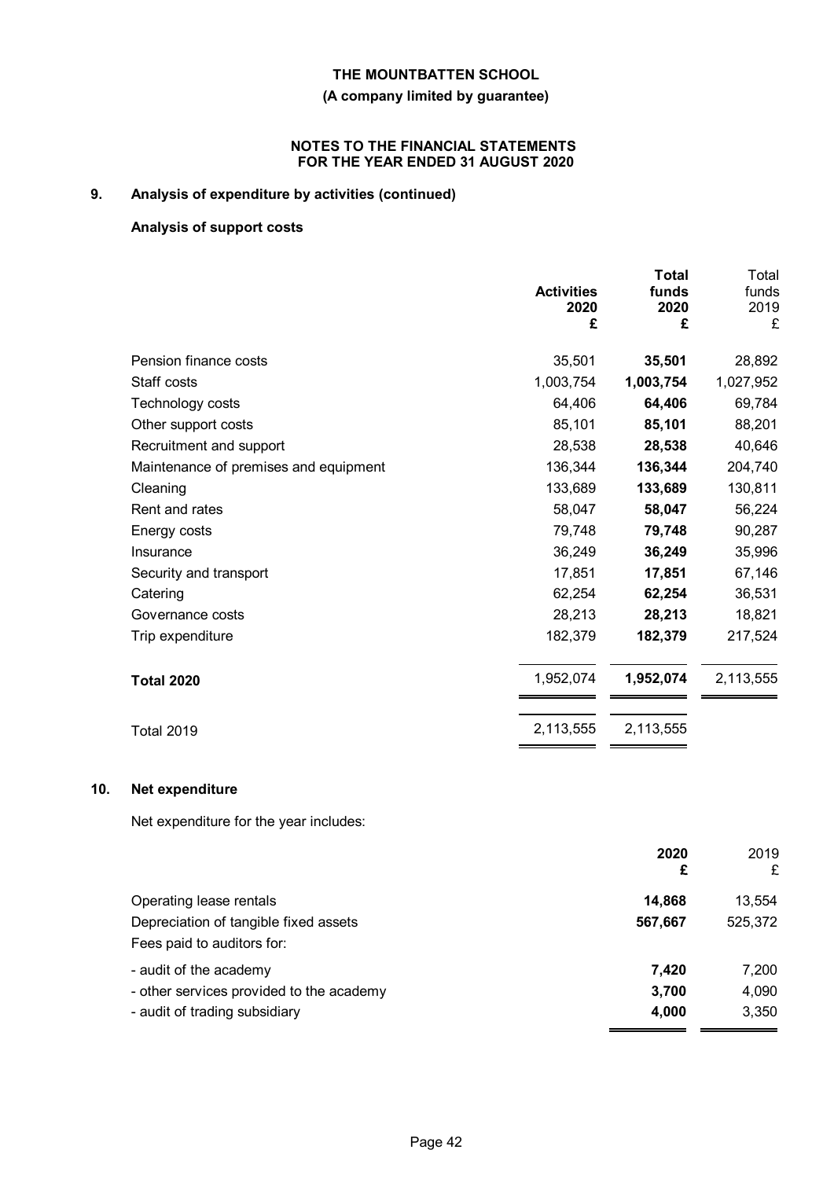**THE MOUNTBATTEN SCHOOL**

**(A company limited by guarantee)**

**NOTES TO THE FINANCIAL STATEMENTS FOR THE YEAR ENDED 31 AUGUST 2020**

## 9. Analysis of expenditure by activities (continued)

### Analysis of support costs

| | **Activities 2020 £** | **Total funds 2020 £** | Total funds 2019 £ |
|---|---|---|---|
| Pension finance costs | 35,501 | **35,501** | 28,892 |
| Staff costs | 1,003,754 | **1,003,754** | 1,027,952 |
| Technology costs | 64,406 | **64,406** | 69,784 |
| Other support costs | 85,101 | **85,101** | 88,201 |
| Recruitment and support | 28,538 | **28,538** | 40,646 |
| Maintenance of premises and equipment | 136,344 | **136,344** | 204,740 |
| Cleaning | 133,689 | **133,689** | 130,811 |
| Rent and rates | 58,047 | **58,047** | 56,224 |
| Energy costs | 79,748 | **79,748** | 90,287 |
| Insurance | 36,249 | **36,249** | 35,996 |
| Security and transport | 17,851 | **17,851** | 67,146 |
| Catering | 62,254 | **62,254** | 36,531 |
| Governance costs | 28,213 | **28,213** | 18,821 |
| Trip expenditure | 182,379 | **182,379** | 217,524 |
| **Total 2020** | 1,952,074 | **1,952,074** | 2,113,555 |
| Total 2019 | 2,113,555 | 2,113,555 | |

## 10. Net expenditure

Net expenditure for the year includes:

| | **2020 £** | 2019 £ |
|---|---|---|
| Operating lease rentals | **14,868** | 13,554 |
| Depreciation of tangible fixed assets | **567,667** | 525,372 |
| Fees paid to auditors for: | | |
| - audit of the academy | **7,420** | 7,200 |
| - other services provided to the academy | **3,700** | 4,090 |
| - audit of trading subsidiary | **4,000** | 3,350 |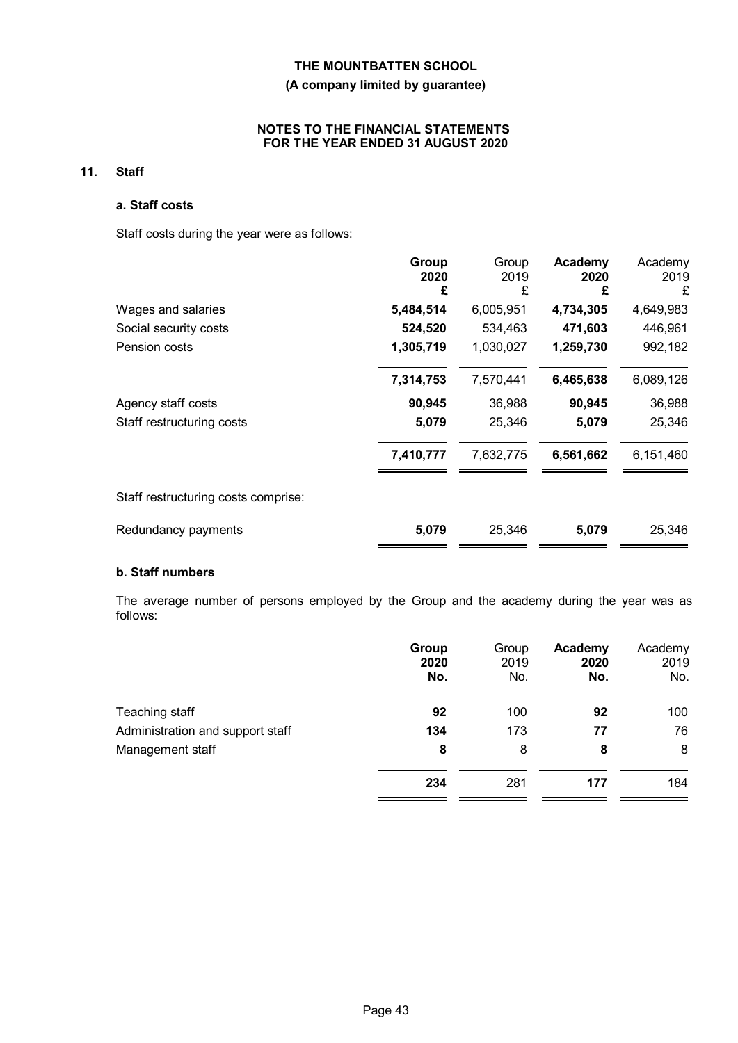**THE MOUNTBATTEN SCHOOL**

**(A company limited by guarantee)**

**NOTES TO THE FINANCIAL STATEMENTS FOR THE YEAR ENDED 31 AUGUST 2020**

## 11. Staff

### a. Staff costs

Staff costs during the year were as follows:

| | **Group 2020 £** | Group 2019 £ | **Academy 2020 £** | Academy 2019 £ |
|---|---|---|---|---|
| Wages and salaries | **5,484,514** | 6,005,951 | **4,734,305** | 4,649,983 |
| Social security costs | **524,520** | 534,463 | **471,603** | 446,961 |
| Pension costs | **1,305,719** | 1,030,027 | **1,259,730** | 992,182 |
| | **7,314,753** | 7,570,441 | **6,465,638** | 6,089,126 |
| Agency staff costs | **90,945** | 36,988 | **90,945** | 36,988 |
| Staff restructuring costs | **5,079** | 25,346 | **5,079** | 25,346 |
| | **7,410,777** | 7,632,775 | **6,561,662** | 6,151,460 |
| Staff restructuring costs comprise: | | | | |
| Redundancy payments | **5,079** | 25,346 | **5,079** | 25,346 |

### b. Staff numbers

The average number of persons employed by the Group and the academy during the year was as follows:

| | **Group 2020 No.** | Group 2019 No. | **Academy 2020 No.** | Academy 2019 No. |
|---|---|---|---|---|
| Teaching staff | **92** | 100 | **92** | 100 |
| Administration and support staff | **134** | 173 | **77** | 76 |
| Management staff | **8** | 8 | **8** | 8 |
| | **234** | 281 | **177** | 184 |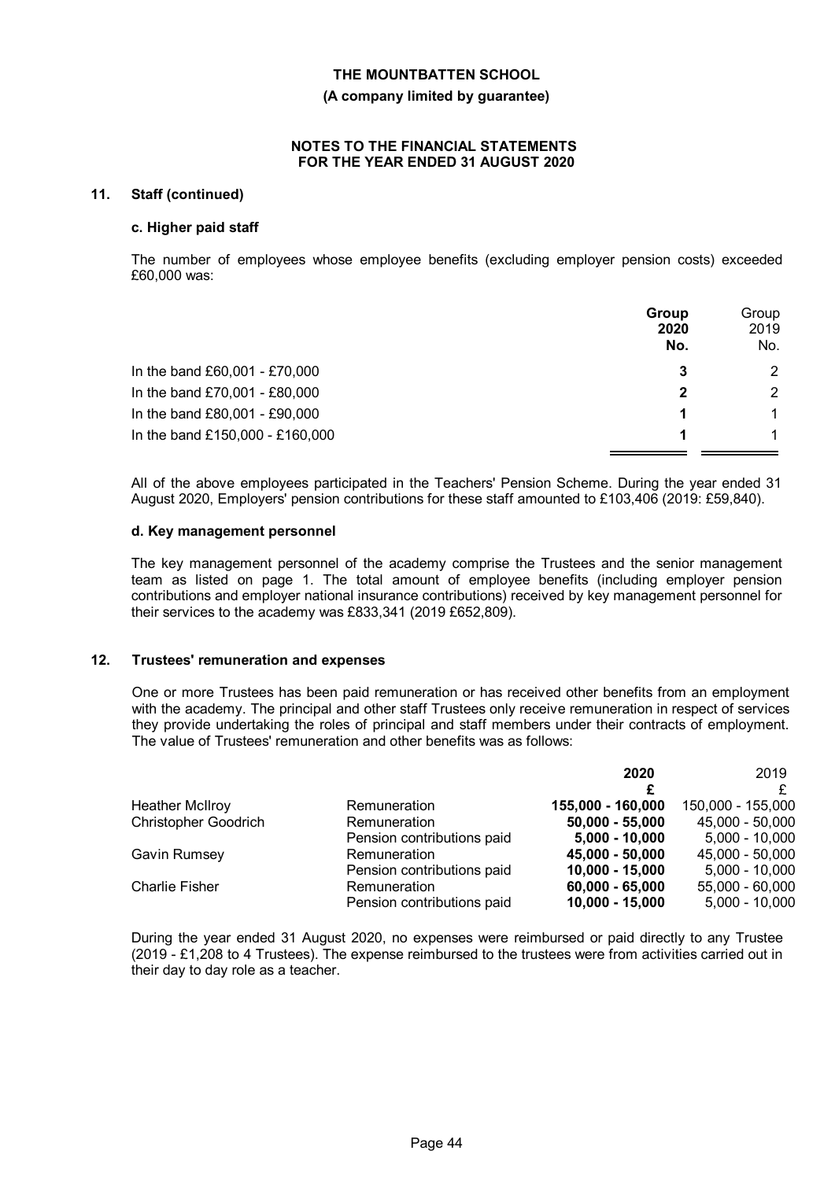# THE MOUNTBATTEN SCHOOL

**(A company limited by guarantee)**

**NOTES TO THE FINANCIAL STATEMENTS FOR THE YEAR ENDED 31 AUGUST 2020**

## 11. Staff (continued)

### c. Higher paid staff

The number of employees whose employee benefits (excluding employer pension costs) exceeded £60,000 was:

| | **Group 2020 No.** | Group 2019 No. |
|---|---|---|
| In the band £60,001 - £70,000 | **3** | 2 |
| In the band £70,001 - £80,000 | **2** | 2 |
| In the band £80,001 - £90,000 | **1** | 1 |
| In the band £150,000 - £160,000 | **1** | 1 |

All of the above employees participated in the Teachers' Pension Scheme. During the year ended 31 August 2020, Employers' pension contributions for these staff amounted to £103,406 (2019: £59,840).

### d. Key management personnel

The key management personnel of the academy comprise the Trustees and the senior management team as listed on page 1. The total amount of employee benefits (including employer pension contributions and employer national insurance contributions) received by key management personnel for their services to the academy was £833,341 (2019 £652,809).

## 12. Trustees' remuneration and expenses

One or more Trustees has been paid remuneration or has received other benefits from an employment with the academy. The principal and other staff Trustees only receive remuneration in respect of services they provide undertaking the roles of principal and staff members under their contracts of employment. The value of Trustees' remuneration and other benefits was as follows:

| | | **2020 £** | 2019 £ |
|---|---|---|---|
| Heather McIlroy | Remuneration | **155,000 - 160,000** | 150,000 - 155,000 |
| Christopher Goodrich | Remuneration | **50,000 - 55,000** | 45,000 - 50,000 |
| | Pension contributions paid | **5,000 - 10,000** | 5,000 - 10,000 |
| Gavin Rumsey | Remuneration | **45,000 - 50,000** | 45,000 - 50,000 |
| | Pension contributions paid | **10,000 - 15,000** | 5,000 - 10,000 |
| Charlie Fisher | Remuneration | **60,000 - 65,000** | 55,000 - 60,000 |
| | Pension contributions paid | **10,000 - 15,000** | 5,000 - 10,000 |

During the year ended 31 August 2020, no expenses were reimbursed or paid directly to any Trustee (2019 - £1,208 to 4 Trustees). The expense reimbursed to the trustees were from activities carried out in their day to day role as a teacher.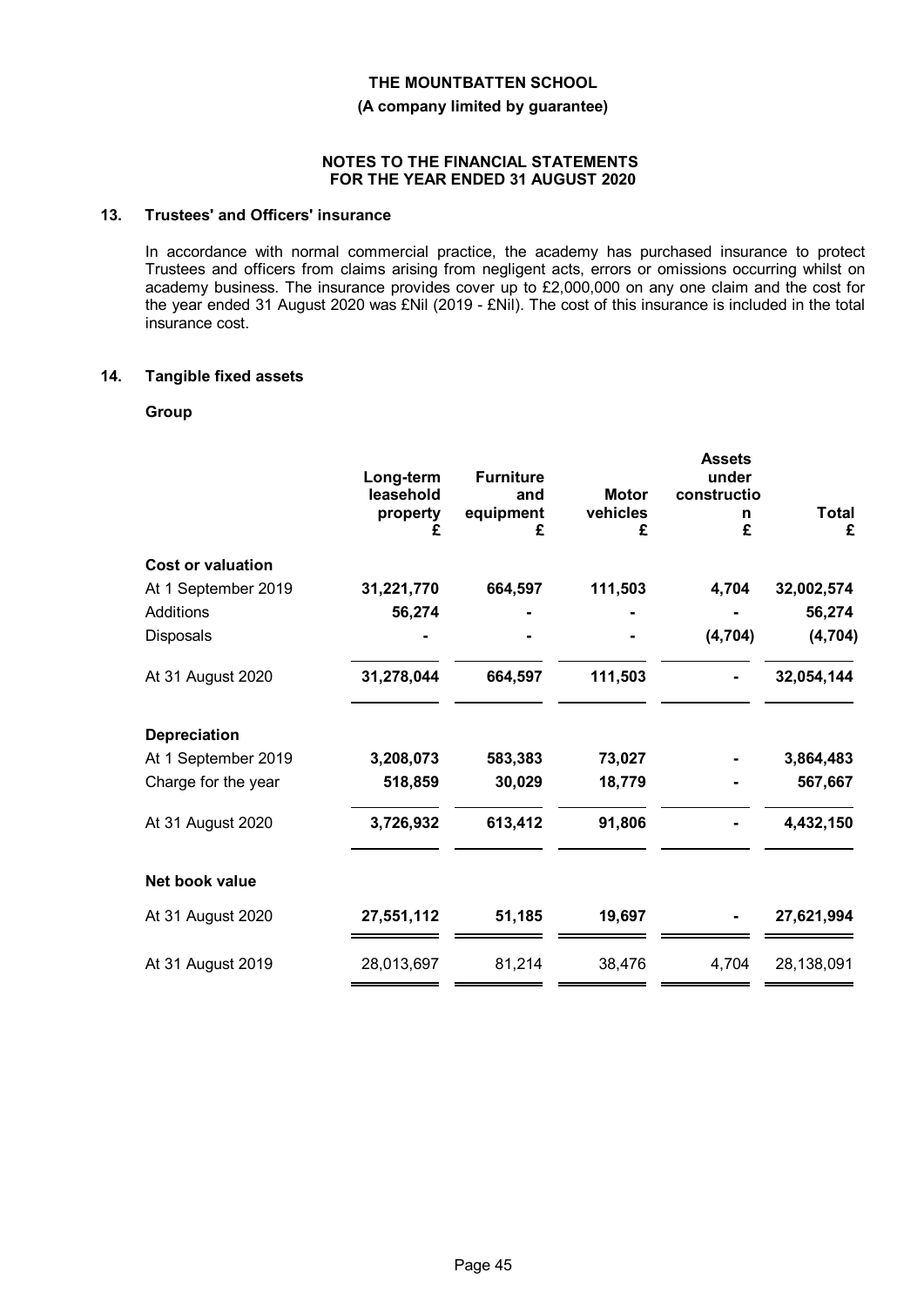## 13. Trustees' and Officers' insurance

In accordance with normal commercial practice, the academy has purchased insurance to protect Trustees and officers from claims arising from negligent acts, errors or omissions occurring whilst on academy business. The insurance provides cover up to £2,000,000 on any one claim and the cost for the year ended 31 August 2020 was £Nil (2019 - £Nil). The cost of this insurance is included in the total insurance cost.

## 14. Tangible fixed assets

### Group

| | Long-term leasehold property £ | Furniture and equipment £ | Motor vehicles £ | Assets under construction £ | Total £ |
|---|---|---|---|---|---|
| **Cost or valuation** | | | | | |
| At 1 September 2019 | **31,221,770** | **664,597** | **111,503** | **4,704** | **32,002,574** |
| Additions | **56,274** | **-** | **-** | **-** | **56,274** |
| Disposals | **-** | **-** | **-** | **(4,704)** | **(4,704)** |
| At 31 August 2020 | **31,278,044** | **664,597** | **111,503** | **-** | **32,054,144** |
| **Depreciation** | | | | | |
| At 1 September 2019 | **3,208,073** | **583,383** | **73,027** | **-** | **3,864,483** |
| Charge for the year | **518,859** | **30,029** | **18,779** | **-** | **567,667** |
| At 31 August 2020 | **3,726,932** | **613,412** | **91,806** | **-** | **4,432,150** |
| **Net book value** | | | | | |
| At 31 August 2020 | **27,551,112** | **51,185** | **19,697** | **-** | **27,621,994** |
| At 31 August 2019 | 28,013,697 | 81,214 | 38,476 | 4,704 | 28,138,091 |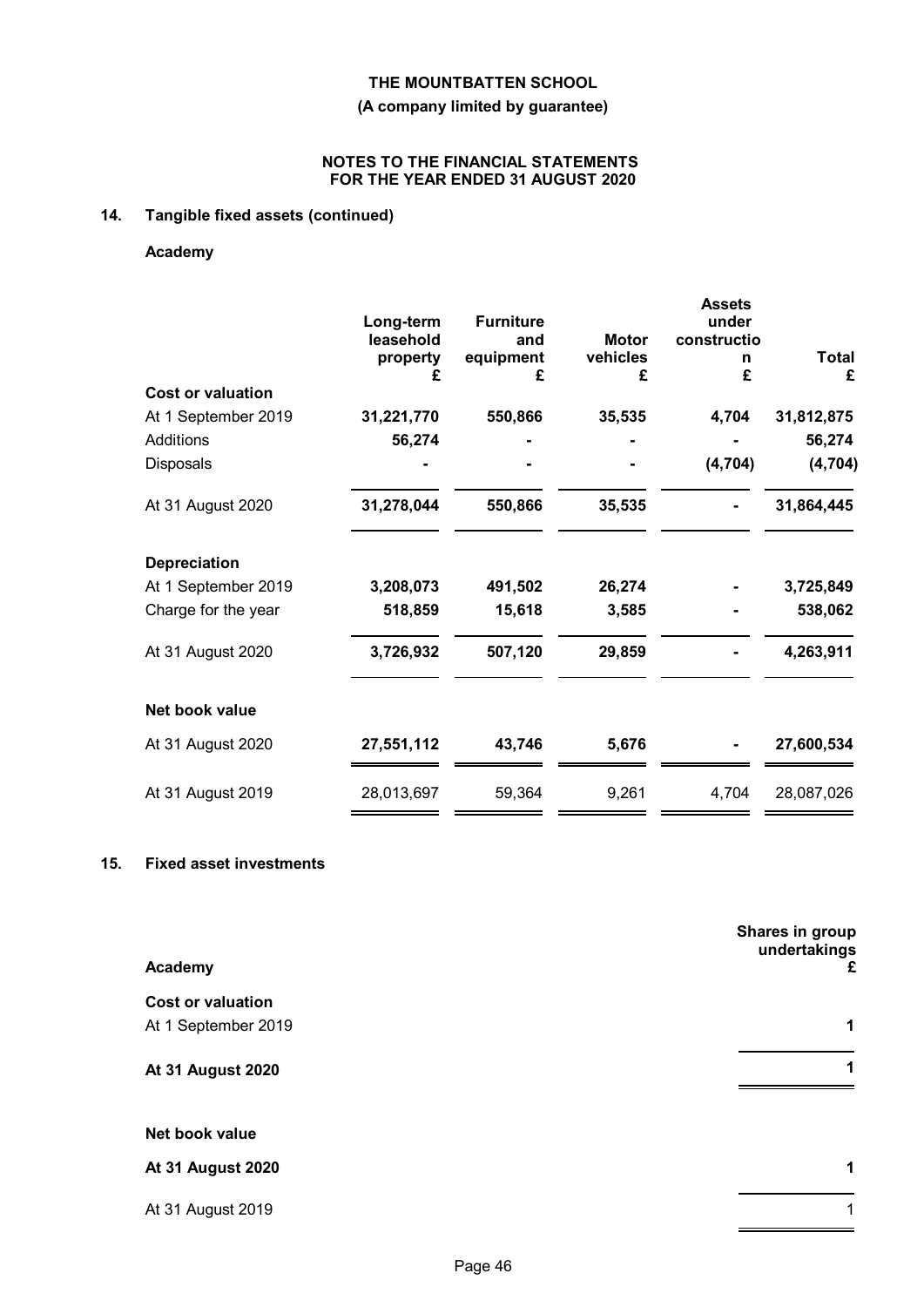**THE MOUNTBATTEN SCHOOL**

**(A company limited by guarantee)**

**NOTES TO THE FINANCIAL STATEMENTS FOR THE YEAR ENDED 31 AUGUST 2020**

## 14. Tangible fixed assets (continued)

### Academy

| | Long-term leasehold property £ | Furniture and equipment £ | Motor vehicles £ | Assets under construction £ | Total £ |
|---|---|---|---|---|---|
| **Cost or valuation** | | | | | |
| At 1 September 2019 | **31,221,770** | **550,866** | **35,535** | **4,704** | **31,812,875** |
| Additions | **56,274** | **-** | **-** | **-** | **56,274** |
| Disposals | **-** | **-** | **-** | **(4,704)** | **(4,704)** |
| At 31 August 2020 | **31,278,044** | **550,866** | **35,535** | **-** | **31,864,445** |
| **Depreciation** | | | | | |
| At 1 September 2019 | **3,208,073** | **491,502** | **26,274** | **-** | **3,725,849** |
| Charge for the year | **518,859** | **15,618** | **3,585** | **-** | **538,062** |
| At 31 August 2020 | **3,726,932** | **507,120** | **29,859** | **-** | **4,263,911** |
| **Net book value** | | | | | |
| At 31 August 2020 | **27,551,112** | **43,746** | **5,676** | **-** | **27,600,534** |
| At 31 August 2019 | 28,013,697 | 59,364 | 9,261 | 4,704 | 28,087,026 |

## 15. Fixed asset investments

| **Academy** | Shares in group undertakings £ |
|---|---|
| **Cost or valuation** | |
| At 1 September 2019 | **1** |
| **At 31 August 2020** | **1** |
| **Net book value** | |
| **At 31 August 2020** | **1** |
| At 31 August 2019 | 1 |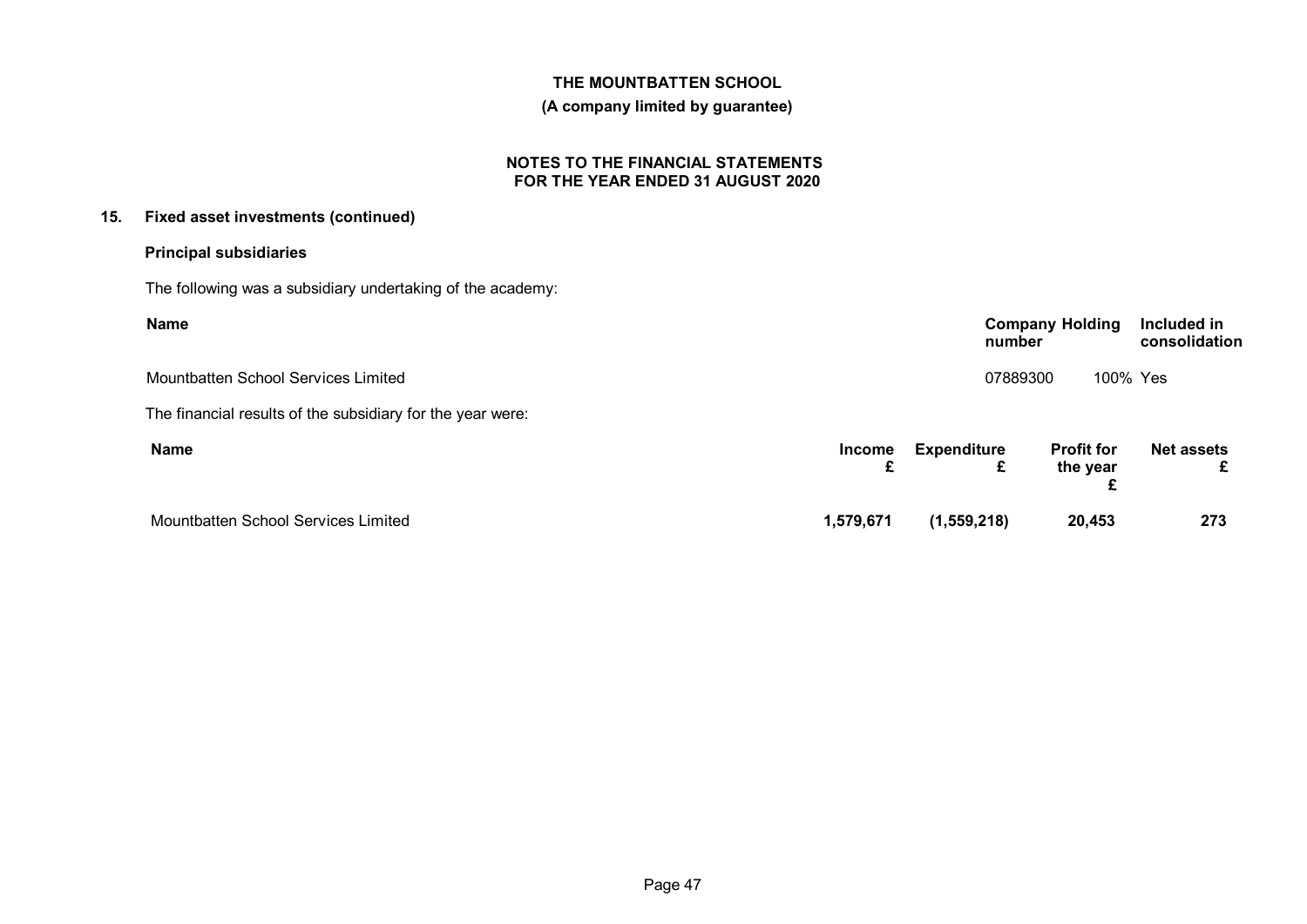## 15. Fixed asset investments (continued)

### Principal subsidiaries

The following was a subsidiary undertaking of the academy:

| Name | Company number | Holding | Included in consolidation |
|---|---|---|---|
| Mountbatten School Services Limited | 07889300 | 100% | Yes |

The financial results of the subsidiary for the year were:

| Name | Income £ | Expenditure £ | Profit for the year £ | Net assets £ |
|---|---|---|---|---|
| Mountbatten School Services Limited | **1,579,671** | **(1,559,218)** | **20,453** | **273** |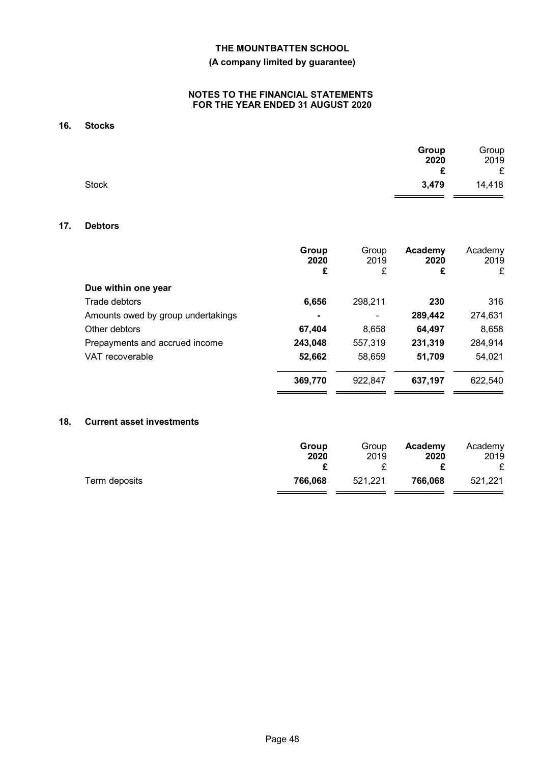**THE MOUNTBATTEN SCHOOL**

**(A company limited by guarantee)**

**NOTES TO THE FINANCIAL STATEMENTS FOR THE YEAR ENDED 31 AUGUST 2020**

## 16. Stocks

| | **Group 2020 £** | Group 2019 £ |
|---|---|---|
| Stock | **3,479** | 14,418 |

## 17. Debtors

| | **Group 2020 £** | Group 2019 £ | **Academy 2020 £** | Academy 2019 £ |
|---|---|---|---|---|
| **Due within one year** | | | | |
| Trade debtors | **6,656** | 298,211 | **230** | 316 |
| Amounts owed by group undertakings | **-** | - | **289,442** | 274,631 |
| Other debtors | **67,404** | 8,658 | **64,497** | 8,658 |
| Prepayments and accrued income | **243,048** | 557,319 | **231,319** | 284,914 |
| VAT recoverable | **52,662** | 58,659 | **51,709** | 54,021 |
| | **369,770** | 922,847 | **637,197** | 622,540 |

## 18. Current asset investments

| | **Group 2020 £** | Group 2019 £ | **Academy 2020 £** | Academy 2019 £ |
|---|---|---|---|---|
| Term deposits | **766,068** | 521,221 | **766,068** | 521,221 |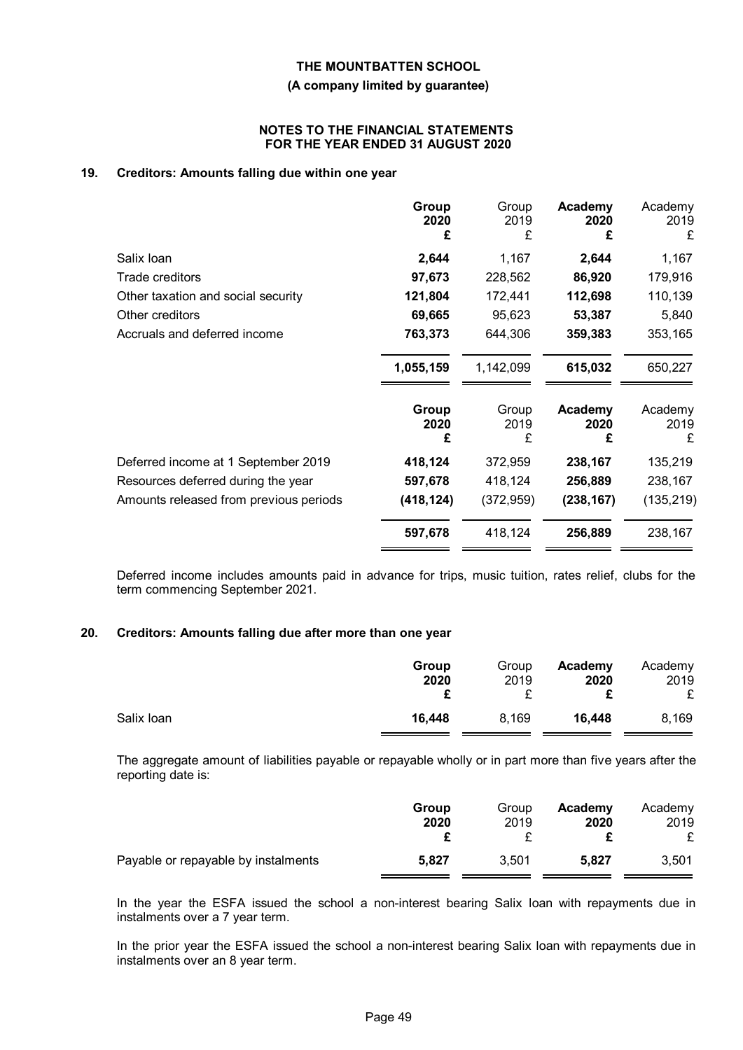# THE MOUNTBATTEN SCHOOL

**(A company limited by guarantee)**

**NOTES TO THE FINANCIAL STATEMENTS FOR THE YEAR ENDED 31 AUGUST 2020**

## 19. Creditors: Amounts falling due within one year

| | Group 2020 £ | Group 2019 £ | Academy 2020 £ | Academy 2019 £ |
|---|---|---|---|---|
| Salix loan | **2,644** | 1,167 | **2,644** | 1,167 |
| Trade creditors | **97,673** | 228,562 | **86,920** | 179,916 |
| Other taxation and social security | **121,804** | 172,441 | **112,698** | 110,139 |
| Other creditors | **69,665** | 95,623 | **53,387** | 5,840 |
| Accruals and deferred income | **763,373** | 644,306 | **359,383** | 353,165 |
| | **1,055,159** | 1,142,099 | **615,032** | 650,227 |

| | Group 2020 £ | Group 2019 £ | Academy 2020 £ | Academy 2019 £ |
|---|---|---|---|---|
| Deferred income at 1 September 2019 | **418,124** | 372,959 | **238,167** | 135,219 |
| Resources deferred during the year | **597,678** | 418,124 | **256,889** | 238,167 |
| Amounts released from previous periods | **(418,124)** | (372,959) | **(238,167)** | (135,219) |
| | **597,678** | 418,124 | **256,889** | 238,167 |

Deferred income includes amounts paid in advance for trips, music tuition, rates relief, clubs for the term commencing September 2021.

## 20. Creditors: Amounts falling due after more than one year

| | Group 2020 £ | Group 2019 £ | Academy 2020 £ | Academy 2019 £ |
|---|---|---|---|---|
| Salix loan | **16,448** | 8,169 | **16,448** | 8,169 |

The aggregate amount of liabilities payable or repayable wholly or in part more than five years after the reporting date is:

| | Group 2020 £ | Group 2019 £ | Academy 2020 £ | Academy 2019 £ |
|---|---|---|---|---|
| Payable or repayable by instalments | **5,827** | 3,501 | **5,827** | 3,501 |

In the year the ESFA issued the school a non-interest bearing Salix loan with repayments due in instalments over a 7 year term.

In the prior year the ESFA issued the school a non-interest bearing Salix loan with repayments due in instalments over an 8 year term.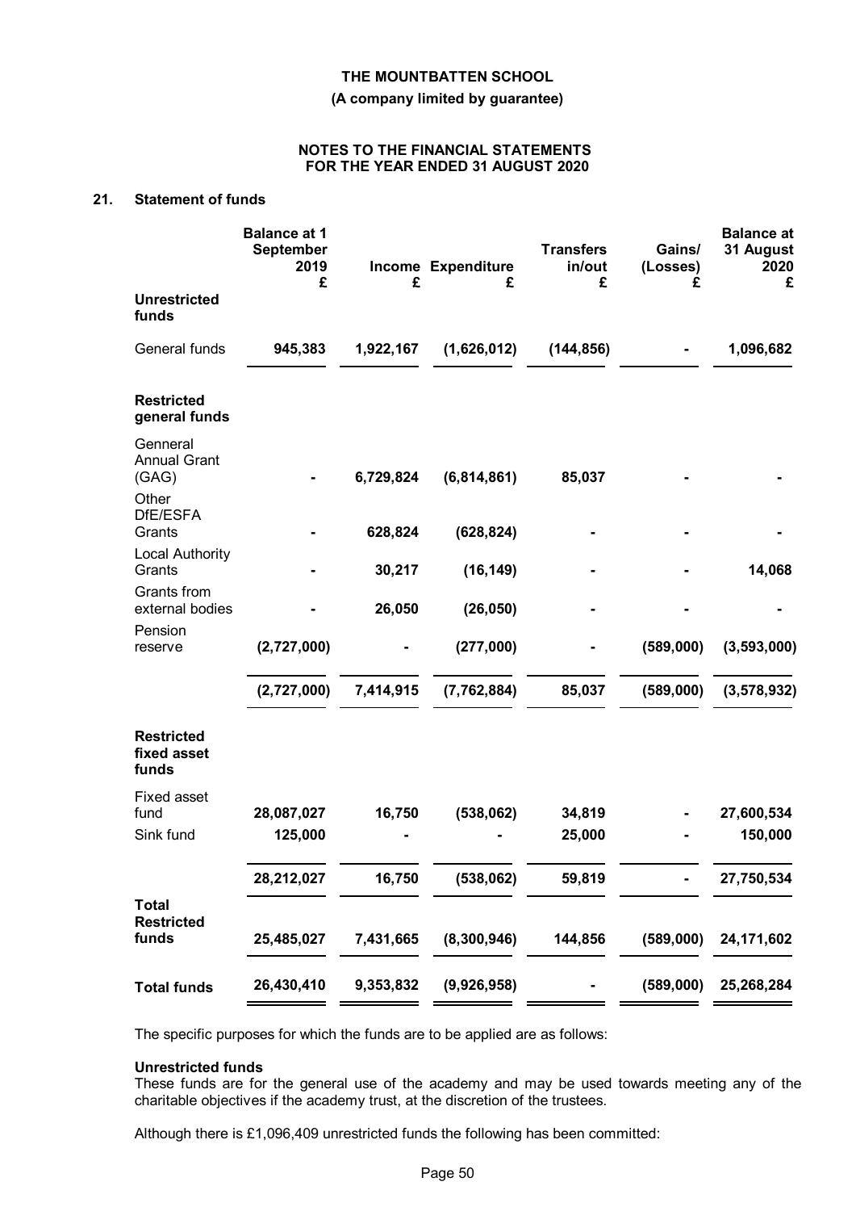**THE MOUNTBATTEN SCHOOL**

**(A company limited by guarantee)**

**NOTES TO THE FINANCIAL STATEMENTS FOR THE YEAR ENDED 31 AUGUST 2020**

## 21. Statement of funds

| | Balance at 1 September 2019 £ | Income £ | Expenditure £ | Transfers in/out £ | Gains/ (Losses) £ | Balance at 31 August 2020 £ |
|---|---|---|---|---|---|---|
| **Unrestricted funds** | | | | | | |
| General funds | **945,383** | **1,922,167** | **(1,626,012)** | **(144,856)** | **-** | **1,096,682** |
| **Restricted general funds** | | | | | | |
| Genneral Annual Grant (GAG) | - | 6,729,824 | (6,814,861) | 85,037 | - | - |
| Other DfE/ESFA Grants | - | 628,824 | (628,824) | - | - | - |
| Local Authority Grants | - | 30,217 | (16,149) | - | - | 14,068 |
| Grants from external bodies | - | 26,050 | (26,050) | - | - | - |
| Pension reserve | (2,727,000) | - | (277,000) | - | (589,000) | (3,593,000) |
| | (2,727,000) | 7,414,915 | (7,762,884) | 85,037 | (589,000) | (3,578,932) |
| **Restricted fixed asset funds** | | | | | | |
| Fixed asset fund | 28,087,027 | 16,750 | (538,062) | 34,819 | - | 27,600,534 |
| Sink fund | 125,000 | - | - | 25,000 | - | 150,000 |
| | 28,212,027 | 16,750 | (538,062) | 59,819 | - | 27,750,534 |
| **Total Restricted funds** | 25,485,027 | 7,431,665 | (8,300,946) | 144,856 | (589,000) | 24,171,602 |
| **Total funds** | 26,430,410 | 9,353,832 | (9,926,958) | - | (589,000) | 25,268,284 |

The specific purposes for which the funds are to be applied are as follows:

**Unrestricted funds**

These funds are for the general use of the academy and may be used towards meeting any of the charitable objectives if the academy trust, at the discretion of the trustees.

Although there is £1,096,409 unrestricted funds the following has been committed: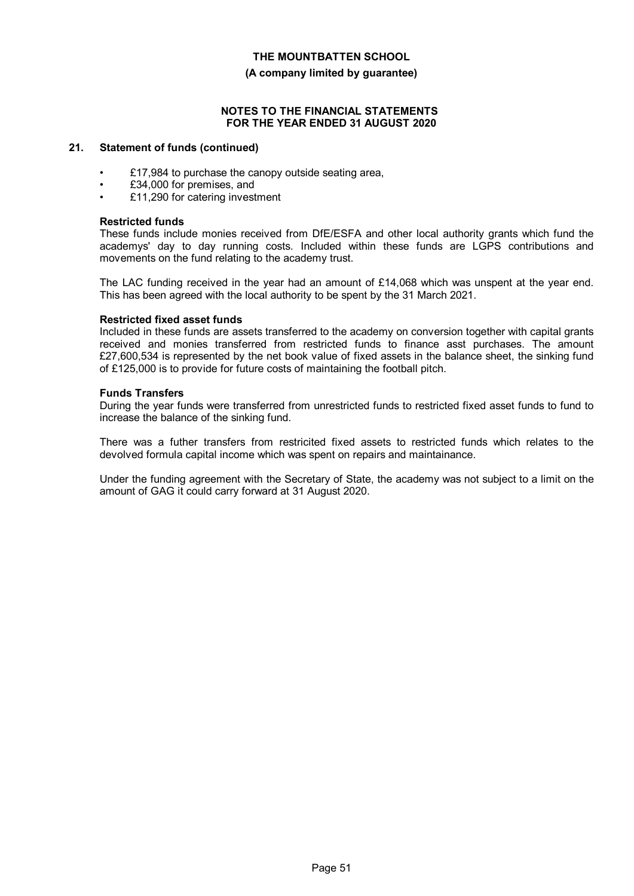## 21. Statement of funds (continued)

- £17,984 to purchase the canopy outside seating area,
- £34,000 for premises, and
- £11,290 for catering investment

**Restricted funds**

These funds include monies received from DfE/ESFA and other local authority grants which fund the academys' day to day running costs. Included within these funds are LGPS contributions and movements on the fund relating to the academy trust.

The LAC funding received in the year had an amount of £14,068 which was unspent at the year end. This has been agreed with the local authority to be spent by the 31 March 2021.

**Restricted fixed asset funds**

Included in these funds are assets transferred to the academy on conversion together with capital grants received and monies transferred from restricted funds to finance asst purchases. The amount £27,600,534 is represented by the net book value of fixed assets in the balance sheet, the sinking fund of £125,000 is to provide for future costs of maintaining the football pitch.

**Funds Transfers**

During the year funds were transferred from unrestricted funds to restricted fixed asset funds to fund to increase the balance of the sinking fund.

There was a futher transfers from restricicted fixed assets to restricted funds which relates to the devolved formula capital income which was spent on repairs and maintainance.

Under the funding agreement with the Secretary of State, the academy was not subject to a limit on the amount of GAG it could carry forward at 31 August 2020.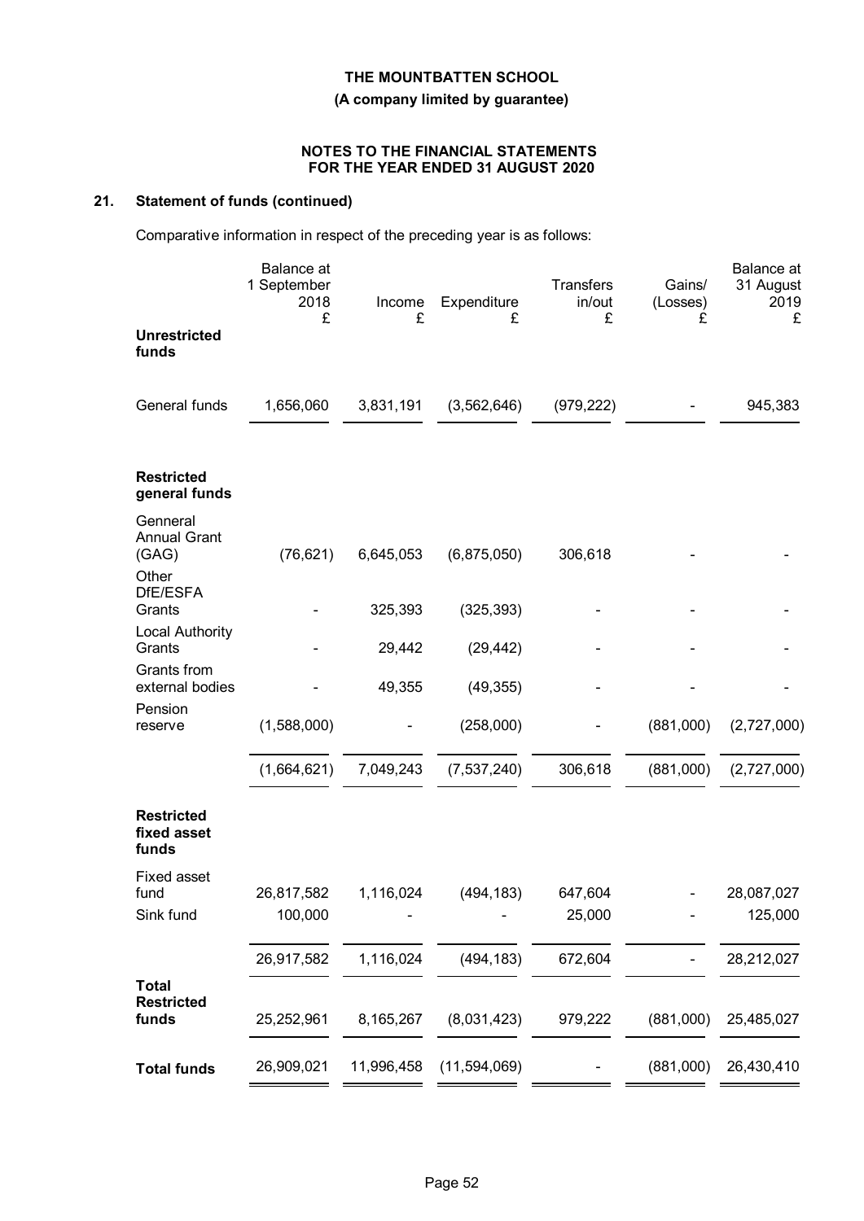**THE MOUNTBATTEN SCHOOL**

**(A company limited by guarantee)**

**NOTES TO THE FINANCIAL STATEMENTS FOR THE YEAR ENDED 31 AUGUST 2020**

## 21. Statement of funds (continued)

Comparative information in respect of the preceding year is as follows:

| | Balance at 1 September 2018 £ | Income £ | Expenditure £ | Transfers in/out £ | Gains/ (Losses) £ | Balance at 31 August 2019 £ |
|---|---|---|---|---|---|---|
| **Unrestricted funds** | | | | | | |
| General funds | 1,656,060 | 3,831,191 | (3,562,646) | (979,222) | - | 945,383 |
| **Restricted general funds** | | | | | | |
| Gennеral Annual Grant (GAG) | (76,621) | 6,645,053 | (6,875,050) | 306,618 | - | - |
| Other DfE/ESFA Grants | - | 325,393 | (325,393) | - | - | - |
| Local Authority Grants | - | 29,442 | (29,442) | - | - | - |
| Grants from external bodies | - | 49,355 | (49,355) | - | - | - |
| Pension reserve | (1,588,000) | - | (258,000) | - | (881,000) | (2,727,000) |
| | (1,664,621) | 7,049,243 | (7,537,240) | 306,618 | (881,000) | (2,727,000) |
| **Restricted fixed asset funds** | | | | | | |
| Fixed asset fund | 26,817,582 | 1,116,024 | (494,183) | 647,604 | - | 28,087,027 |
| Sink fund | 100,000 | - | - | 25,000 | - | 125,000 |
| | 26,917,582 | 1,116,024 | (494,183) | 672,604 | - | 28,212,027 |
| **Total Restricted funds** | 25,252,961 | 8,165,267 | (8,031,423) | 979,222 | (881,000) | 25,485,027 |
| **Total funds** | 26,909,021 | 11,996,458 | (11,594,069) | - | (881,000) | 26,430,410 |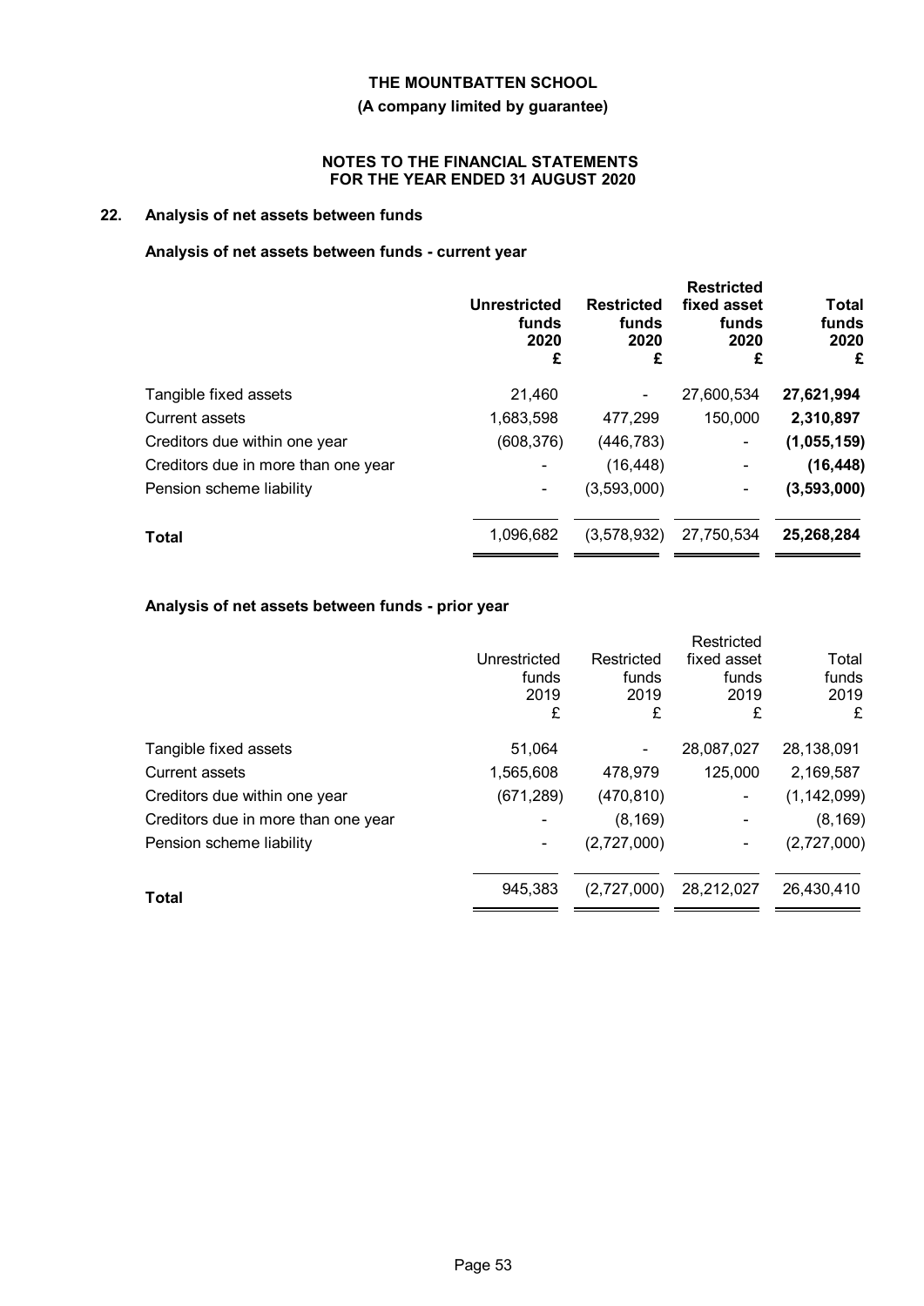## 22. Analysis of net assets between funds

### Analysis of net assets between funds - current year

| | Unrestricted funds 2020 £ | Restricted funds 2020 £ | Restricted fixed asset funds 2020 £ | Total funds 2020 £ |
|---|---|---|---|---|
| Tangible fixed assets | 21,460 | - | 27,600,534 | **27,621,994** |
| Current assets | 1,683,598 | 477,299 | 150,000 | **2,310,897** |
| Creditors due within one year | (608,376) | (446,783) | - | **(1,055,159)** |
| Creditors due in more than one year | - | (16,448) | - | **(16,448)** |
| Pension scheme liability | - | (3,593,000) | - | **(3,593,000)** |
| **Total** | 1,096,682 | (3,578,932) | 27,750,534 | **25,268,284** |

### Analysis of net assets between funds - prior year

| | Unrestricted funds 2019 £ | Restricted funds 2019 £ | Restricted fixed asset funds 2019 £ | Total funds 2019 £ |
|---|---|---|---|---|
| Tangible fixed assets | 51,064 | - | 28,087,027 | 28,138,091 |
| Current assets | 1,565,608 | 478,979 | 125,000 | 2,169,587 |
| Creditors due within one year | (671,289) | (470,810) | - | (1,142,099) |
| Creditors due in more than one year | - | (8,169) | - | (8,169) |
| Pension scheme liability | - | (2,727,000) | - | (2,727,000) |
| **Total** | 945,383 | (2,727,000) | 28,212,027 | 26,430,410 |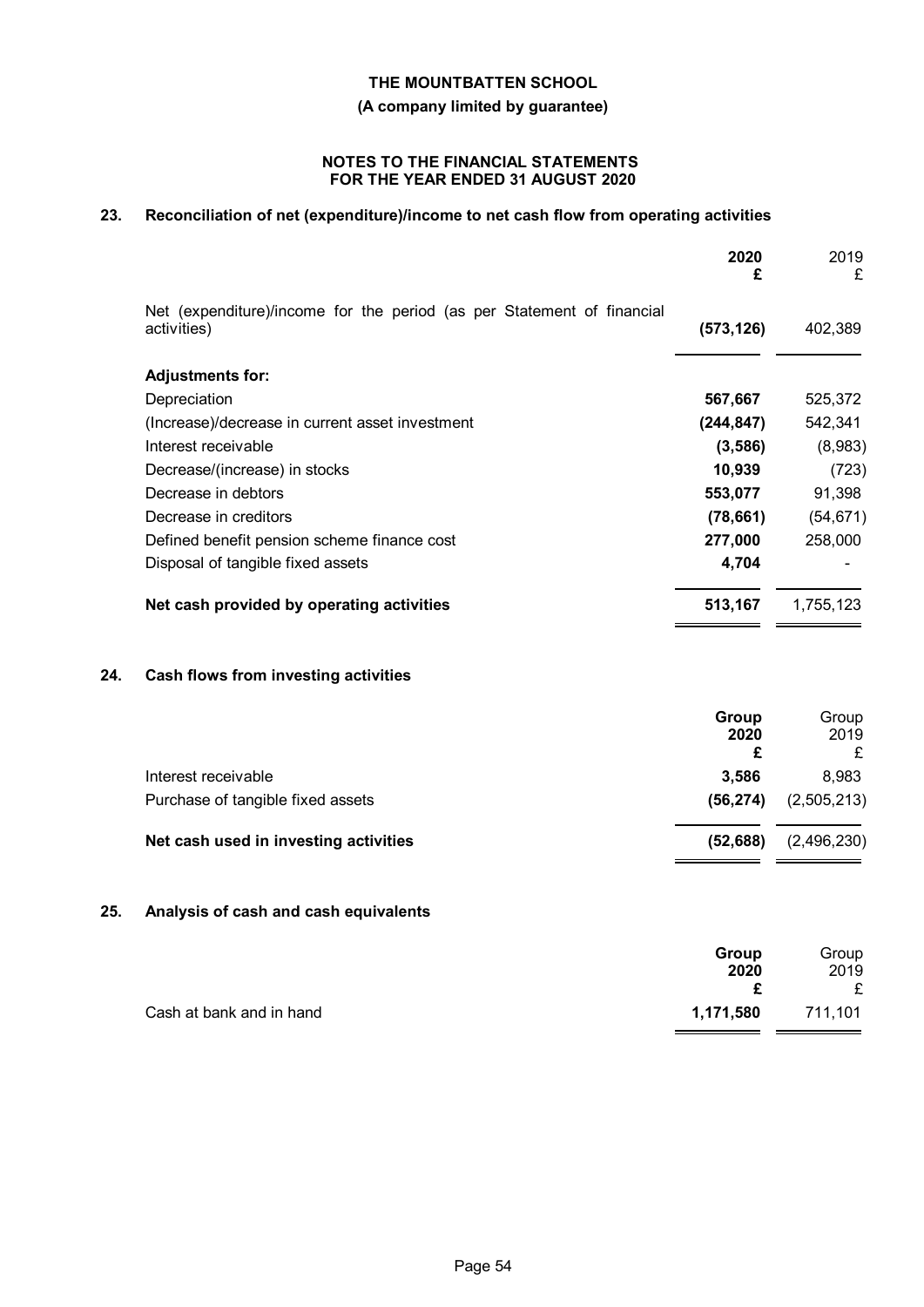**THE MOUNTBATTEN SCHOOL**

**(A company limited by guarantee)**

**NOTES TO THE FINANCIAL STATEMENTS FOR THE YEAR ENDED 31 AUGUST 2020**

## 23. Reconciliation of net (expenditure)/income to net cash flow from operating activities

| | **2020 £** | 2019 £ |
|---|---|---|
| Net (expenditure)/income for the period (as per Statement of financial activities) | **(573,126)** | 402,389 |
| **Adjustments for:** | | |
| Depreciation | **567,667** | 525,372 |
| (Increase)/decrease in current asset investment | **(244,847)** | 542,341 |
| Interest receivable | **(3,586)** | (8,983) |
| Decrease/(increase) in stocks | **10,939** | (723) |
| Decrease in debtors | **553,077** | 91,398 |
| Decrease in creditors | **(78,661)** | (54,671) |
| Defined benefit pension scheme finance cost | **277,000** | 258,000 |
| Disposal of tangible fixed assets | **4,704** | - |
| **Net cash provided by operating activities** | **513,167** | 1,755,123 |

## 24. Cash flows from investing activities

| | **Group 2020 £** | Group 2019 £ |
|---|---|---|
| Interest receivable | **3,586** | 8,983 |
| Purchase of tangible fixed assets | **(56,274)** | (2,505,213) |
| **Net cash used in investing activities** | **(52,688)** | (2,496,230) |

## 25. Analysis of cash and cash equivalents

| | **Group 2020 £** | Group 2019 £ |
|---|---|---|
| Cash at bank and in hand | **1,171,580** | 711,101 |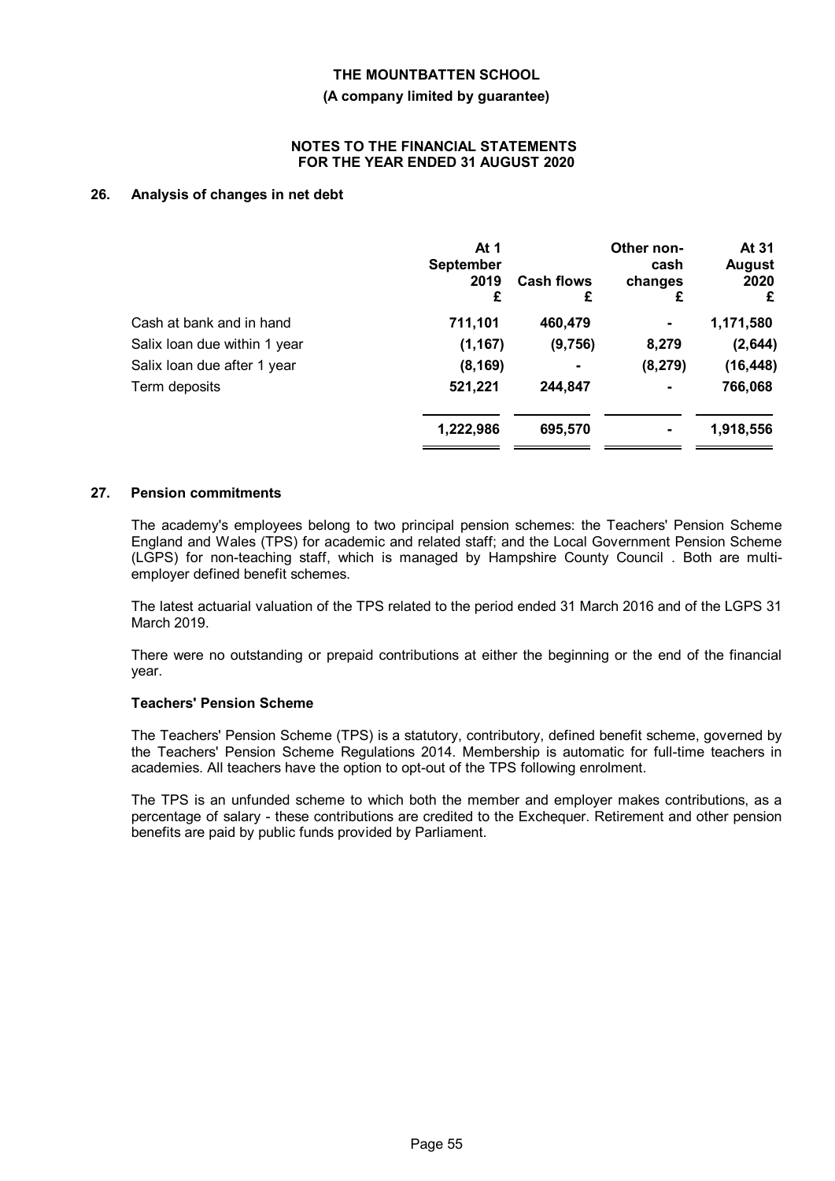**THE MOUNTBATTEN SCHOOL**

**(A company limited by guarantee)**

**NOTES TO THE FINANCIAL STATEMENTS FOR THE YEAR ENDED 31 AUGUST 2020**

## 26. Analysis of changes in net debt

| | At 1 September 2019 £ | Cash flows £ | Other non-cash changes £ | At 31 August 2020 £ |
|---|---|---|---|---|
| Cash at bank and in hand | 711,101 | 460,479 | - | 1,171,580 |
| Salix loan due within 1 year | (1,167) | (9,756) | 8,279 | (2,644) |
| Salix loan due after 1 year | (8,169) | - | (8,279) | (16,448) |
| Term deposits | 521,221 | 244,847 | - | 766,068 |
| | **1,222,986** | **695,570** | **-** | **1,918,556** |

## 27. Pension commitments

The academy's employees belong to two principal pension schemes: the Teachers' Pension Scheme England and Wales (TPS) for academic and related staff; and the Local Government Pension Scheme (LGPS) for non-teaching staff, which is managed by Hampshire County Council . Both are multi-employer defined benefit schemes.

The latest actuarial valuation of the TPS related to the period ended 31 March 2016 and of the LGPS 31 March 2019.

There were no outstanding or prepaid contributions at either the beginning or the end of the financial year.

### Teachers' Pension Scheme

The Teachers' Pension Scheme (TPS) is a statutory, contributory, defined benefit scheme, governed by the Teachers' Pension Scheme Regulations 2014. Membership is automatic for full-time teachers in academies. All teachers have the option to opt-out of the TPS following enrolment.

The TPS is an unfunded scheme to which both the member and employer makes contributions, as a percentage of salary - these contributions are credited to the Exchequer. Retirement and other pension benefits are paid by public funds provided by Parliament.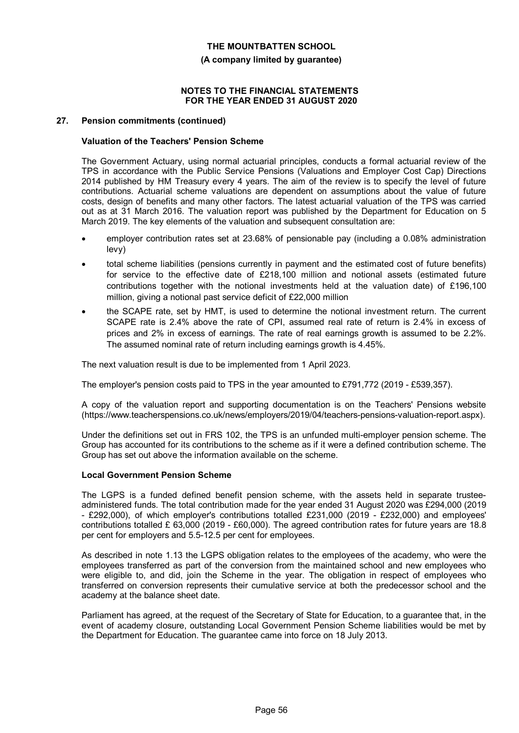# THE MOUNTBATTEN SCHOOL

**(A company limited by guarantee)**

**NOTES TO THE FINANCIAL STATEMENTS FOR THE YEAR ENDED 31 AUGUST 2020**

## 27. Pension commitments (continued)

### Valuation of the Teachers' Pension Scheme

The Government Actuary, using normal actuarial principles, conducts a formal actuarial review of the TPS in accordance with the Public Service Pensions (Valuations and Employer Cost Cap) Directions 2014 published by HM Treasury every 4 years. The aim of the review is to specify the level of future contributions. Actuarial scheme valuations are dependent on assumptions about the value of future costs, design of benefits and many other factors. The latest actuarial valuation of the TPS was carried out as at 31 March 2016. The valuation report was published by the Department for Education on 5 March 2019. The key elements of the valuation and subsequent consultation are:

- employer contribution rates set at 23.68% of pensionable pay (including a 0.08% administration levy)
- total scheme liabilities (pensions currently in payment and the estimated cost of future benefits) for service to the effective date of £218,100 million and notional assets (estimated future contributions together with the notional investments held at the valuation date) of £196,100 million, giving a notional past service deficit of £22,000 million
- the SCAPE rate, set by HMT, is used to determine the notional investment return. The current SCAPE rate is 2.4% above the rate of CPI, assumed real rate of return is 2.4% in excess of prices and 2% in excess of earnings. The rate of real earnings growth is assumed to be 2.2%. The assumed nominal rate of return including earnings growth is 4.45%.

The next valuation result is due to be implemented from 1 April 2023.

The employer's pension costs paid to TPS in the year amounted to £791,772 (2019 - £539,357).

A copy of the valuation report and supporting documentation is on the Teachers' Pensions website (https://www.teacherspensions.co.uk/news/employers/2019/04/teachers-pensions-valuation-report.aspx).

Under the definitions set out in FRS 102, the TPS is an unfunded multi-employer pension scheme. The Group has accounted for its contributions to the scheme as if it were a defined contribution scheme. The Group has set out above the information available on the scheme.

### Local Government Pension Scheme

The LGPS is a funded defined benefit pension scheme, with the assets held in separate trustee-administered funds. The total contribution made for the year ended 31 August 2020 was £294,000 (2019 - £292,000), of which employer's contributions totalled £231,000 (2019 - £232,000) and employees' contributions totalled £ 63,000 (2019 - £60,000). The agreed contribution rates for future years are 18.8 per cent for employers and 5.5-12.5 per cent for employees.

As described in note 1.13 the LGPS obligation relates to the employees of the academy, who were the employees transferred as part of the conversion from the maintained school and new employees who were eligible to, and did, join the Scheme in the year. The obligation in respect of employees who transferred on conversion represents their cumulative service at both the predecessor school and the academy at the balance sheet date.

Parliament has agreed, at the request of the Secretary of State for Education, to a guarantee that, in the event of academy closure, outstanding Local Government Pension Scheme liabilities would be met by the Department for Education. The guarantee came into force on 18 July 2013.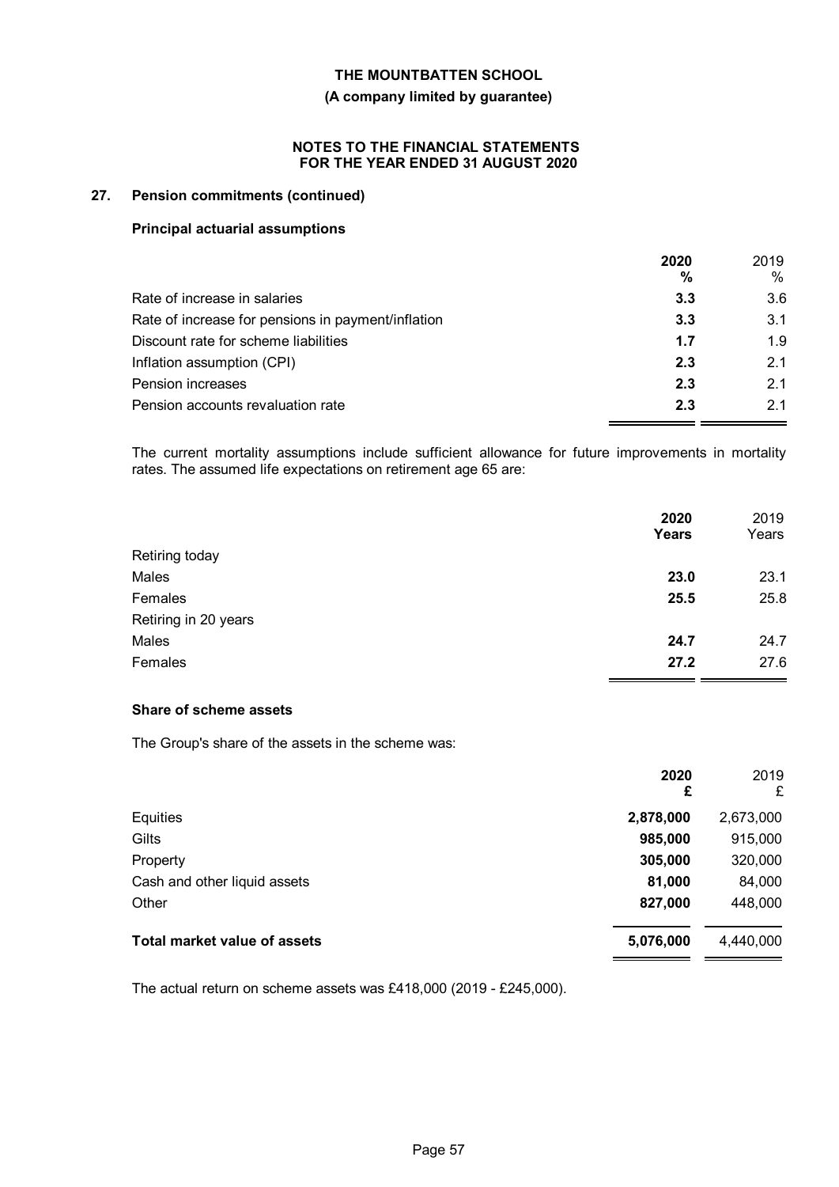## 27. Pension commitments (continued)

### Principal actuarial assumptions

| | 2020 % | 2019 % |
|---|---|---|
| Rate of increase in salaries | **3.3** | 3.6 |
| Rate of increase for pensions in payment/inflation | **3.3** | 3.1 |
| Discount rate for scheme liabilities | **1.7** | 1.9 |
| Inflation assumption (CPI) | **2.3** | 2.1 |
| Pension increases | **2.3** | 2.1 |
| Pension accounts revaluation rate | **2.3** | 2.1 |

The current mortality assumptions include sufficient allowance for future improvements in mortality rates. The assumed life expectations on retirement age 65 are:

| | 2020 Years | 2019 Years |
|---|---|---|
| Retiring today | | |
| Males | **23.0** | 23.1 |
| Females | **25.5** | 25.8 |
| Retiring in 20 years | | |
| Males | **24.7** | 24.7 |
| Females | **27.2** | 27.6 |

### Share of scheme assets

The Group's share of the assets in the scheme was:

| | 2020 £ | 2019 £ |
|---|---|---|
| Equities | **2,878,000** | 2,673,000 |
| Gilts | **985,000** | 915,000 |
| Property | **305,000** | 320,000 |
| Cash and other liquid assets | **81,000** | 84,000 |
| Other | **827,000** | 448,000 |
| **Total market value of assets** | **5,076,000** | 4,440,000 |

The actual return on scheme assets was £418,000 (2019 - £245,000).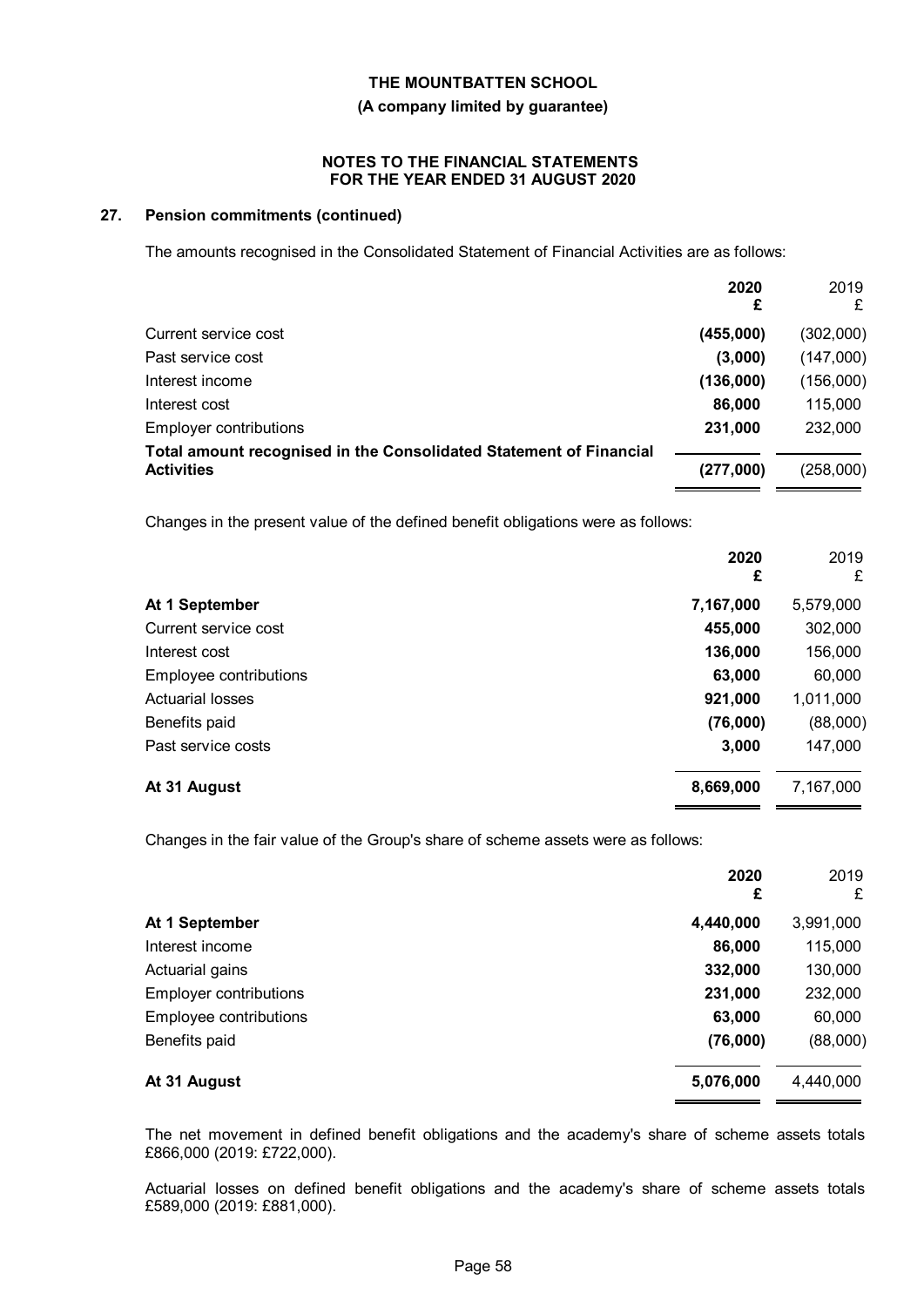**THE MOUNTBATTEN SCHOOL**

**(A company limited by guarantee)**

**NOTES TO THE FINANCIAL STATEMENTS FOR THE YEAR ENDED 31 AUGUST 2020**

## 27. Pension commitments (continued)

The amounts recognised in the Consolidated Statement of Financial Activities are as follows:

| | 2020 £ | 2019 £ |
|---|---|---|
| Current service cost | (455,000) | (302,000) |
| Past service cost | (3,000) | (147,000) |
| Interest income | (136,000) | (156,000) |
| Interest cost | 86,000 | 115,000 |
| Employer contributions | 231,000 | 232,000 |
| **Total amount recognised in the Consolidated Statement of Financial Activities** | **(277,000)** | (258,000) |

Changes in the present value of the defined benefit obligations were as follows:

| | 2020 £ | 2019 £ |
|---|---|---|
| **At 1 September** | **7,167,000** | 5,579,000 |
| Current service cost | 455,000 | 302,000 |
| Interest cost | 136,000 | 156,000 |
| Employee contributions | 63,000 | 60,000 |
| Actuarial losses | 921,000 | 1,011,000 |
| Benefits paid | (76,000) | (88,000) |
| Past service costs | 3,000 | 147,000 |
| **At 31 August** | **8,669,000** | 7,167,000 |

Changes in the fair value of the Group's share of scheme assets were as follows:

| | 2020 £ | 2019 £ |
|---|---|---|
| **At 1 September** | **4,440,000** | 3,991,000 |
| Interest income | 86,000 | 115,000 |
| Actuarial gains | 332,000 | 130,000 |
| Employer contributions | 231,000 | 232,000 |
| Employee contributions | 63,000 | 60,000 |
| Benefits paid | (76,000) | (88,000) |
| **At 31 August** | **5,076,000** | 4,440,000 |

The net movement in defined benefit obligations and the academy's share of scheme assets totals £866,000 (2019: £722,000).

Actuarial losses on defined benefit obligations and the academy's share of scheme assets totals £589,000 (2019: £881,000).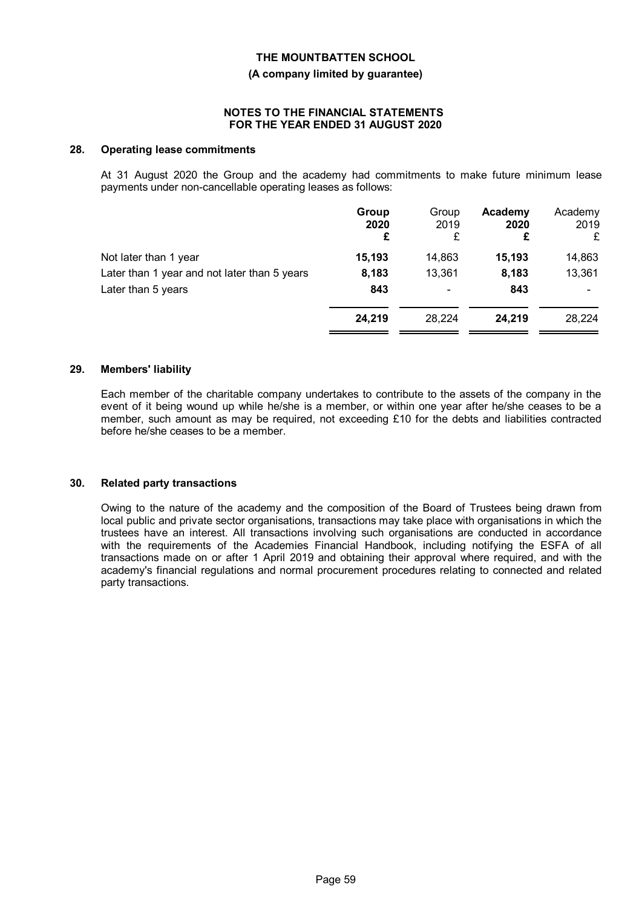## 28. Operating lease commitments

At 31 August 2020 the Group and the academy had commitments to make future minimum lease payments under non-cancellable operating leases as follows:

| | **Group 2020 £** | Group 2019 £ | **Academy 2020 £** | Academy 2019 £ |
|---|---|---|---|---|
| Not later than 1 year | **15,193** | 14,863 | **15,193** | 14,863 |
| Later than 1 year and not later than 5 years | **8,183** | 13,361 | **8,183** | 13,361 |
| Later than 5 years | **843** | - | **843** | - |
| | **24,219** | 28,224 | **24,219** | 28,224 |

## 29. Members' liability

Each member of the charitable company undertakes to contribute to the assets of the company in the event of it being wound up while he/she is a member, or within one year after he/she ceases to be a member, such amount as may be required, not exceeding £10 for the debts and liabilities contracted before he/she ceases to be a member.

## 30. Related party transactions

Owing to the nature of the academy and the composition of the Board of Trustees being drawn from local public and private sector organisations, transactions may take place with organisations in which the trustees have an interest. All transactions involving such organisations are conducted in accordance with the requirements of the Academies Financial Handbook, including notifying the ESFA of all transactions made on or after 1 April 2019 and obtaining their approval where required, and with the academy's financial regulations and normal procurement procedures relating to connected and related party transactions.